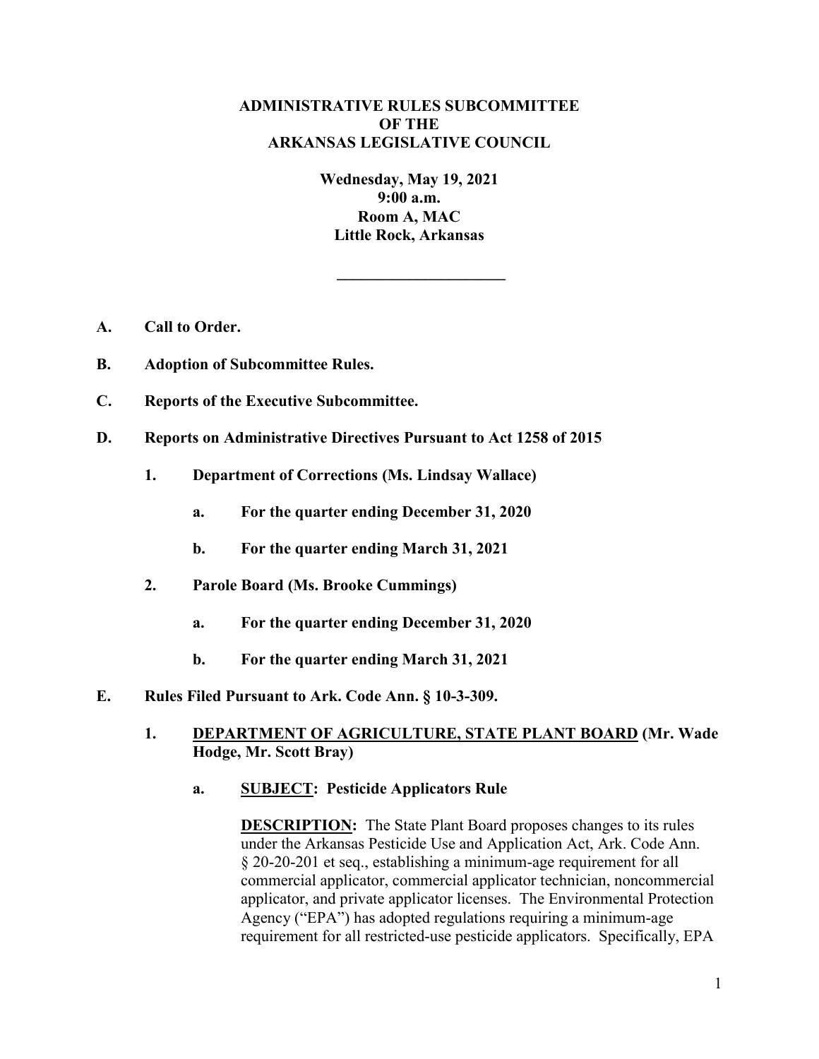# ADMINISTRATIVE RULES SUBCOMMITTEE OF THE ARKANSAS LEGISLATIVE COUNCIL

**Wednesday, May 19, 2021**
**9:00 a.m.**
**Room A, MAC**
**Little Rock, Arkansas**

---

**A. Call to Order.**

**B. Adoption of Subcommittee Rules.**

**C. Reports of the Executive Subcommittee.**

**D. Reports on Administrative Directives Pursuant to Act 1258 of 2015**

**1. Department of Corrections (Ms. Lindsay Wallace)**

**a. For the quarter ending December 31, 2020**

**b. For the quarter ending March 31, 2021**

**2. Parole Board (Ms. Brooke Cummings)**

**a. For the quarter ending December 31, 2020**

**b. For the quarter ending March 31, 2021**

**E. Rules Filed Pursuant to Ark. Code Ann. § 10-3-309.**

**1. DEPARTMENT OF AGRICULTURE, STATE PLANT BOARD (Mr. Wade Hodge, Mr. Scott Bray)**

**a. SUBJECT: Pesticide Applicators Rule**

**DESCRIPTION:** The State Plant Board proposes changes to its rules under the Arkansas Pesticide Use and Application Act, Ark. Code Ann. § 20-20-201 et seq., establishing a minimum-age requirement for all commercial applicator, commercial applicator technician, noncommercial applicator, and private applicator licenses. The Environmental Protection Agency ("EPA") has adopted regulations requiring a minimum-age requirement for all restricted-use pesticide applicators. Specifically, EPA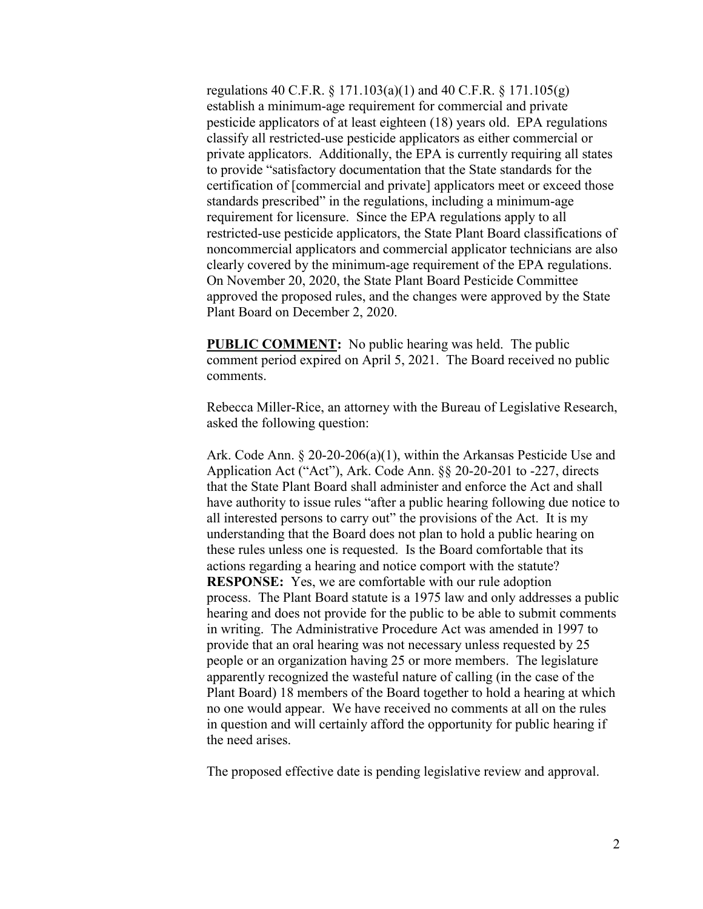regulations 40 C.F.R. § 171.103(a)(1) and 40 C.F.R. § 171.105(g) establish a minimum-age requirement for commercial and private pesticide applicators of at least eighteen (18) years old. EPA regulations classify all restricted-use pesticide applicators as either commercial or private applicators. Additionally, the EPA is currently requiring all states to provide "satisfactory documentation that the State standards for the certification of [commercial and private] applicators meet or exceed those standards prescribed" in the regulations, including a minimum-age requirement for licensure. Since the EPA regulations apply to all restricted-use pesticide applicators, the State Plant Board classifications of noncommercial applicators and commercial applicator technicians are also clearly covered by the minimum-age requirement of the EPA regulations. On November 20, 2020, the State Plant Board Pesticide Committee approved the proposed rules, and the changes were approved by the State Plant Board on December 2, 2020.

**PUBLIC COMMENT:** No public hearing was held. The public comment period expired on April 5, 2021. The Board received no public comments.

Rebecca Miller-Rice, an attorney with the Bureau of Legislative Research, asked the following question:

Ark. Code Ann. § 20-20-206(a)(1), within the Arkansas Pesticide Use and Application Act ("Act"), Ark. Code Ann. §§ 20-20-201 to -227, directs that the State Plant Board shall administer and enforce the Act and shall have authority to issue rules "after a public hearing following due notice to all interested persons to carry out" the provisions of the Act. It is my understanding that the Board does not plan to hold a public hearing on these rules unless one is requested. Is the Board comfortable that its actions regarding a hearing and notice comport with the statute?
**RESPONSE:** Yes, we are comfortable with our rule adoption process. The Plant Board statute is a 1975 law and only addresses a public hearing and does not provide for the public to be able to submit comments in writing. The Administrative Procedure Act was amended in 1997 to provide that an oral hearing was not necessary unless requested by 25 people or an organization having 25 or more members. The legislature apparently recognized the wasteful nature of calling (in the case of the Plant Board) 18 members of the Board together to hold a hearing at which no one would appear. We have received no comments at all on the rules in question and will certainly afford the opportunity for public hearing if the need arises.

The proposed effective date is pending legislative review and approval.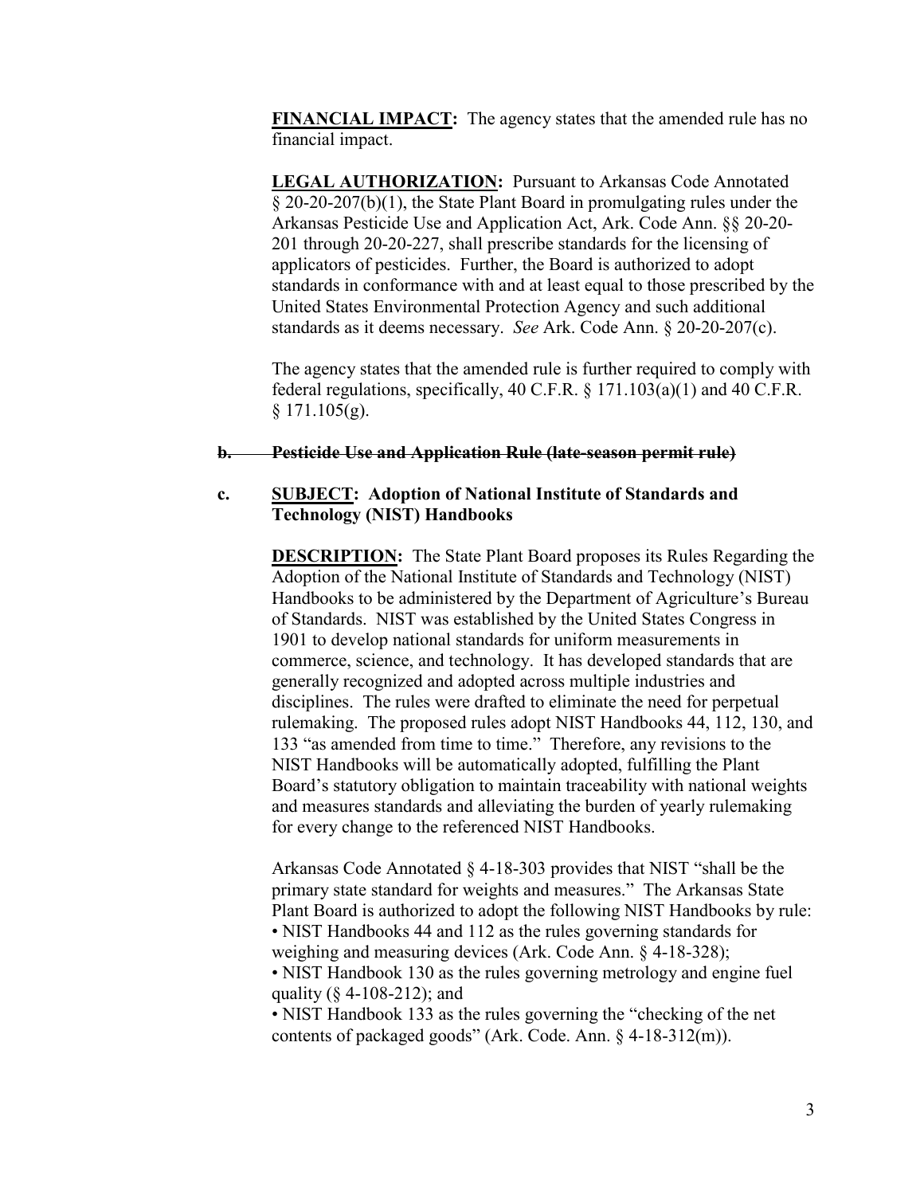**FINANCIAL IMPACT:** The agency states that the amended rule has no financial impact.

**LEGAL AUTHORIZATION:** Pursuant to Arkansas Code Annotated § 20-20-207(b)(1), the State Plant Board in promulgating rules under the Arkansas Pesticide Use and Application Act, Ark. Code Ann. §§ 20-20-201 through 20-20-227, shall prescribe standards for the licensing of applicators of pesticides. Further, the Board is authorized to adopt standards in conformance with and at least equal to those prescribed by the United States Environmental Protection Agency and such additional standards as it deems necessary. *See* Ark. Code Ann. § 20-20-207(c).

The agency states that the amended rule is further required to comply with federal regulations, specifically, 40 C.F.R. § 171.103(a)(1) and 40 C.F.R. § 171.105(g).

**~~b. Pesticide Use and Application Rule (late-season permit rule)~~**

**c. SUBJECT: Adoption of National Institute of Standards and Technology (NIST) Handbooks**

**DESCRIPTION:** The State Plant Board proposes its Rules Regarding the Adoption of the National Institute of Standards and Technology (NIST) Handbooks to be administered by the Department of Agriculture's Bureau of Standards. NIST was established by the United States Congress in 1901 to develop national standards for uniform measurements in commerce, science, and technology. It has developed standards that are generally recognized and adopted across multiple industries and disciplines. The rules were drafted to eliminate the need for perpetual rulemaking. The proposed rules adopt NIST Handbooks 44, 112, 130, and 133 "as amended from time to time." Therefore, any revisions to the NIST Handbooks will be automatically adopted, fulfilling the Plant Board's statutory obligation to maintain traceability with national weights and measures standards and alleviating the burden of yearly rulemaking for every change to the referenced NIST Handbooks.

Arkansas Code Annotated § 4-18-303 provides that NIST "shall be the primary state standard for weights and measures." The Arkansas State Plant Board is authorized to adopt the following NIST Handbooks by rule:

- NIST Handbooks 44 and 112 as the rules governing standards for weighing and measuring devices (Ark. Code Ann. § 4-18-328);
- NIST Handbook 130 as the rules governing metrology and engine fuel quality (§ 4-108-212); and
- NIST Handbook 133 as the rules governing the "checking of the net contents of packaged goods" (Ark. Code. Ann. § 4-18-312(m)).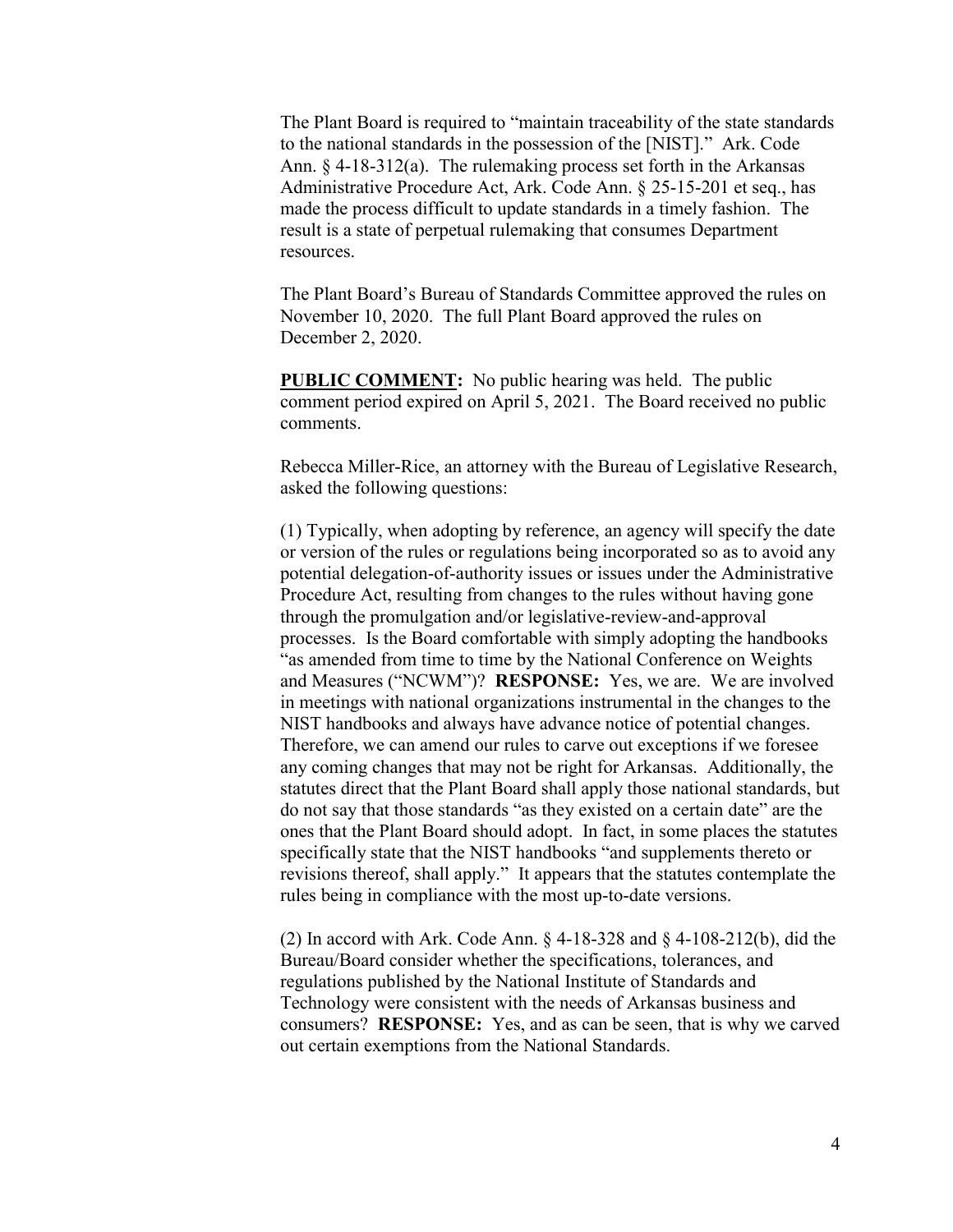The Plant Board is required to "maintain traceability of the state standards to the national standards in the possession of the [NIST]." Ark. Code Ann. § 4-18-312(a). The rulemaking process set forth in the Arkansas Administrative Procedure Act, Ark. Code Ann. § 25-15-201 et seq., has made the process difficult to update standards in a timely fashion. The result is a state of perpetual rulemaking that consumes Department resources.

The Plant Board's Bureau of Standards Committee approved the rules on November 10, 2020. The full Plant Board approved the rules on December 2, 2020.

**PUBLIC COMMENT:** No public hearing was held. The public comment period expired on April 5, 2021. The Board received no public comments.

Rebecca Miller-Rice, an attorney with the Bureau of Legislative Research, asked the following questions:

(1) Typically, when adopting by reference, an agency will specify the date or version of the rules or regulations being incorporated so as to avoid any potential delegation-of-authority issues or issues under the Administrative Procedure Act, resulting from changes to the rules without having gone through the promulgation and/or legislative-review-and-approval processes. Is the Board comfortable with simply adopting the handbooks "as amended from time to time by the National Conference on Weights and Measures ("NCWM")? **RESPONSE:** Yes, we are. We are involved in meetings with national organizations instrumental in the changes to the NIST handbooks and always have advance notice of potential changes. Therefore, we can amend our rules to carve out exceptions if we foresee any coming changes that may not be right for Arkansas. Additionally, the statutes direct that the Plant Board shall apply those national standards, but do not say that those standards "as they existed on a certain date" are the ones that the Plant Board should adopt. In fact, in some places the statutes specifically state that the NIST handbooks "and supplements thereto or revisions thereof, shall apply." It appears that the statutes contemplate the rules being in compliance with the most up-to-date versions.

(2) In accord with Ark. Code Ann. § 4-18-328 and § 4-108-212(b), did the Bureau/Board consider whether the specifications, tolerances, and regulations published by the National Institute of Standards and Technology were consistent with the needs of Arkansas business and consumers? **RESPONSE:** Yes, and as can be seen, that is why we carved out certain exemptions from the National Standards.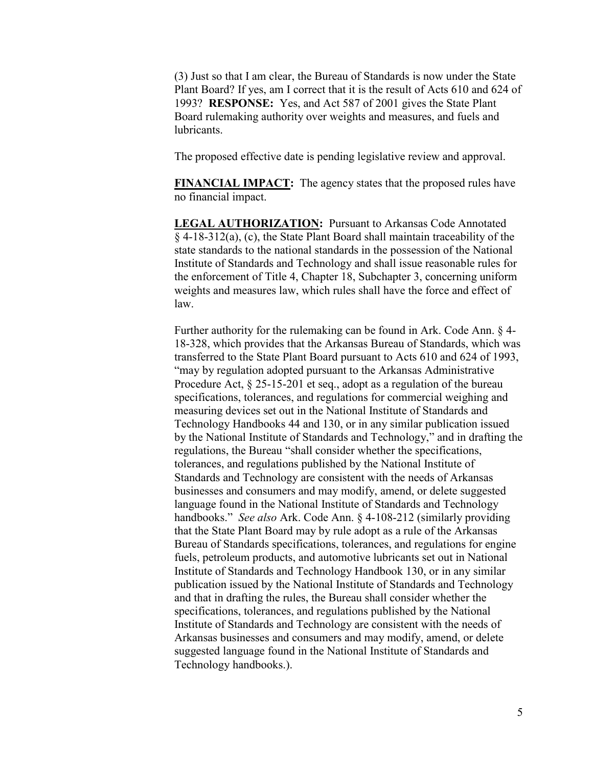(3) Just so that I am clear, the Bureau of Standards is now under the State Plant Board? If yes, am I correct that it is the result of Acts 610 and 624 of 1993? **RESPONSE:** Yes, and Act 587 of 2001 gives the State Plant Board rulemaking authority over weights and measures, and fuels and lubricants.

The proposed effective date is pending legislative review and approval.

**FINANCIAL IMPACT:** The agency states that the proposed rules have no financial impact.

**LEGAL AUTHORIZATION:** Pursuant to Arkansas Code Annotated § 4-18-312(a), (c), the State Plant Board shall maintain traceability of the state standards to the national standards in the possession of the National Institute of Standards and Technology and shall issue reasonable rules for the enforcement of Title 4, Chapter 18, Subchapter 3, concerning uniform weights and measures law, which rules shall have the force and effect of law.

Further authority for the rulemaking can be found in Ark. Code Ann. § 4-18-328, which provides that the Arkansas Bureau of Standards, which was transferred to the State Plant Board pursuant to Acts 610 and 624 of 1993, "may by regulation adopted pursuant to the Arkansas Administrative Procedure Act, § 25-15-201 et seq., adopt as a regulation of the bureau specifications, tolerances, and regulations for commercial weighing and measuring devices set out in the National Institute of Standards and Technology Handbooks 44 and 130, or in any similar publication issued by the National Institute of Standards and Technology," and in drafting the regulations, the Bureau "shall consider whether the specifications, tolerances, and regulations published by the National Institute of Standards and Technology are consistent with the needs of Arkansas businesses and consumers and may modify, amend, or delete suggested language found in the National Institute of Standards and Technology handbooks." *See also* Ark. Code Ann. § 4-108-212 (similarly providing that the State Plant Board may by rule adopt as a rule of the Arkansas Bureau of Standards specifications, tolerances, and regulations for engine fuels, petroleum products, and automotive lubricants set out in National Institute of Standards and Technology Handbook 130, or in any similar publication issued by the National Institute of Standards and Technology and that in drafting the rules, the Bureau shall consider whether the specifications, tolerances, and regulations published by the National Institute of Standards and Technology are consistent with the needs of Arkansas businesses and consumers and may modify, amend, or delete suggested language found in the National Institute of Standards and Technology handbooks.).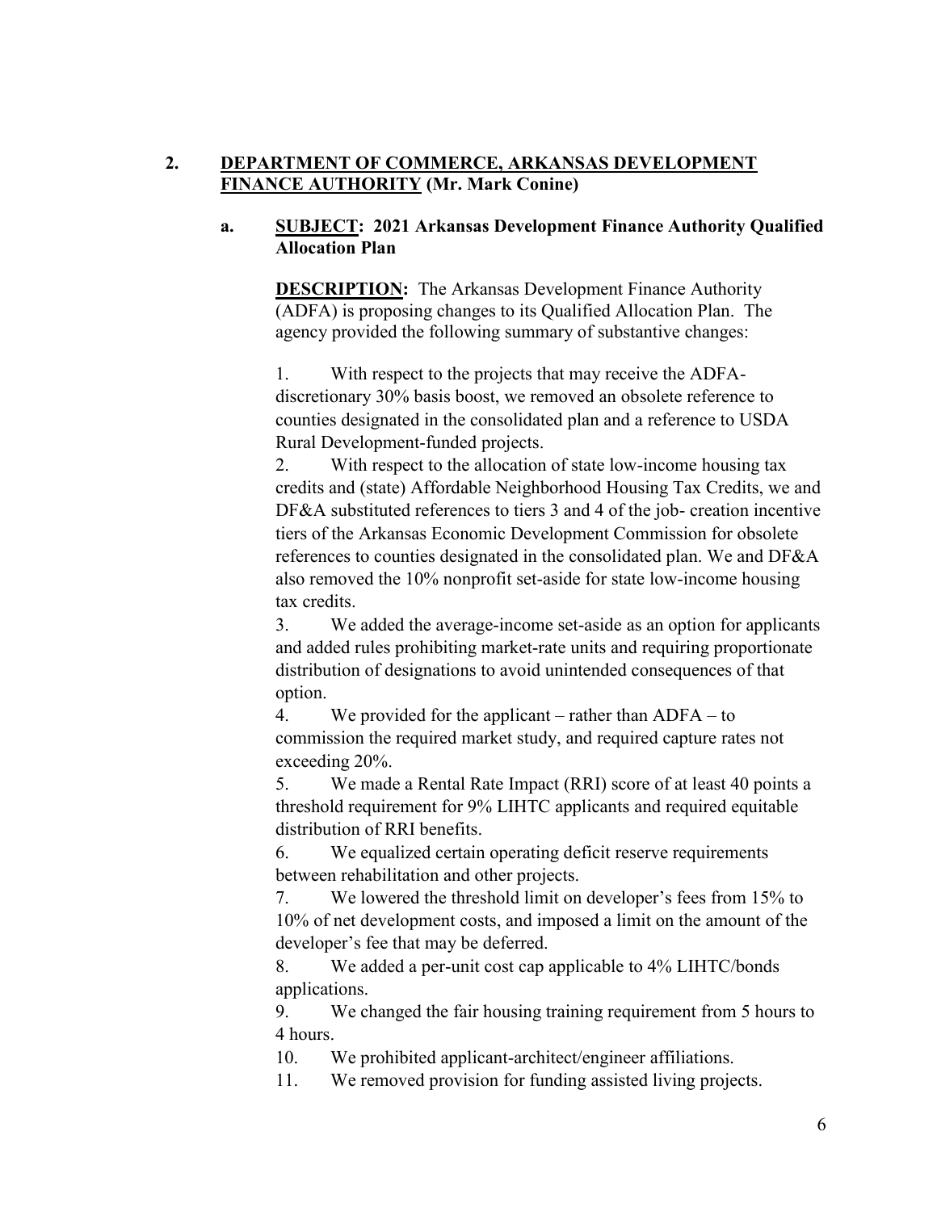## 2. DEPARTMENT OF COMMERCE, ARKANSAS DEVELOPMENT FINANCE AUTHORITY (Mr. Mark Conine)

### a. SUBJECT: 2021 Arkansas Development Finance Authority Qualified Allocation Plan

**DESCRIPTION:** The Arkansas Development Finance Authority (ADFA) is proposing changes to its Qualified Allocation Plan. The agency provided the following summary of substantive changes:

1. With respect to the projects that may receive the ADFA-discretionary 30% basis boost, we removed an obsolete reference to counties designated in the consolidated plan and a reference to USDA Rural Development-funded projects.
2. With respect to the allocation of state low-income housing tax credits and (state) Affordable Neighborhood Housing Tax Credits, we and DF&A substituted references to tiers 3 and 4 of the job- creation incentive tiers of the Arkansas Economic Development Commission for obsolete references to counties designated in the consolidated plan. We and DF&A also removed the 10% nonprofit set-aside for state low-income housing tax credits.
3. We added the average-income set-aside as an option for applicants and added rules prohibiting market-rate units and requiring proportionate distribution of designations to avoid unintended consequences of that option.
4. We provided for the applicant – rather than ADFA – to commission the required market study, and required capture rates not exceeding 20%.
5. We made a Rental Rate Impact (RRI) score of at least 40 points a threshold requirement for 9% LIHTC applicants and required equitable distribution of RRI benefits.
6. We equalized certain operating deficit reserve requirements between rehabilitation and other projects.
7. We lowered the threshold limit on developer's fees from 15% to 10% of net development costs, and imposed a limit on the amount of the developer's fee that may be deferred.
8. We added a per-unit cost cap applicable to 4% LIHTC/bonds applications.
9. We changed the fair housing training requirement from 5 hours to 4 hours.
10. We prohibited applicant-architect/engineer affiliations.
11. We removed provision for funding assisted living projects.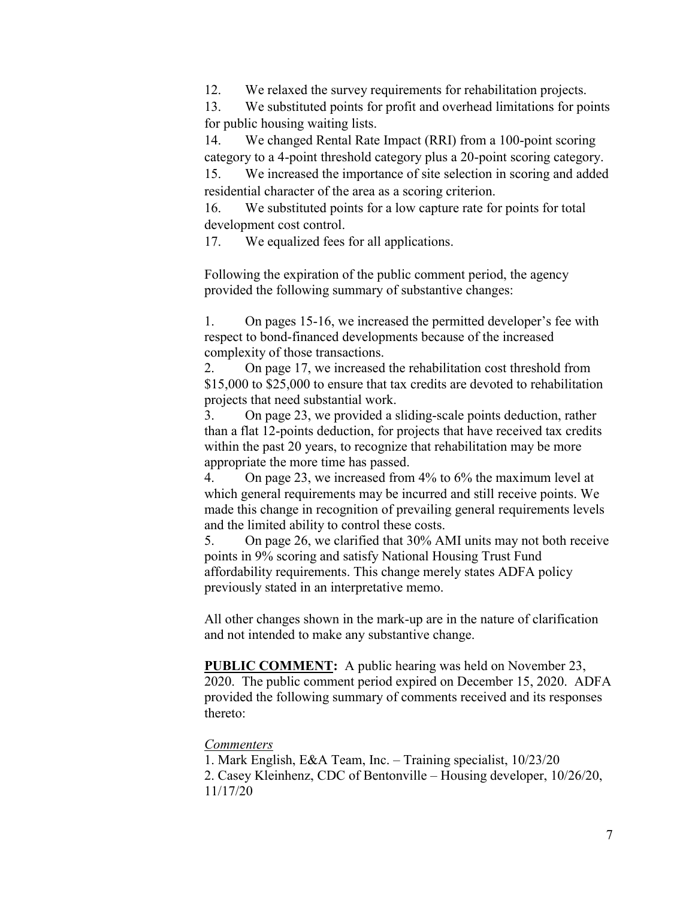12. We relaxed the survey requirements for rehabilitation projects.
13. We substituted points for profit and overhead limitations for points for public housing waiting lists.
14. We changed Rental Rate Impact (RRI) from a 100-point scoring category to a 4-point threshold category plus a 20-point scoring category.
15. We increased the importance of site selection in scoring and added residential character of the area as a scoring criterion.
16. We substituted points for a low capture rate for points for total development cost control.
17. We equalized fees for all applications.

Following the expiration of the public comment period, the agency provided the following summary of substantive changes:

1. On pages 15-16, we increased the permitted developer's fee with respect to bond-financed developments because of the increased complexity of those transactions.
2. On page 17, we increased the rehabilitation cost threshold from $15,000 to $25,000 to ensure that tax credits are devoted to rehabilitation projects that need substantial work.
3. On page 23, we provided a sliding-scale points deduction, rather than a flat 12-points deduction, for projects that have received tax credits within the past 20 years, to recognize that rehabilitation may be more appropriate the more time has passed.
4. On page 23, we increased from 4% to 6% the maximum level at which general requirements may be incurred and still receive points. We made this change in recognition of prevailing general requirements levels and the limited ability to control these costs.
5. On page 26, we clarified that 30% AMI units may not both receive points in 9% scoring and satisfy National Housing Trust Fund affordability requirements. This change merely states ADFA policy previously stated in an interpretative memo.

All other changes shown in the mark-up are in the nature of clarification and not intended to make any substantive change.

**PUBLIC COMMENT:** A public hearing was held on November 23, 2020. The public comment period expired on December 15, 2020. ADFA provided the following summary of comments received and its responses thereto:

*Commenters*

1. Mark English, E&A Team, Inc. – Training specialist, 10/23/20
2. Casey Kleinhenz, CDC of Bentonville – Housing developer, 10/26/20, 11/17/20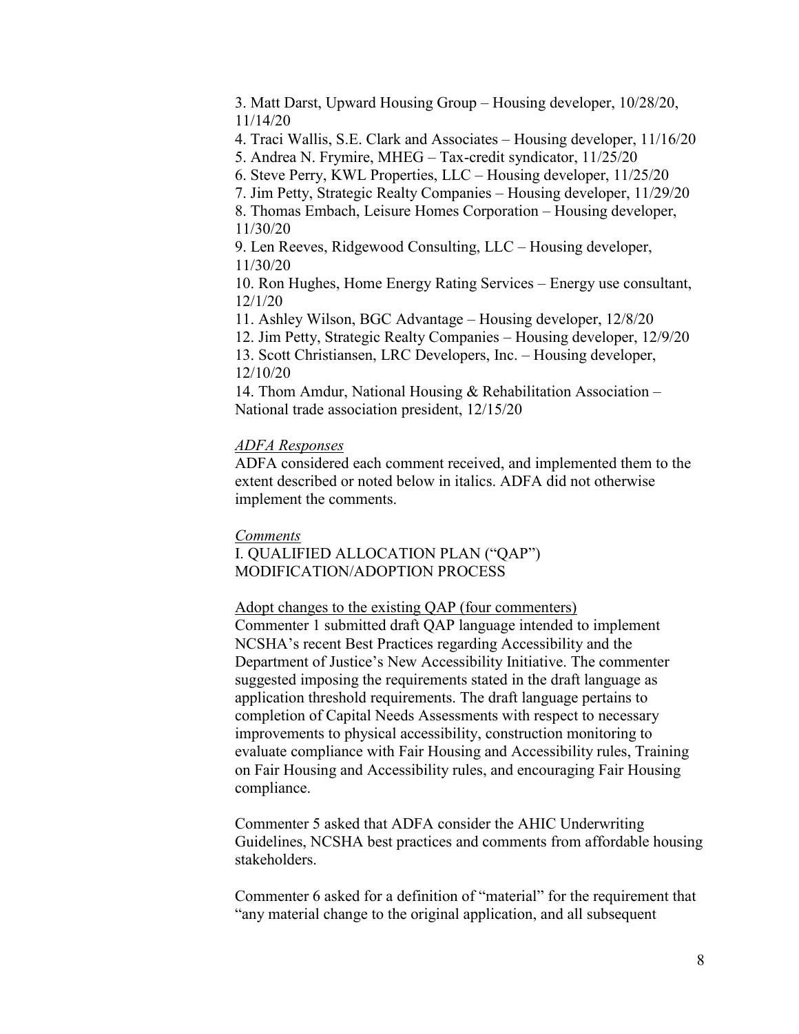3. Matt Darst, Upward Housing Group – Housing developer, 10/28/20, 11/14/20
4. Traci Wallis, S.E. Clark and Associates – Housing developer, 11/16/20
5. Andrea N. Frymire, MHEG – Tax-credit syndicator, 11/25/20
6. Steve Perry, KWL Properties, LLC – Housing developer, 11/25/20
7. Jim Petty, Strategic Realty Companies – Housing developer, 11/29/20
8. Thomas Embach, Leisure Homes Corporation – Housing developer, 11/30/20
9. Len Reeves, Ridgewood Consulting, LLC – Housing developer, 11/30/20
10. Ron Hughes, Home Energy Rating Services – Energy use consultant, 12/1/20
11. Ashley Wilson, BGC Advantage – Housing developer, 12/8/20
12. Jim Petty, Strategic Realty Companies – Housing developer, 12/9/20
13. Scott Christiansen, LRC Developers, Inc. – Housing developer, 12/10/20
14. Thom Amdur, National Housing & Rehabilitation Association – National trade association president, 12/15/20

*ADFA Responses*

ADFA considered each comment received, and implemented them to the extent described or noted below in italics. ADFA did not otherwise implement the comments.

*Comments*

I. QUALIFIED ALLOCATION PLAN ("QAP") MODIFICATION/ADOPTION PROCESS

Adopt changes to the existing QAP (four commenters)

Commenter 1 submitted draft QAP language intended to implement NCSHA's recent Best Practices regarding Accessibility and the Department of Justice's New Accessibility Initiative. The commenter suggested imposing the requirements stated in the draft language as application threshold requirements. The draft language pertains to completion of Capital Needs Assessments with respect to necessary improvements to physical accessibility, construction monitoring to evaluate compliance with Fair Housing and Accessibility rules, Training on Fair Housing and Accessibility rules, and encouraging Fair Housing compliance.

Commenter 5 asked that ADFA consider the AHIC Underwriting Guidelines, NCSHA best practices and comments from affordable housing stakeholders.

Commenter 6 asked for a definition of "material" for the requirement that "any material change to the original application, and all subsequent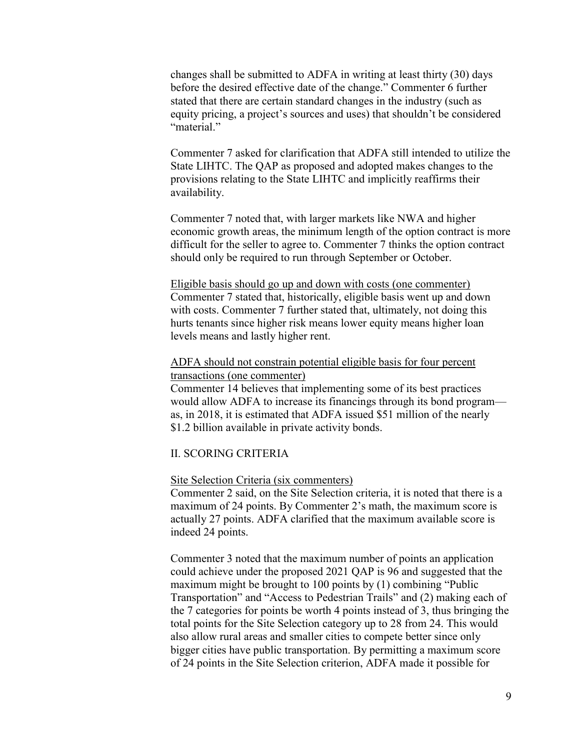changes shall be submitted to ADFA in writing at least thirty (30) days before the desired effective date of the change." Commenter 6 further stated that there are certain standard changes in the industry (such as equity pricing, a project's sources and uses) that shouldn't be considered "material."

Commenter 7 asked for clarification that ADFA still intended to utilize the State LIHTC. The QAP as proposed and adopted makes changes to the provisions relating to the State LIHTC and implicitly reaffirms their availability.

Commenter 7 noted that, with larger markets like NWA and higher economic growth areas, the minimum length of the option contract is more difficult for the seller to agree to. Commenter 7 thinks the option contract should only be required to run through September or October.

<u>Eligible basis should go up and down with costs (one commenter)</u>
Commenter 7 stated that, historically, eligible basis went up and down with costs. Commenter 7 further stated that, ultimately, not doing this hurts tenants since higher risk means lower equity means higher loan levels means and lastly higher rent.

<u>ADFA should not constrain potential eligible basis for four percent transactions (one commenter)</u>
Commenter 14 believes that implementing some of its best practices would allow ADFA to increase its financings through its bond program—as, in 2018, it is estimated that ADFA issued $51 million of the nearly $1.2 billion available in private activity bonds.

## II. SCORING CRITERIA

<u>Site Selection Criteria (six commenters)</u>
Commenter 2 said, on the Site Selection criteria, it is noted that there is a maximum of 24 points. By Commenter 2's math, the maximum score is actually 27 points. ADFA clarified that the maximum available score is indeed 24 points.

Commenter 3 noted that the maximum number of points an application could achieve under the proposed 2021 QAP is 96 and suggested that the maximum might be brought to 100 points by (1) combining "Public Transportation" and "Access to Pedestrian Trails" and (2) making each of the 7 categories for points be worth 4 points instead of 3, thus bringing the total points for the Site Selection category up to 28 from 24. This would also allow rural areas and smaller cities to compete better since only bigger cities have public transportation. By permitting a maximum score of 24 points in the Site Selection criterion, ADFA made it possible for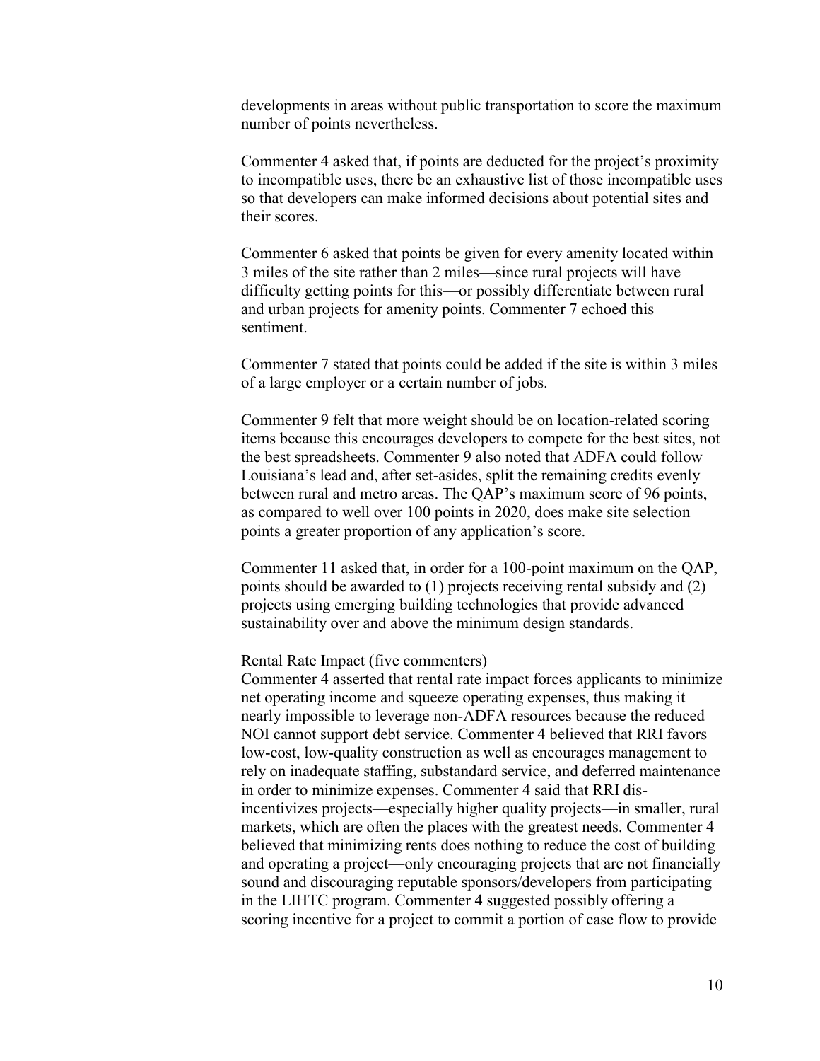developments in areas without public transportation to score the maximum number of points nevertheless.

Commenter 4 asked that, if points are deducted for the project's proximity to incompatible uses, there be an exhaustive list of those incompatible uses so that developers can make informed decisions about potential sites and their scores.

Commenter 6 asked that points be given for every amenity located within 3 miles of the site rather than 2 miles—since rural projects will have difficulty getting points for this—or possibly differentiate between rural and urban projects for amenity points. Commenter 7 echoed this sentiment.

Commenter 7 stated that points could be added if the site is within 3 miles of a large employer or a certain number of jobs.

Commenter 9 felt that more weight should be on location-related scoring items because this encourages developers to compete for the best sites, not the best spreadsheets. Commenter 9 also noted that ADFA could follow Louisiana's lead and, after set-asides, split the remaining credits evenly between rural and metro areas. The QAP's maximum score of 96 points, as compared to well over 100 points in 2020, does make site selection points a greater proportion of any application's score.

Commenter 11 asked that, in order for a 100-point maximum on the QAP, points should be awarded to (1) projects receiving rental subsidy and (2) projects using emerging building technologies that provide advanced sustainability over and above the minimum design standards.

<u>Rental Rate Impact (five commenters)</u>

Commenter 4 asserted that rental rate impact forces applicants to minimize net operating income and squeeze operating expenses, thus making it nearly impossible to leverage non-ADFA resources because the reduced NOI cannot support debt service. Commenter 4 believed that RRI favors low-cost, low-quality construction as well as encourages management to rely on inadequate staffing, substandard service, and deferred maintenance in order to minimize expenses. Commenter 4 said that RRI dis-incentivizes projects—especially higher quality projects—in smaller, rural markets, which are often the places with the greatest needs. Commenter 4 believed that minimizing rents does nothing to reduce the cost of building and operating a project—only encouraging projects that are not financially sound and discouraging reputable sponsors/developers from participating in the LIHTC program. Commenter 4 suggested possibly offering a scoring incentive for a project to commit a portion of case flow to provide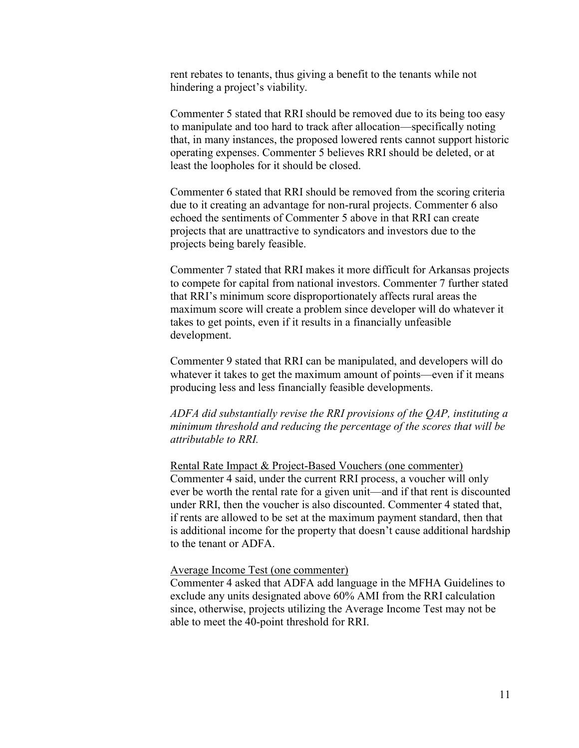rent rebates to tenants, thus giving a benefit to the tenants while not hindering a project's viability.

Commenter 5 stated that RRI should be removed due to its being too easy to manipulate and too hard to track after allocation—specifically noting that, in many instances, the proposed lowered rents cannot support historic operating expenses. Commenter 5 believes RRI should be deleted, or at least the loopholes for it should be closed.

Commenter 6 stated that RRI should be removed from the scoring criteria due to it creating an advantage for non-rural projects. Commenter 6 also echoed the sentiments of Commenter 5 above in that RRI can create projects that are unattractive to syndicators and investors due to the projects being barely feasible.

Commenter 7 stated that RRI makes it more difficult for Arkansas projects to compete for capital from national investors. Commenter 7 further stated that RRI's minimum score disproportionately affects rural areas the maximum score will create a problem since developer will do whatever it takes to get points, even if it results in a financially unfeasible development.

Commenter 9 stated that RRI can be manipulated, and developers will do whatever it takes to get the maximum amount of points—even if it means producing less and less financially feasible developments.

*ADFA did substantially revise the RRI provisions of the QAP, instituting a minimum threshold and reducing the percentage of the scores that will be attributable to RRI.*

<u>Rental Rate Impact & Project-Based Vouchers (one commenter)</u>
Commenter 4 said, under the current RRI process, a voucher will only ever be worth the rental rate for a given unit—and if that rent is discounted under RRI, then the voucher is also discounted. Commenter 4 stated that, if rents are allowed to be set at the maximum payment standard, then that is additional income for the property that doesn't cause additional hardship to the tenant or ADFA.

<u>Average Income Test (one commenter)</u>
Commenter 4 asked that ADFA add language in the MFHA Guidelines to exclude any units designated above 60% AMI from the RRI calculation since, otherwise, projects utilizing the Average Income Test may not be able to meet the 40-point threshold for RRI.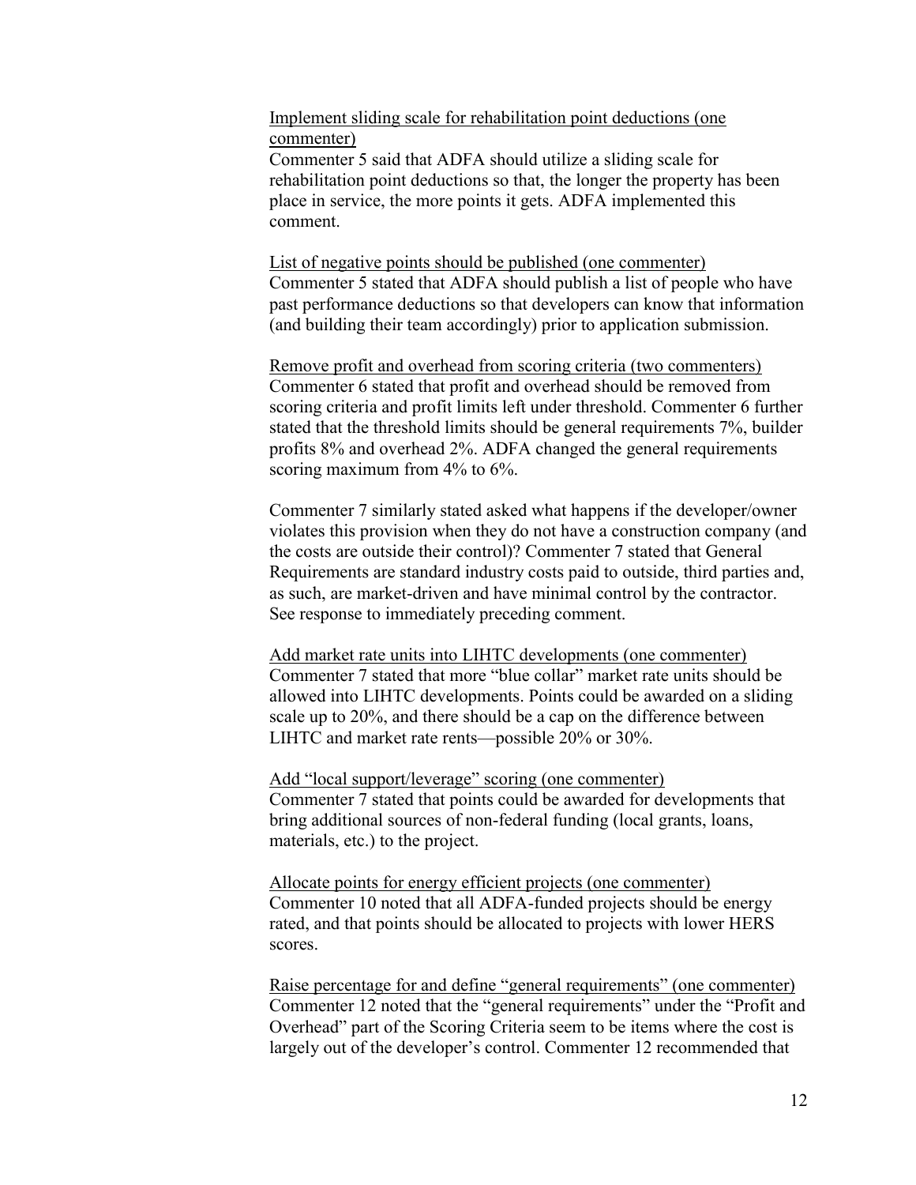Implement sliding scale for rehabilitation point deductions (one commenter)

Commenter 5 said that ADFA should utilize a sliding scale for rehabilitation point deductions so that, the longer the property has been place in service, the more points it gets. ADFA implemented this comment.

List of negative points should be published (one commenter)

Commenter 5 stated that ADFA should publish a list of people who have past performance deductions so that developers can know that information (and building their team accordingly) prior to application submission.

Remove profit and overhead from scoring criteria (two commenters)

Commenter 6 stated that profit and overhead should be removed from scoring criteria and profit limits left under threshold. Commenter 6 further stated that the threshold limits should be general requirements 7%, builder profits 8% and overhead 2%. ADFA changed the general requirements scoring maximum from 4% to 6%.

Commenter 7 similarly stated asked what happens if the developer/owner violates this provision when they do not have a construction company (and the costs are outside their control)? Commenter 7 stated that General Requirements are standard industry costs paid to outside, third parties and, as such, are market-driven and have minimal control by the contractor. See response to immediately preceding comment.

Add market rate units into LIHTC developments (one commenter)

Commenter 7 stated that more "blue collar" market rate units should be allowed into LIHTC developments. Points could be awarded on a sliding scale up to 20%, and there should be a cap on the difference between LIHTC and market rate rents—possible 20% or 30%.

Add "local support/leverage" scoring (one commenter)

Commenter 7 stated that points could be awarded for developments that bring additional sources of non-federal funding (local grants, loans, materials, etc.) to the project.

Allocate points for energy efficient projects (one commenter)

Commenter 10 noted that all ADFA-funded projects should be energy rated, and that points should be allocated to projects with lower HERS scores.

Raise percentage for and define "general requirements" (one commenter)

Commenter 12 noted that the "general requirements" under the "Profit and Overhead" part of the Scoring Criteria seem to be items where the cost is largely out of the developer's control. Commenter 12 recommended that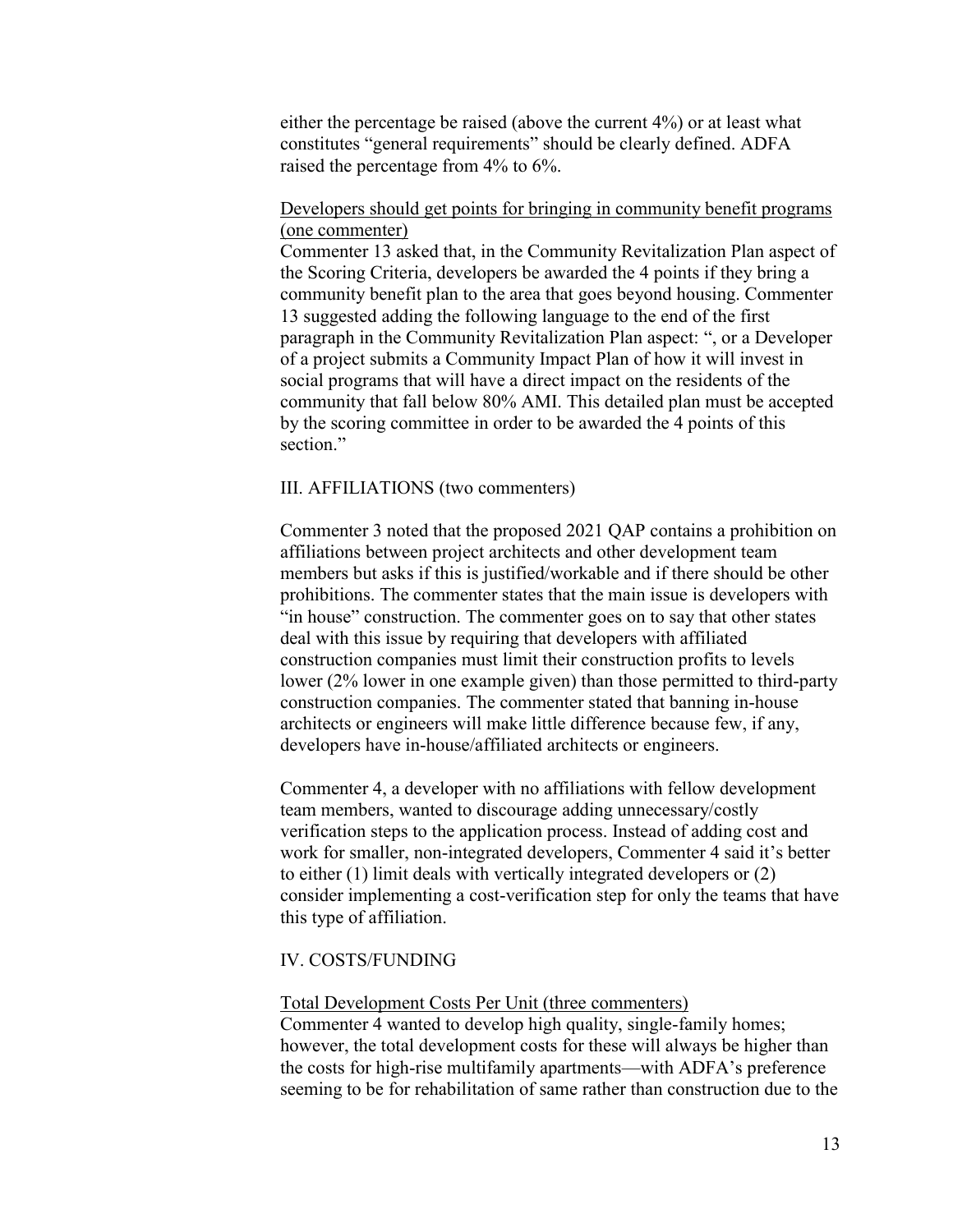either the percentage be raised (above the current 4%) or at least what constitutes "general requirements" should be clearly defined. ADFA raised the percentage from 4% to 6%.

Developers should get points for bringing in community benefit programs (one commenter)

Commenter 13 asked that, in the Community Revitalization Plan aspect of the Scoring Criteria, developers be awarded the 4 points if they bring a community benefit plan to the area that goes beyond housing. Commenter 13 suggested adding the following language to the end of the first paragraph in the Community Revitalization Plan aspect: ", or a Developer of a project submits a Community Impact Plan of how it will invest in social programs that will have a direct impact on the residents of the community that fall below 80% AMI. This detailed plan must be accepted by the scoring committee in order to be awarded the 4 points of this section."

III. AFFILIATIONS (two commenters)

Commenter 3 noted that the proposed 2021 QAP contains a prohibition on affiliations between project architects and other development team members but asks if this is justified/workable and if there should be other prohibitions. The commenter states that the main issue is developers with "in house" construction. The commenter goes on to say that other states deal with this issue by requiring that developers with affiliated construction companies must limit their construction profits to levels lower (2% lower in one example given) than those permitted to third-party construction companies. The commenter stated that banning in-house architects or engineers will make little difference because few, if any, developers have in-house/affiliated architects or engineers.

Commenter 4, a developer with no affiliations with fellow development team members, wanted to discourage adding unnecessary/costly verification steps to the application process. Instead of adding cost and work for smaller, non-integrated developers, Commenter 4 said it's better to either (1) limit deals with vertically integrated developers or (2) consider implementing a cost-verification step for only the teams that have this type of affiliation.

IV. COSTS/FUNDING

Total Development Costs Per Unit (three commenters)

Commenter 4 wanted to develop high quality, single-family homes; however, the total development costs for these will always be higher than the costs for high-rise multifamily apartments—with ADFA's preference seeming to be for rehabilitation of same rather than construction due to the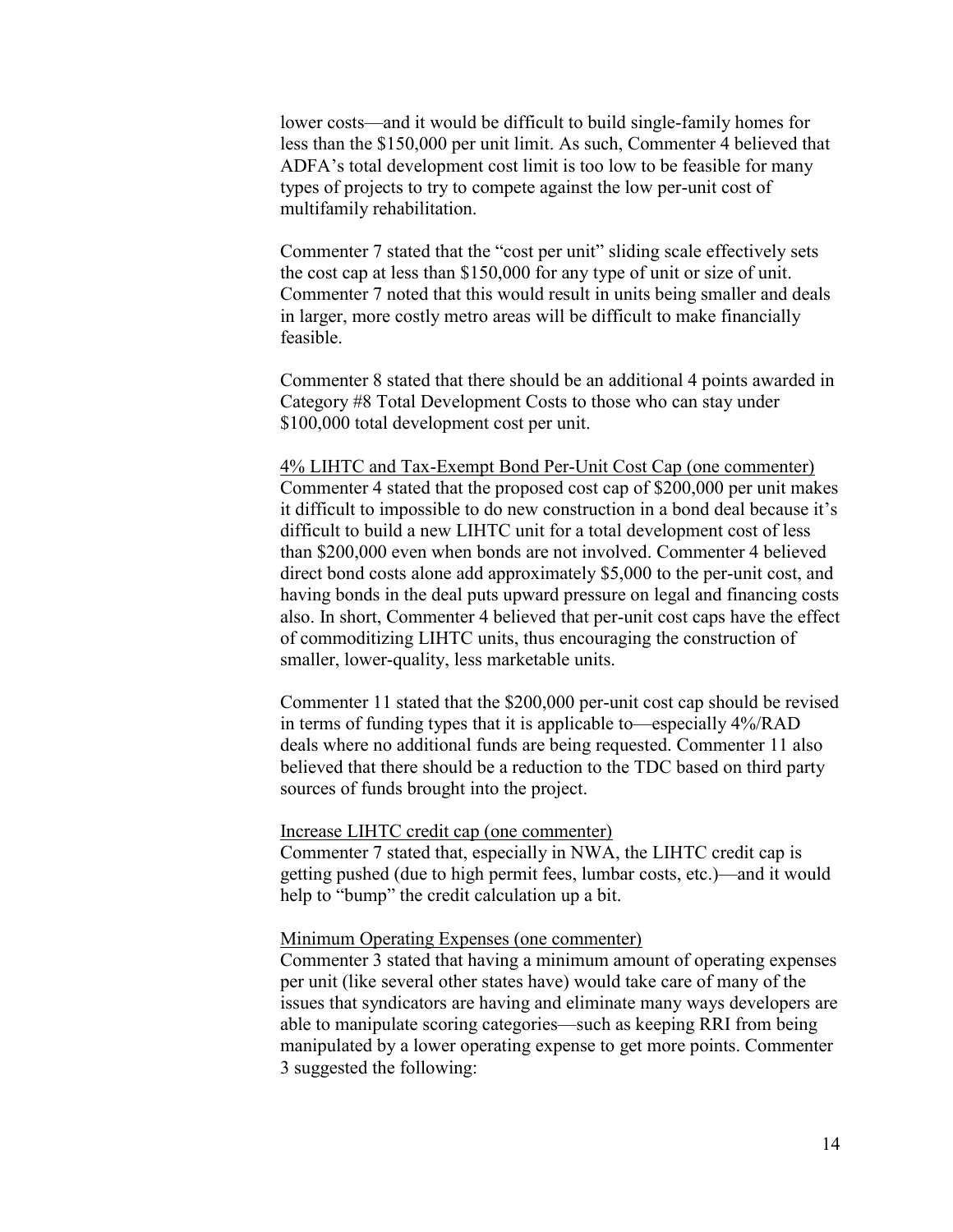lower costs—and it would be difficult to build single-family homes for less than the $150,000 per unit limit. As such, Commenter 4 believed that ADFA's total development cost limit is too low to be feasible for many types of projects to try to compete against the low per-unit cost of multifamily rehabilitation.

Commenter 7 stated that the "cost per unit" sliding scale effectively sets the cost cap at less than $150,000 for any type of unit or size of unit. Commenter 7 noted that this would result in units being smaller and deals in larger, more costly metro areas will be difficult to make financially feasible.

Commenter 8 stated that there should be an additional 4 points awarded in Category #8 Total Development Costs to those who can stay under $100,000 total development cost per unit.

<u>4% LIHTC and Tax-Exempt Bond Per-Unit Cost Cap (one commenter)</u>
Commenter 4 stated that the proposed cost cap of $200,000 per unit makes it difficult to impossible to do new construction in a bond deal because it's difficult to build a new LIHTC unit for a total development cost of less than $200,000 even when bonds are not involved. Commenter 4 believed direct bond costs alone add approximately $5,000 to the per-unit cost, and having bonds in the deal puts upward pressure on legal and financing costs also. In short, Commenter 4 believed that per-unit cost caps have the effect of commoditizing LIHTC units, thus encouraging the construction of smaller, lower-quality, less marketable units.

Commenter 11 stated that the $200,000 per-unit cost cap should be revised in terms of funding types that it is applicable to—especially 4%/RAD deals where no additional funds are being requested. Commenter 11 also believed that there should be a reduction to the TDC based on third party sources of funds brought into the project.

<u>Increase LIHTC credit cap (one commenter)</u>
Commenter 7 stated that, especially in NWA, the LIHTC credit cap is getting pushed (due to high permit fees, lumbar costs, etc.)—and it would help to "bump" the credit calculation up a bit.

<u>Minimum Operating Expenses (one commenter)</u>
Commenter 3 stated that having a minimum amount of operating expenses per unit (like several other states have) would take care of many of the issues that syndicators are having and eliminate many ways developers are able to manipulate scoring categories—such as keeping RRI from being manipulated by a lower operating expense to get more points. Commenter 3 suggested the following: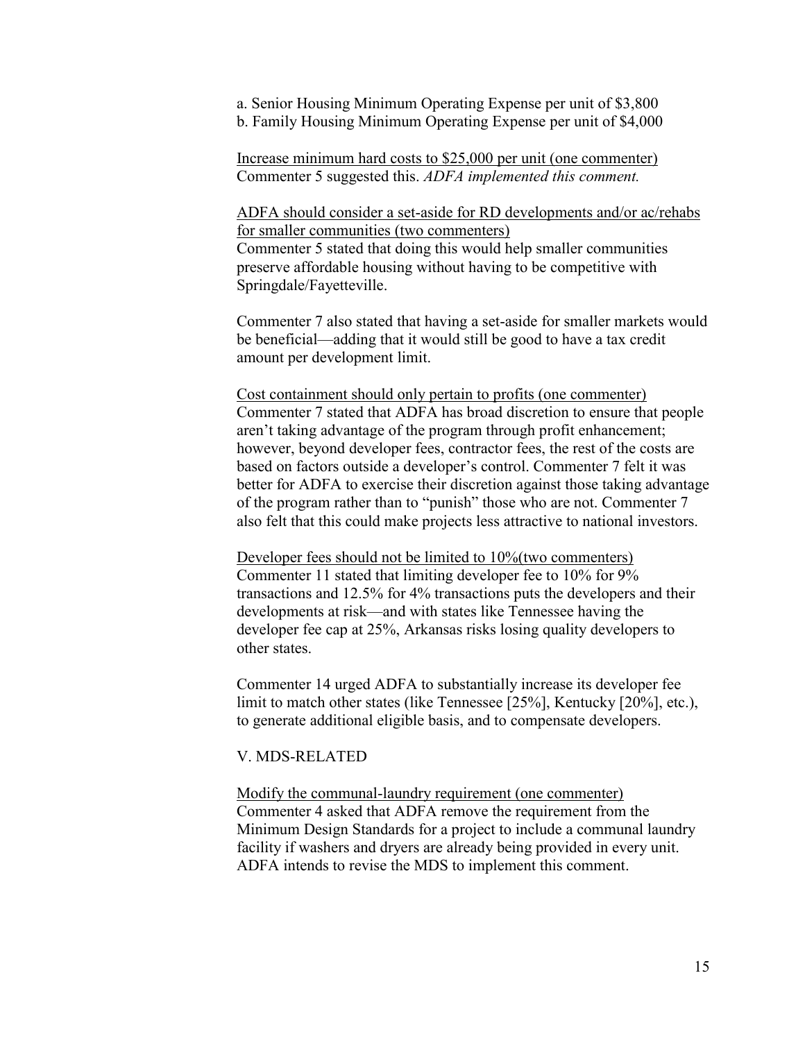a. Senior Housing Minimum Operating Expense per unit of $3,800
b. Family Housing Minimum Operating Expense per unit of $4,000

<u>Increase minimum hard costs to $25,000 per unit (one commenter)</u>
Commenter 5 suggested this. *ADFA implemented this comment.*

<u>ADFA should consider a set-aside for RD developments and/or ac/rehabs for smaller communities (two commenters)</u>
Commenter 5 stated that doing this would help smaller communities preserve affordable housing without having to be competitive with Springdale/Fayetteville.

Commenter 7 also stated that having a set-aside for smaller markets would be beneficial—adding that it would still be good to have a tax credit amount per development limit.

<u>Cost containment should only pertain to profits (one commenter)</u>
Commenter 7 stated that ADFA has broad discretion to ensure that people aren't taking advantage of the program through profit enhancement; however, beyond developer fees, contractor fees, the rest of the costs are based on factors outside a developer's control. Commenter 7 felt it was better for ADFA to exercise their discretion against those taking advantage of the program rather than to "punish" those who are not. Commenter 7 also felt that this could make projects less attractive to national investors.

<u>Developer fees should not be limited to 10%(two commenters)</u>
Commenter 11 stated that limiting developer fee to 10% for 9% transactions and 12.5% for 4% transactions puts the developers and their developments at risk—and with states like Tennessee having the developer fee cap at 25%, Arkansas risks losing quality developers to other states.

Commenter 14 urged ADFA to substantially increase its developer fee limit to match other states (like Tennessee [25%], Kentucky [20%], etc.), to generate additional eligible basis, and to compensate developers.

## V. MDS-RELATED

<u>Modify the communal-laundry requirement (one commenter)</u>
Commenter 4 asked that ADFA remove the requirement from the Minimum Design Standards for a project to include a communal laundry facility if washers and dryers are already being provided in every unit. ADFA intends to revise the MDS to implement this comment.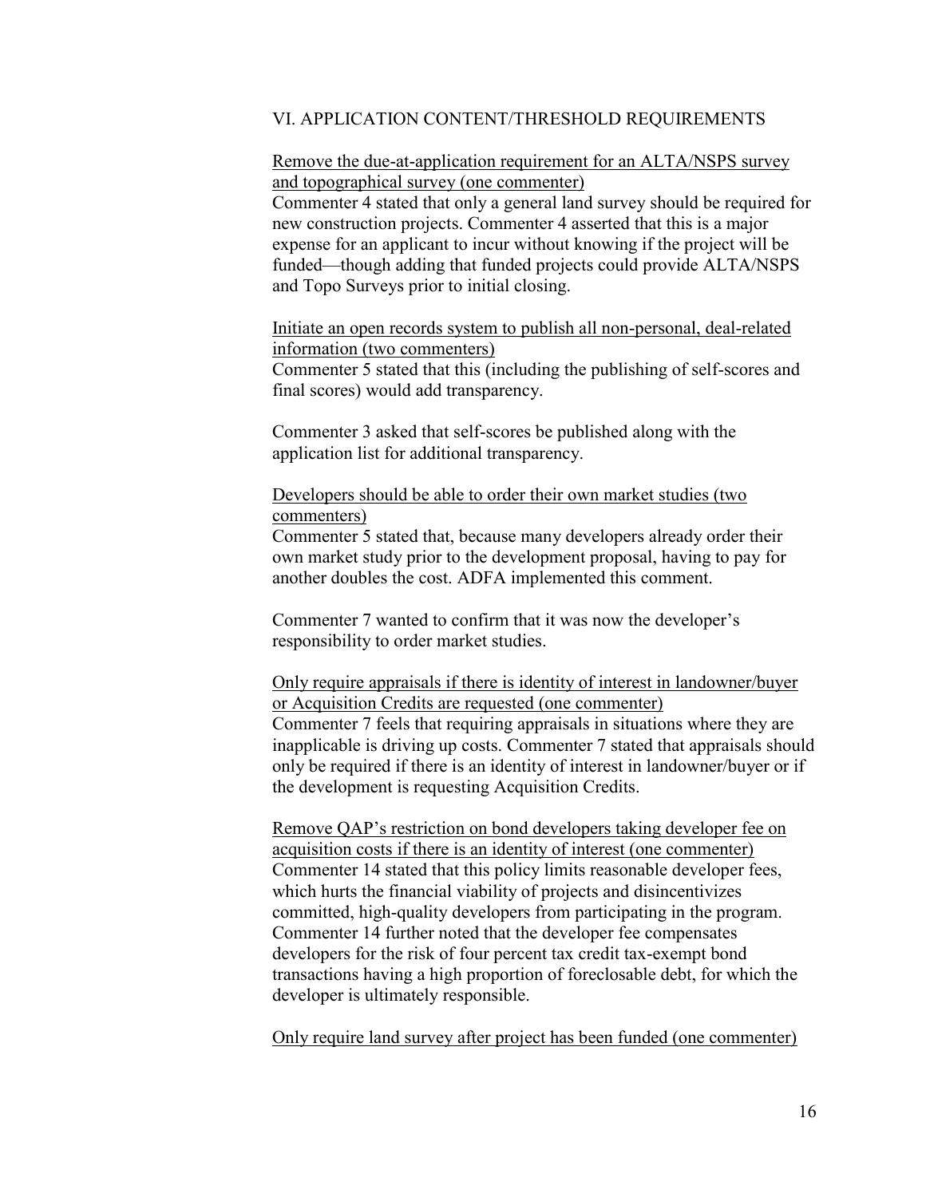## VI. APPLICATION CONTENT/THRESHOLD REQUIREMENTS

<u>Remove the due-at-application requirement for an ALTA/NSPS survey and topographical survey (one commenter)</u>

Commenter 4 stated that only a general land survey should be required for new construction projects. Commenter 4 asserted that this is a major expense for an applicant to incur without knowing if the project will be funded—though adding that funded projects could provide ALTA/NSPS and Topo Surveys prior to initial closing.

<u>Initiate an open records system to publish all non-personal, deal-related information (two commenters)</u>

Commenter 5 stated that this (including the publishing of self-scores and final scores) would add transparency.

Commenter 3 asked that self-scores be published along with the application list for additional transparency.

<u>Developers should be able to order their own market studies (two commenters)</u>

Commenter 5 stated that, because many developers already order their own market study prior to the development proposal, having to pay for another doubles the cost. ADFA implemented this comment.

Commenter 7 wanted to confirm that it was now the developer's responsibility to order market studies.

<u>Only require appraisals if there is identity of interest in landowner/buyer or Acquisition Credits are requested (one commenter)</u>

Commenter 7 feels that requiring appraisals in situations where they are inapplicable is driving up costs. Commenter 7 stated that appraisals should only be required if there is an identity of interest in landowner/buyer or if the development is requesting Acquisition Credits.

<u>Remove QAP's restriction on bond developers taking developer fee on acquisition costs if there is an identity of interest (one commenter)</u>

Commenter 14 stated that this policy limits reasonable developer fees, which hurts the financial viability of projects and disincentivizes committed, high-quality developers from participating in the program. Commenter 14 further noted that the developer fee compensates developers for the risk of four percent tax credit tax-exempt bond transactions having a high proportion of foreclosable debt, for which the developer is ultimately responsible.

<u>Only require land survey after project has been funded (one commenter)</u>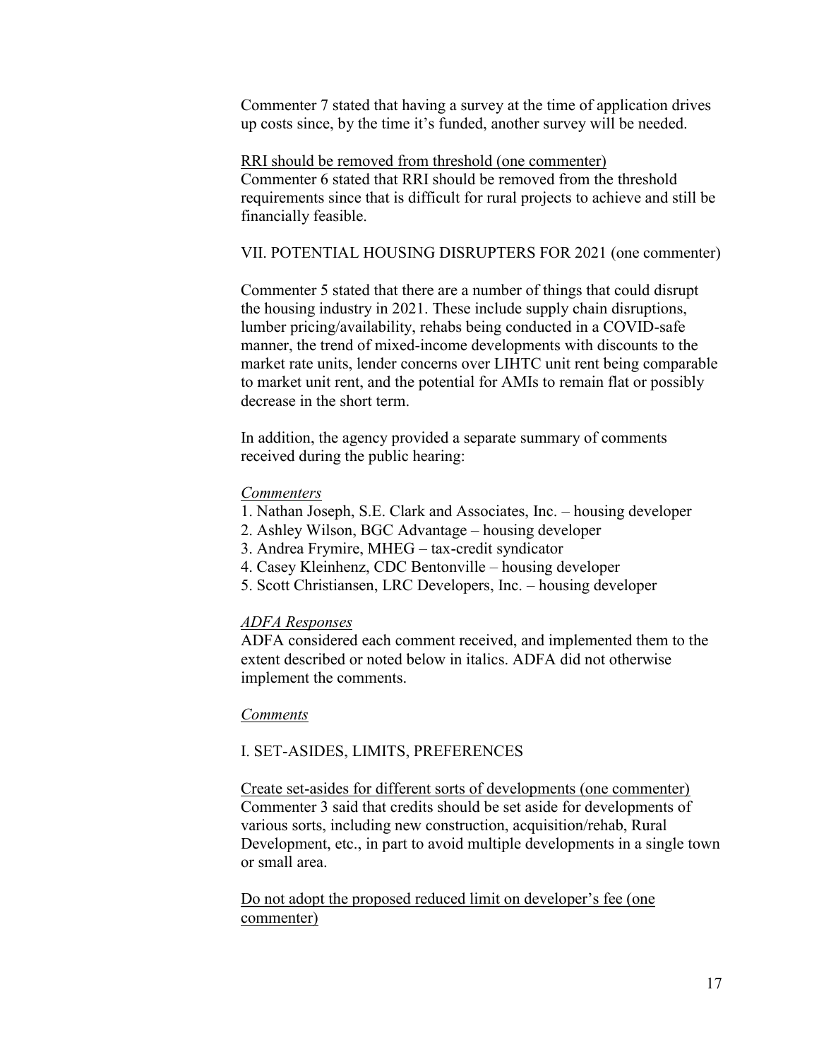Commenter 7 stated that having a survey at the time of application drives up costs since, by the time it's funded, another survey will be needed.

RRI should be removed from threshold (one commenter)
Commenter 6 stated that RRI should be removed from the threshold requirements since that is difficult for rural projects to achieve and still be financially feasible.

VII. POTENTIAL HOUSING DISRUPTERS FOR 2021 (one commenter)

Commenter 5 stated that there are a number of things that could disrupt the housing industry in 2021. These include supply chain disruptions, lumber pricing/availability, rehabs being conducted in a COVID-safe manner, the trend of mixed-income developments with discounts to the market rate units, lender concerns over LIHTC unit rent being comparable to market unit rent, and the potential for AMIs to remain flat or possibly decrease in the short term.

In addition, the agency provided a separate summary of comments received during the public hearing:

*Commenters*

1. Nathan Joseph, S.E. Clark and Associates, Inc. – housing developer
2. Ashley Wilson, BGC Advantage – housing developer
3. Andrea Frymire, MHEG – tax-credit syndicator
4. Casey Kleinhenz, CDC Bentonville – housing developer
5. Scott Christiansen, LRC Developers, Inc. – housing developer

*ADFA Responses*

ADFA considered each comment received, and implemented them to the extent described or noted below in italics. ADFA did not otherwise implement the comments.

*Comments*

I. SET-ASIDES, LIMITS, PREFERENCES

Create set-asides for different sorts of developments (one commenter)
Commenter 3 said that credits should be set aside for developments of various sorts, including new construction, acquisition/rehab, Rural Development, etc., in part to avoid multiple developments in a single town or small area.

Do not adopt the proposed reduced limit on developer's fee (one commenter)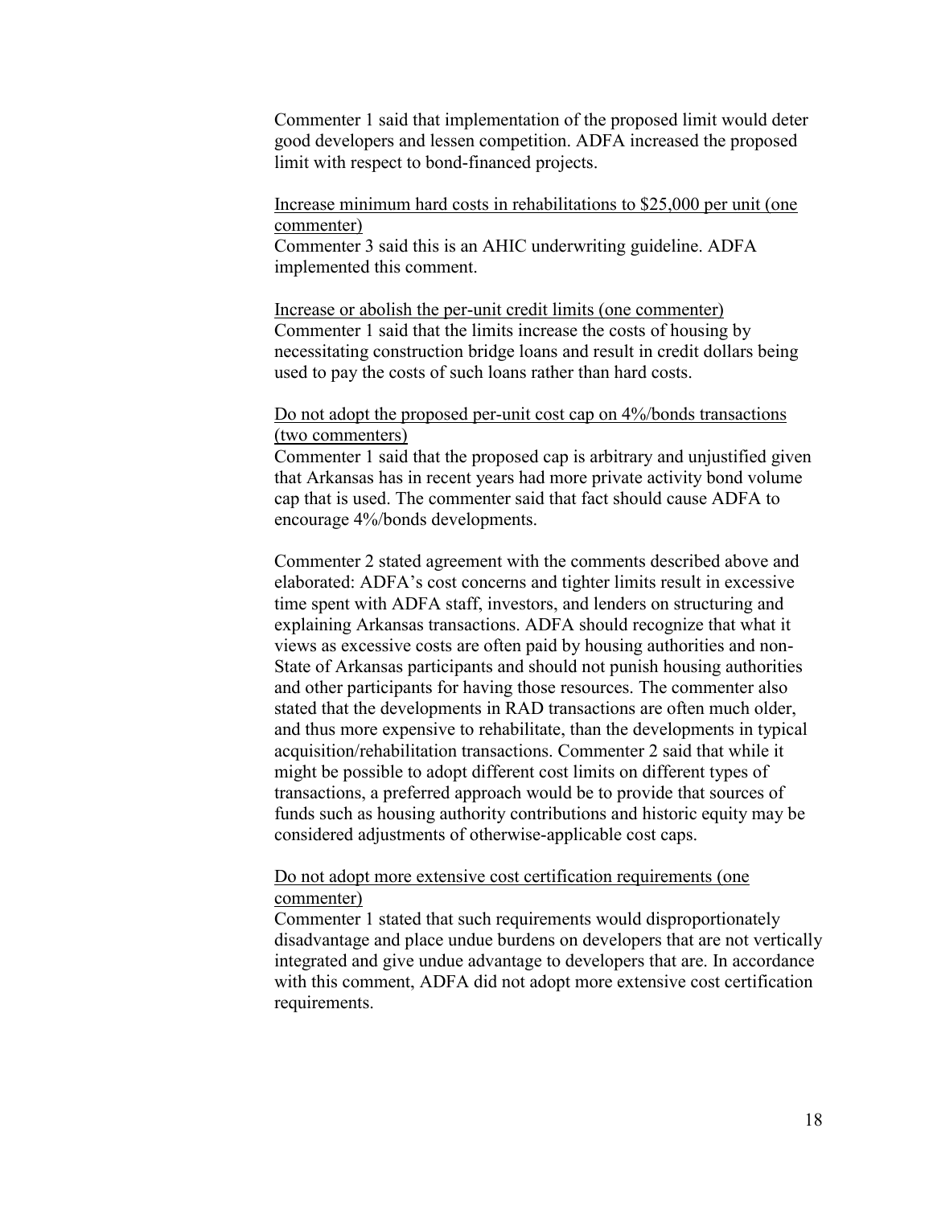Commenter 1 said that implementation of the proposed limit would deter good developers and lessen competition. ADFA increased the proposed limit with respect to bond-financed projects.

<u>Increase minimum hard costs in rehabilitations to $25,000 per unit (one commenter)</u>
Commenter 3 said this is an AHIC underwriting guideline. ADFA implemented this comment.

<u>Increase or abolish the per-unit credit limits (one commenter)</u>
Commenter 1 said that the limits increase the costs of housing by necessitating construction bridge loans and result in credit dollars being used to pay the costs of such loans rather than hard costs.

<u>Do not adopt the proposed per-unit cost cap on 4%/bonds transactions (two commenters)</u>
Commenter 1 said that the proposed cap is arbitrary and unjustified given that Arkansas has in recent years had more private activity bond volume cap that is used. The commenter said that fact should cause ADFA to encourage 4%/bonds developments.

Commenter 2 stated agreement with the comments described above and elaborated: ADFA's cost concerns and tighter limits result in excessive time spent with ADFA staff, investors, and lenders on structuring and explaining Arkansas transactions. ADFA should recognize that what it views as excessive costs are often paid by housing authorities and non-State of Arkansas participants and should not punish housing authorities and other participants for having those resources. The commenter also stated that the developments in RAD transactions are often much older, and thus more expensive to rehabilitate, than the developments in typical acquisition/rehabilitation transactions. Commenter 2 said that while it might be possible to adopt different cost limits on different types of transactions, a preferred approach would be to provide that sources of funds such as housing authority contributions and historic equity may be considered adjustments of otherwise-applicable cost caps.

<u>Do not adopt more extensive cost certification requirements (one commenter)</u>
Commenter 1 stated that such requirements would disproportionately disadvantage and place undue burdens on developers that are not vertically integrated and give undue advantage to developers that are. In accordance with this comment, ADFA did not adopt more extensive cost certification requirements.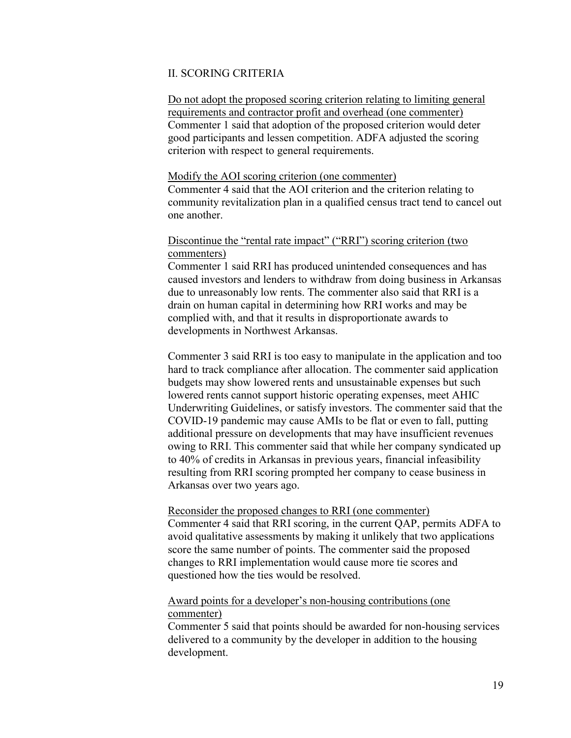## II. SCORING CRITERIA

Do not adopt the proposed scoring criterion relating to limiting general requirements and contractor profit and overhead (one commenter)
Commenter 1 said that adoption of the proposed criterion would deter good participants and lessen competition. ADFA adjusted the scoring criterion with respect to general requirements.

Modify the AOI scoring criterion (one commenter)
Commenter 4 said that the AOI criterion and the criterion relating to community revitalization plan in a qualified census tract tend to cancel out one another.

Discontinue the "rental rate impact" ("RRI") scoring criterion (two commenters)
Commenter 1 said RRI has produced unintended consequences and has caused investors and lenders to withdraw from doing business in Arkansas due to unreasonably low rents. The commenter also said that RRI is a drain on human capital in determining how RRI works and may be complied with, and that it results in disproportionate awards to developments in Northwest Arkansas.

Commenter 3 said RRI is too easy to manipulate in the application and too hard to track compliance after allocation. The commenter said application budgets may show lowered rents and unsustainable expenses but such lowered rents cannot support historic operating expenses, meet AHIC Underwriting Guidelines, or satisfy investors. The commenter said that the COVID-19 pandemic may cause AMIs to be flat or even to fall, putting additional pressure on developments that may have insufficient revenues owing to RRI. This commenter said that while her company syndicated up to 40% of credits in Arkansas in previous years, financial infeasibility resulting from RRI scoring prompted her company to cease business in Arkansas over two years ago.

Reconsider the proposed changes to RRI (one commenter)
Commenter 4 said that RRI scoring, in the current QAP, permits ADFA to avoid qualitative assessments by making it unlikely that two applications score the same number of points. The commenter said the proposed changes to RRI implementation would cause more tie scores and questioned how the ties would be resolved.

Award points for a developer's non-housing contributions (one commenter)
Commenter 5 said that points should be awarded for non-housing services delivered to a community by the developer in addition to the housing development.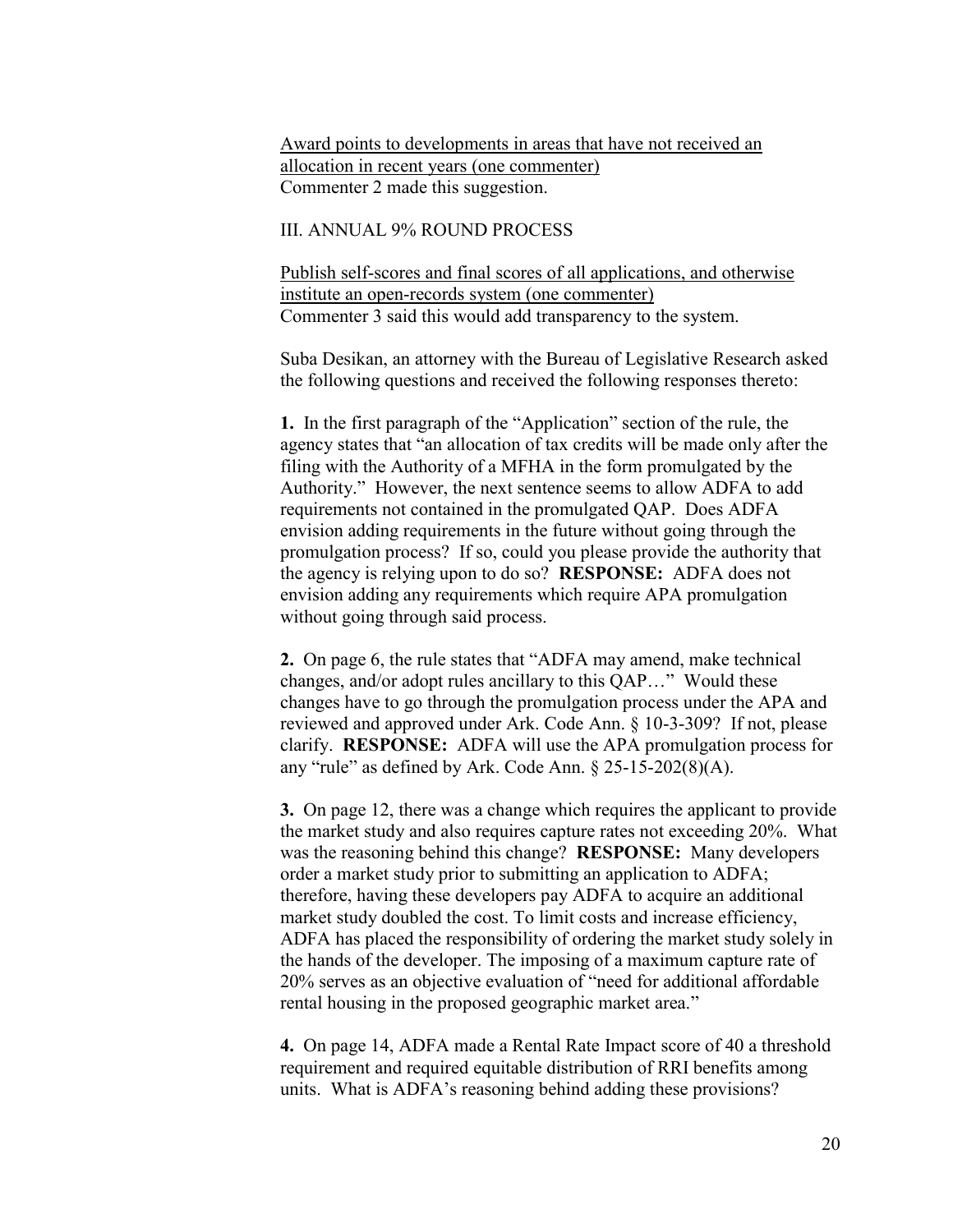<u>Award points to developments in areas that have not received an allocation in recent years (one commenter)</u>
Commenter 2 made this suggestion.

III. ANNUAL 9% ROUND PROCESS

<u>Publish self-scores and final scores of all applications, and otherwise institute an open-records system (one commenter)</u>
Commenter 3 said this would add transparency to the system.

Suba Desikan, an attorney with the Bureau of Legislative Research asked the following questions and received the following responses thereto:

**1.** In the first paragraph of the "Application" section of the rule, the agency states that "an allocation of tax credits will be made only after the filing with the Authority of a MFHA in the form promulgated by the Authority." However, the next sentence seems to allow ADFA to add requirements not contained in the promulgated QAP. Does ADFA envision adding requirements in the future without going through the promulgation process? If so, could you please provide the authority that the agency is relying upon to do so? **RESPONSE:** ADFA does not envision adding any requirements which require APA promulgation without going through said process.

**2.** On page 6, the rule states that "ADFA may amend, make technical changes, and/or adopt rules ancillary to this QAP…" Would these changes have to go through the promulgation process under the APA and reviewed and approved under Ark. Code Ann. § 10-3-309? If not, please clarify. **RESPONSE:** ADFA will use the APA promulgation process for any "rule" as defined by Ark. Code Ann. § 25-15-202(8)(A).

**3.** On page 12, there was a change which requires the applicant to provide the market study and also requires capture rates not exceeding 20%. What was the reasoning behind this change? **RESPONSE:** Many developers order a market study prior to submitting an application to ADFA; therefore, having these developers pay ADFA to acquire an additional market study doubled the cost. To limit costs and increase efficiency, ADFA has placed the responsibility of ordering the market study solely in the hands of the developer. The imposing of a maximum capture rate of 20% serves as an objective evaluation of "need for additional affordable rental housing in the proposed geographic market area."

**4.** On page 14, ADFA made a Rental Rate Impact score of 40 a threshold requirement and required equitable distribution of RRI benefits among units. What is ADFA's reasoning behind adding these provisions?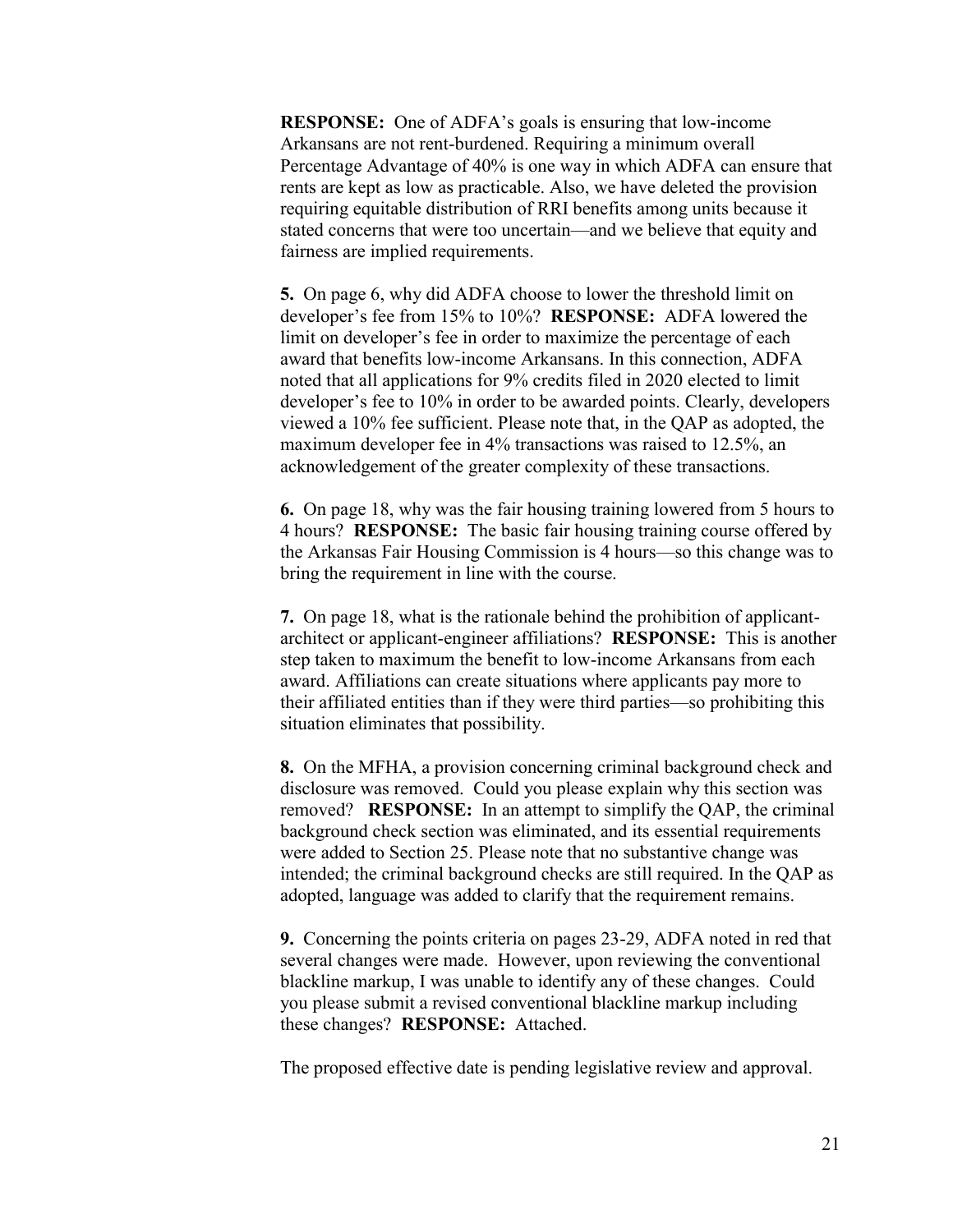**RESPONSE:** One of ADFA's goals is ensuring that low-income Arkansans are not rent-burdened. Requiring a minimum overall Percentage Advantage of 40% is one way in which ADFA can ensure that rents are kept as low as practicable. Also, we have deleted the provision requiring equitable distribution of RRI benefits among units because it stated concerns that were too uncertain—and we believe that equity and fairness are implied requirements.

**5.** On page 6, why did ADFA choose to lower the threshold limit on developer's fee from 15% to 10%? **RESPONSE:** ADFA lowered the limit on developer's fee in order to maximize the percentage of each award that benefits low-income Arkansans. In this connection, ADFA noted that all applications for 9% credits filed in 2020 elected to limit developer's fee to 10% in order to be awarded points. Clearly, developers viewed a 10% fee sufficient. Please note that, in the QAP as adopted, the maximum developer fee in 4% transactions was raised to 12.5%, an acknowledgement of the greater complexity of these transactions.

**6.** On page 18, why was the fair housing training lowered from 5 hours to 4 hours? **RESPONSE:** The basic fair housing training course offered by the Arkansas Fair Housing Commission is 4 hours—so this change was to bring the requirement in line with the course.

**7.** On page 18, what is the rationale behind the prohibition of applicant-architect or applicant-engineer affiliations? **RESPONSE:** This is another step taken to maximum the benefit to low-income Arkansans from each award. Affiliations can create situations where applicants pay more to their affiliated entities than if they were third parties—so prohibiting this situation eliminates that possibility.

**8.** On the MFHA, a provision concerning criminal background check and disclosure was removed. Could you please explain why this section was removed? **RESPONSE:** In an attempt to simplify the QAP, the criminal background check section was eliminated, and its essential requirements were added to Section 25. Please note that no substantive change was intended; the criminal background checks are still required. In the QAP as adopted, language was added to clarify that the requirement remains.

**9.** Concerning the points criteria on pages 23-29, ADFA noted in red that several changes were made. However, upon reviewing the conventional blackline markup, I was unable to identify any of these changes. Could you please submit a revised conventional blackline markup including these changes? **RESPONSE:** Attached.

The proposed effective date is pending legislative review and approval.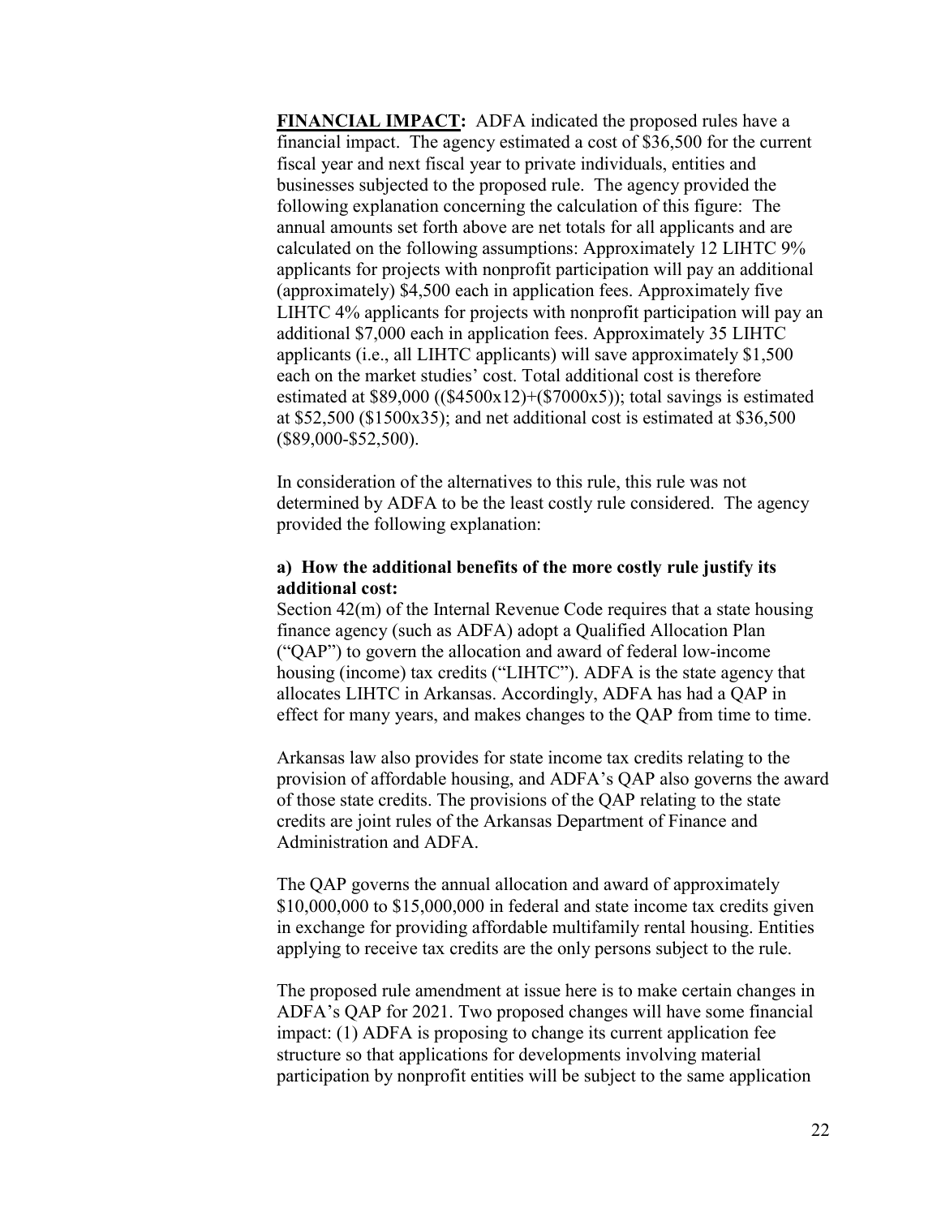**FINANCIAL IMPACT:** ADFA indicated the proposed rules have a financial impact. The agency estimated a cost of $36,500 for the current fiscal year and next fiscal year to private individuals, entities and businesses subjected to the proposed rule. The agency provided the following explanation concerning the calculation of this figure: The annual amounts set forth above are net totals for all applicants and are calculated on the following assumptions: Approximately 12 LIHTC 9% applicants for projects with nonprofit participation will pay an additional (approximately) $4,500 each in application fees. Approximately five LIHTC 4% applicants for projects with nonprofit participation will pay an additional $7,000 each in application fees. Approximately 35 LIHTC applicants (i.e., all LIHTC applicants) will save approximately $1,500 each on the market studies' cost. Total additional cost is therefore estimated at $89,000 (($4500x12)+($7000x5)); total savings is estimated at $52,500 ($1500x35); and net additional cost is estimated at $36,500 ($89,000-$52,500).

In consideration of the alternatives to this rule, this rule was not determined by ADFA to be the least costly rule considered. The agency provided the following explanation:

**a) How the additional benefits of the more costly rule justify its additional cost:**

Section 42(m) of the Internal Revenue Code requires that a state housing finance agency (such as ADFA) adopt a Qualified Allocation Plan ("QAP") to govern the allocation and award of federal low-income housing (income) tax credits ("LIHTC"). ADFA is the state agency that allocates LIHTC in Arkansas. Accordingly, ADFA has had a QAP in effect for many years, and makes changes to the QAP from time to time.

Arkansas law also provides for state income tax credits relating to the provision of affordable housing, and ADFA's QAP also governs the award of those state credits. The provisions of the QAP relating to the state credits are joint rules of the Arkansas Department of Finance and Administration and ADFA.

The QAP governs the annual allocation and award of approximately $10,000,000 to $15,000,000 in federal and state income tax credits given in exchange for providing affordable multifamily rental housing. Entities applying to receive tax credits are the only persons subject to the rule.

The proposed rule amendment at issue here is to make certain changes in ADFA's QAP for 2021. Two proposed changes will have some financial impact: (1) ADFA is proposing to change its current application fee structure so that applications for developments involving material participation by nonprofit entities will be subject to the same application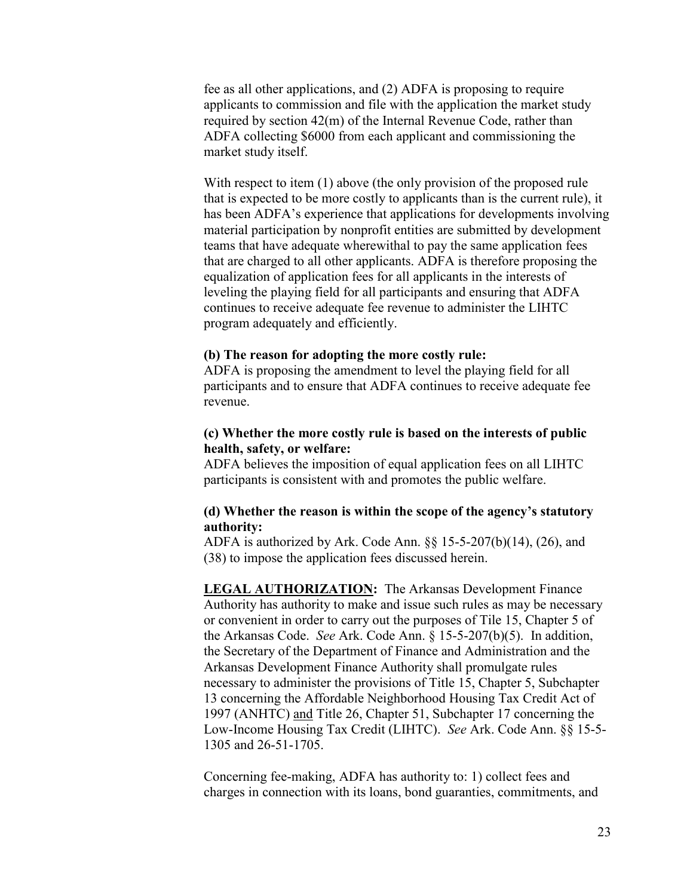fee as all other applications, and (2) ADFA is proposing to require applicants to commission and file with the application the market study required by section 42(m) of the Internal Revenue Code, rather than ADFA collecting $6000 from each applicant and commissioning the market study itself.

With respect to item (1) above (the only provision of the proposed rule that is expected to be more costly to applicants than is the current rule), it has been ADFA's experience that applications for developments involving material participation by nonprofit entities are submitted by development teams that have adequate wherewithal to pay the same application fees that are charged to all other applicants. ADFA is therefore proposing the equalization of application fees for all applicants in the interests of leveling the playing field for all participants and ensuring that ADFA continues to receive adequate fee revenue to administer the LIHTC program adequately and efficiently.

**(b) The reason for adopting the more costly rule:**
ADFA is proposing the amendment to level the playing field for all participants and to ensure that ADFA continues to receive adequate fee revenue.

**(c) Whether the more costly rule is based on the interests of public health, safety, or welfare:**
ADFA believes the imposition of equal application fees on all LIHTC participants is consistent with and promotes the public welfare.

**(d) Whether the reason is within the scope of the agency's statutory authority:**
ADFA is authorized by Ark. Code Ann. §§ 15-5-207(b)(14), (26), and (38) to impose the application fees discussed herein.

**LEGAL AUTHORIZATION:** The Arkansas Development Finance Authority has authority to make and issue such rules as may be necessary or convenient in order to carry out the purposes of Tile 15, Chapter 5 of the Arkansas Code. *See* Ark. Code Ann. § 15-5-207(b)(5). In addition, the Secretary of the Department of Finance and Administration and the Arkansas Development Finance Authority shall promulgate rules necessary to administer the provisions of Title 15, Chapter 5, Subchapter 13 concerning the Affordable Neighborhood Housing Tax Credit Act of 1997 (ANHTC) and Title 26, Chapter 51, Subchapter 17 concerning the Low-Income Housing Tax Credit (LIHTC). *See* Ark. Code Ann. §§ 15-5-1305 and 26-51-1705.

Concerning fee-making, ADFA has authority to: 1) collect fees and charges in connection with its loans, bond guaranties, commitments, and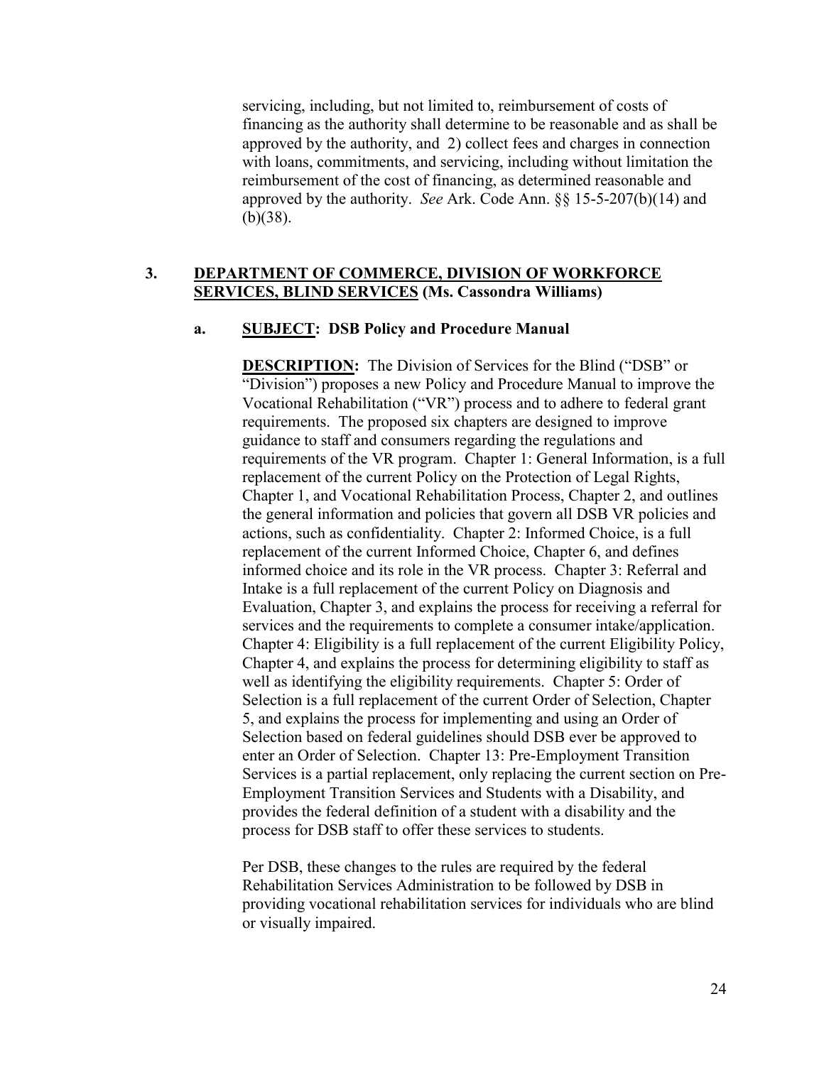servicing, including, but not limited to, reimbursement of costs of financing as the authority shall determine to be reasonable and as shall be approved by the authority, and 2) collect fees and charges in connection with loans, commitments, and servicing, including without limitation the reimbursement of the cost of financing, as determined reasonable and approved by the authority. *See* Ark. Code Ann. §§ 15-5-207(b)(14) and (b)(38).

### 3. DEPARTMENT OF COMMERCE, DIVISION OF WORKFORCE SERVICES, BLIND SERVICES (Ms. Cassondra Williams)

**a. SUBJECT: DSB Policy and Procedure Manual**

**DESCRIPTION:** The Division of Services for the Blind ("DSB" or "Division") proposes a new Policy and Procedure Manual to improve the Vocational Rehabilitation ("VR") process and to adhere to federal grant requirements. The proposed six chapters are designed to improve guidance to staff and consumers regarding the regulations and requirements of the VR program. Chapter 1: General Information, is a full replacement of the current Policy on the Protection of Legal Rights, Chapter 1, and Vocational Rehabilitation Process, Chapter 2, and outlines the general information and policies that govern all DSB VR policies and actions, such as confidentiality. Chapter 2: Informed Choice, is a full replacement of the current Informed Choice, Chapter 6, and defines informed choice and its role in the VR process. Chapter 3: Referral and Intake is a full replacement of the current Policy on Diagnosis and Evaluation, Chapter 3, and explains the process for receiving a referral for services and the requirements to complete a consumer intake/application. Chapter 4: Eligibility is a full replacement of the current Eligibility Policy, Chapter 4, and explains the process for determining eligibility to staff as well as identifying the eligibility requirements. Chapter 5: Order of Selection is a full replacement of the current Order of Selection, Chapter 5, and explains the process for implementing and using an Order of Selection based on federal guidelines should DSB ever be approved to enter an Order of Selection. Chapter 13: Pre-Employment Transition Services is a partial replacement, only replacing the current section on Pre-Employment Transition Services and Students with a Disability, and provides the federal definition of a student with a disability and the process for DSB staff to offer these services to students.

Per DSB, these changes to the rules are required by the federal Rehabilitation Services Administration to be followed by DSB in providing vocational rehabilitation services for individuals who are blind or visually impaired.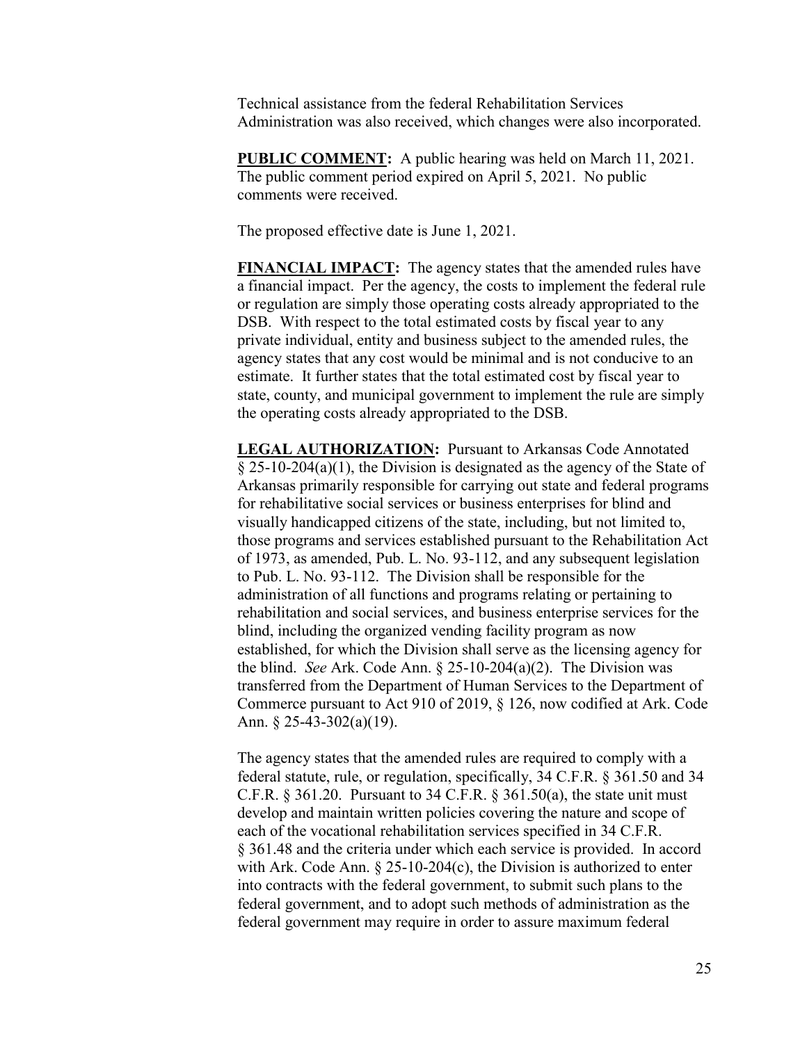Technical assistance from the federal Rehabilitation Services Administration was also received, which changes were also incorporated.

**PUBLIC COMMENT:** A public hearing was held on March 11, 2021. The public comment period expired on April 5, 2021. No public comments were received.

The proposed effective date is June 1, 2021.

**FINANCIAL IMPACT:** The agency states that the amended rules have a financial impact. Per the agency, the costs to implement the federal rule or regulation are simply those operating costs already appropriated to the DSB. With respect to the total estimated costs by fiscal year to any private individual, entity and business subject to the amended rules, the agency states that any cost would be minimal and is not conducive to an estimate. It further states that the total estimated cost by fiscal year to state, county, and municipal government to implement the rule are simply the operating costs already appropriated to the DSB.

**LEGAL AUTHORIZATION:** Pursuant to Arkansas Code Annotated § 25-10-204(a)(1), the Division is designated as the agency of the State of Arkansas primarily responsible for carrying out state and federal programs for rehabilitative social services or business enterprises for blind and visually handicapped citizens of the state, including, but not limited to, those programs and services established pursuant to the Rehabilitation Act of 1973, as amended, Pub. L. No. 93-112, and any subsequent legislation to Pub. L. No. 93-112. The Division shall be responsible for the administration of all functions and programs relating or pertaining to rehabilitation and social services, and business enterprise services for the blind, including the organized vending facility program as now established, for which the Division shall serve as the licensing agency for the blind. *See* Ark. Code Ann. § 25-10-204(a)(2). The Division was transferred from the Department of Human Services to the Department of Commerce pursuant to Act 910 of 2019, § 126, now codified at Ark. Code Ann. § 25-43-302(a)(19).

The agency states that the amended rules are required to comply with a federal statute, rule, or regulation, specifically, 34 C.F.R. § 361.50 and 34 C.F.R. § 361.20. Pursuant to 34 C.F.R. § 361.50(a), the state unit must develop and maintain written policies covering the nature and scope of each of the vocational rehabilitation services specified in 34 C.F.R. § 361.48 and the criteria under which each service is provided. In accord with Ark. Code Ann. § 25-10-204(c), the Division is authorized to enter into contracts with the federal government, to submit such plans to the federal government, and to adopt such methods of administration as the federal government may require in order to assure maximum federal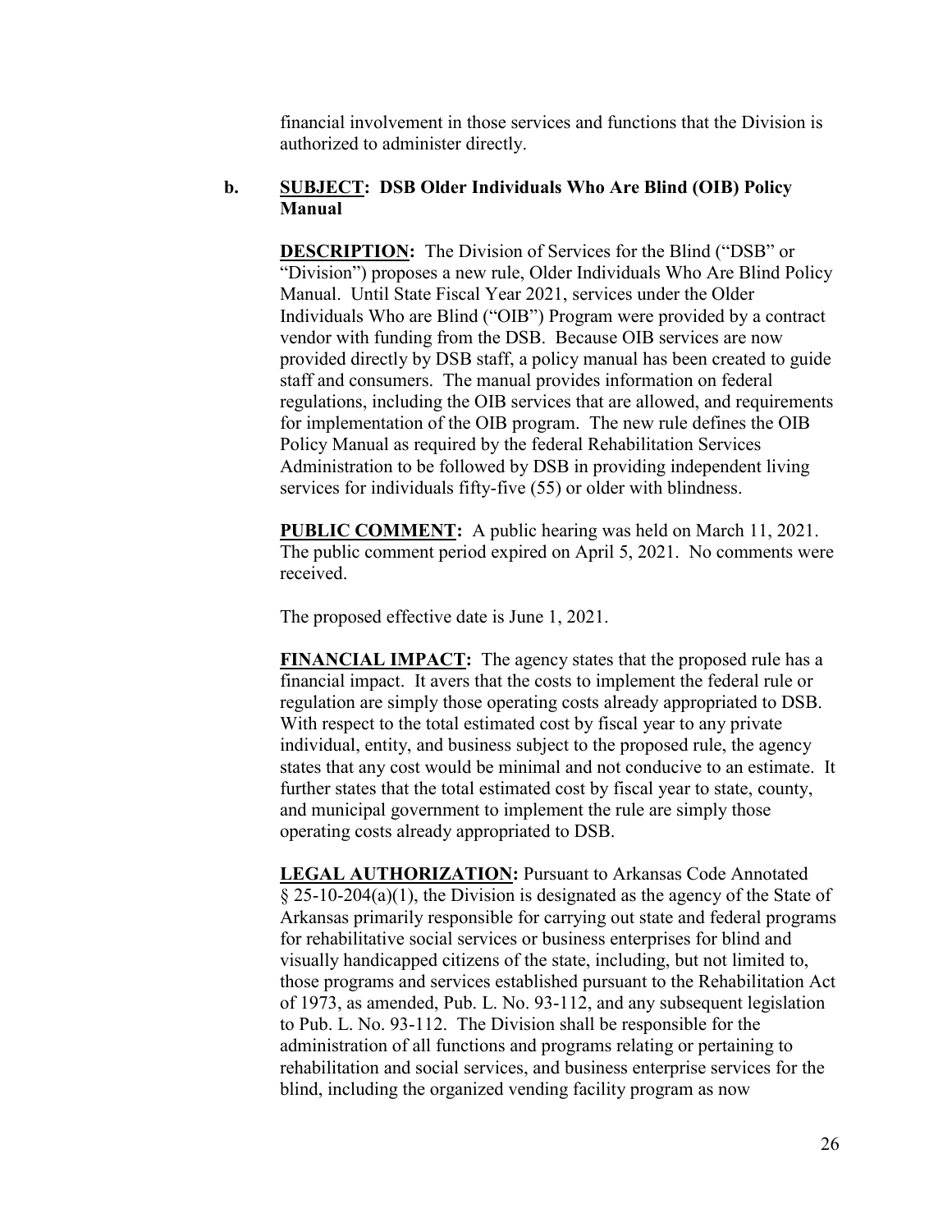financial involvement in those services and functions that the Division is authorized to administer directly.

**b. SUBJECT: DSB Older Individuals Who Are Blind (OIB) Policy Manual**

**DESCRIPTION:** The Division of Services for the Blind ("DSB" or "Division") proposes a new rule, Older Individuals Who Are Blind Policy Manual. Until State Fiscal Year 2021, services under the Older Individuals Who are Blind ("OIB") Program were provided by a contract vendor with funding from the DSB. Because OIB services are now provided directly by DSB staff, a policy manual has been created to guide staff and consumers. The manual provides information on federal regulations, including the OIB services that are allowed, and requirements for implementation of the OIB program. The new rule defines the OIB Policy Manual as required by the federal Rehabilitation Services Administration to be followed by DSB in providing independent living services for individuals fifty-five (55) or older with blindness.

**PUBLIC COMMENT:** A public hearing was held on March 11, 2021. The public comment period expired on April 5, 2021. No comments were received.

The proposed effective date is June 1, 2021.

**FINANCIAL IMPACT:** The agency states that the proposed rule has a financial impact. It avers that the costs to implement the federal rule or regulation are simply those operating costs already appropriated to DSB. With respect to the total estimated cost by fiscal year to any private individual, entity, and business subject to the proposed rule, the agency states that any cost would be minimal and not conducive to an estimate. It further states that the total estimated cost by fiscal year to state, county, and municipal government to implement the rule are simply those operating costs already appropriated to DSB.

**LEGAL AUTHORIZATION:** Pursuant to Arkansas Code Annotated § 25-10-204(a)(1), the Division is designated as the agency of the State of Arkansas primarily responsible for carrying out state and federal programs for rehabilitative social services or business enterprises for blind and visually handicapped citizens of the state, including, but not limited to, those programs and services established pursuant to the Rehabilitation Act of 1973, as amended, Pub. L. No. 93-112, and any subsequent legislation to Pub. L. No. 93-112. The Division shall be responsible for the administration of all functions and programs relating or pertaining to rehabilitation and social services, and business enterprise services for the blind, including the organized vending facility program as now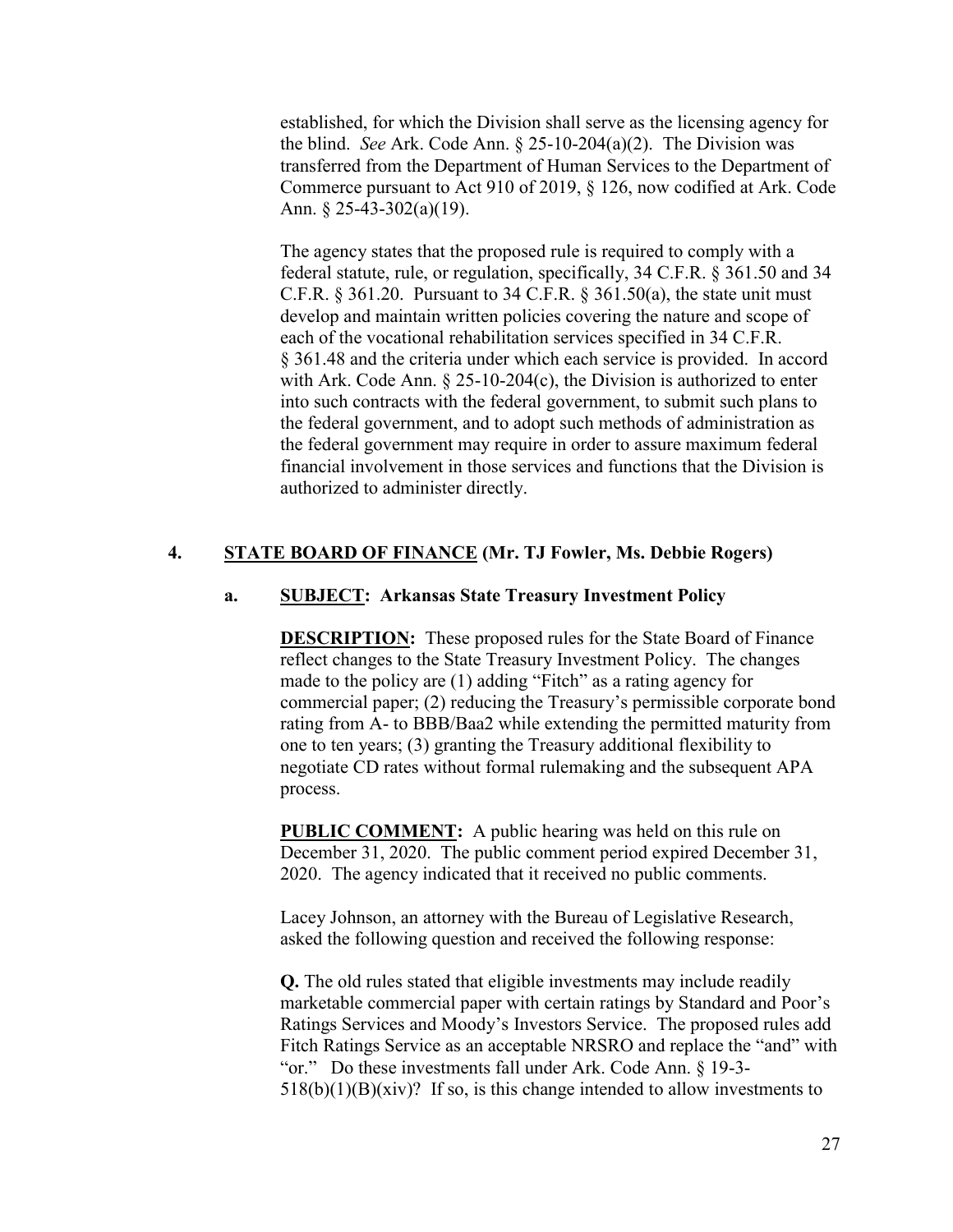established, for which the Division shall serve as the licensing agency for the blind. *See* Ark. Code Ann. § 25-10-204(a)(2). The Division was transferred from the Department of Human Services to the Department of Commerce pursuant to Act 910 of 2019, § 126, now codified at Ark. Code Ann. § 25-43-302(a)(19).

The agency states that the proposed rule is required to comply with a federal statute, rule, or regulation, specifically, 34 C.F.R. § 361.50 and 34 C.F.R. § 361.20. Pursuant to 34 C.F.R. § 361.50(a), the state unit must develop and maintain written policies covering the nature and scope of each of the vocational rehabilitation services specified in 34 C.F.R. § 361.48 and the criteria under which each service is provided. In accord with Ark. Code Ann. § 25-10-204(c), the Division is authorized to enter into such contracts with the federal government, to submit such plans to the federal government, and to adopt such methods of administration as the federal government may require in order to assure maximum federal financial involvement in those services and functions that the Division is authorized to administer directly.

**4. <u>STATE BOARD OF FINANCE</u> (Mr. TJ Fowler, Ms. Debbie Rogers)**

**a. <u>SUBJECT</u>: Arkansas State Treasury Investment Policy**

**<u>DESCRIPTION</u>:** These proposed rules for the State Board of Finance reflect changes to the State Treasury Investment Policy. The changes made to the policy are (1) adding "Fitch" as a rating agency for commercial paper; (2) reducing the Treasury's permissible corporate bond rating from A- to BBB/Baa2 while extending the permitted maturity from one to ten years; (3) granting the Treasury additional flexibility to negotiate CD rates without formal rulemaking and the subsequent APA process.

**<u>PUBLIC COMMENT</u>:** A public hearing was held on this rule on December 31, 2020. The public comment period expired December 31, 2020. The agency indicated that it received no public comments.

Lacey Johnson, an attorney with the Bureau of Legislative Research, asked the following question and received the following response:

**Q.** The old rules stated that eligible investments may include readily marketable commercial paper with certain ratings by Standard and Poor's Ratings Services and Moody's Investors Service. The proposed rules add Fitch Ratings Service as an acceptable NRSRO and replace the "and" with "or." Do these investments fall under Ark. Code Ann. § 19-3-518(b)(1)(B)(xiv)? If so, is this change intended to allow investments to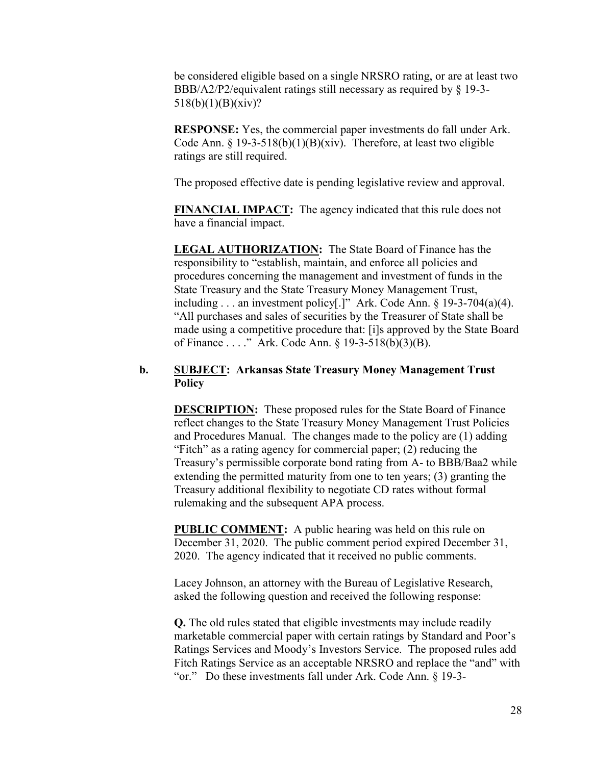be considered eligible based on a single NRSRO rating, or are at least two BBB/A2/P2/equivalent ratings still necessary as required by § 19-3-518(b)(1)(B)(xiv)?

**RESPONSE:** Yes, the commercial paper investments do fall under Ark. Code Ann. § 19-3-518(b)(1)(B)(xiv). Therefore, at least two eligible ratings are still required.

The proposed effective date is pending legislative review and approval.

**FINANCIAL IMPACT:** The agency indicated that this rule does not have a financial impact.

**LEGAL AUTHORIZATION:** The State Board of Finance has the responsibility to "establish, maintain, and enforce all policies and procedures concerning the management and investment of funds in the State Treasury and the State Treasury Money Management Trust, including . . . an investment policy[.]" Ark. Code Ann. § 19-3-704(a)(4). "All purchases and sales of securities by the Treasurer of State shall be made using a competitive procedure that: [i]s approved by the State Board of Finance . . . ." Ark. Code Ann. § 19-3-518(b)(3)(B).

**b. SUBJECT: Arkansas State Treasury Money Management Trust Policy**

**DESCRIPTION:** These proposed rules for the State Board of Finance reflect changes to the State Treasury Money Management Trust Policies and Procedures Manual. The changes made to the policy are (1) adding "Fitch" as a rating agency for commercial paper; (2) reducing the Treasury's permissible corporate bond rating from A- to BBB/Baa2 while extending the permitted maturity from one to ten years; (3) granting the Treasury additional flexibility to negotiate CD rates without formal rulemaking and the subsequent APA process.

**PUBLIC COMMENT:** A public hearing was held on this rule on December 31, 2020. The public comment period expired December 31, 2020. The agency indicated that it received no public comments.

Lacey Johnson, an attorney with the Bureau of Legislative Research, asked the following question and received the following response:

**Q.** The old rules stated that eligible investments may include readily marketable commercial paper with certain ratings by Standard and Poor's Ratings Services and Moody's Investors Service. The proposed rules add Fitch Ratings Service as an acceptable NRSRO and replace the "and" with "or." Do these investments fall under Ark. Code Ann. § 19-3-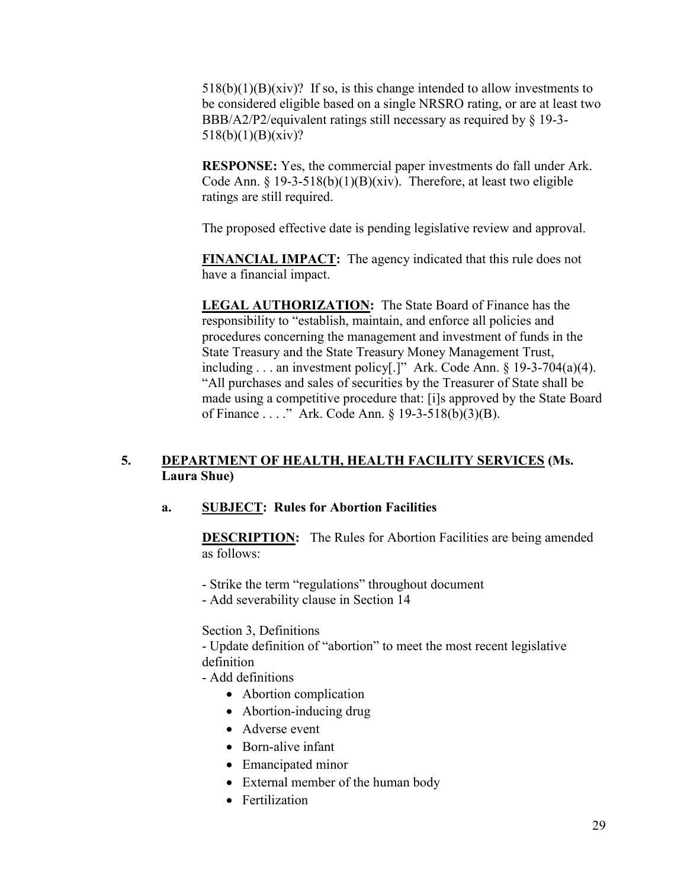518(b)(1)(B)(xiv)? If so, is this change intended to allow investments to be considered eligible based on a single NRSRO rating, or are at least two BBB/A2/P2/equivalent ratings still necessary as required by § 19-3-518(b)(1)(B)(xiv)?

**RESPONSE:** Yes, the commercial paper investments do fall under Ark. Code Ann. § 19-3-518(b)(1)(B)(xiv). Therefore, at least two eligible ratings are still required.

The proposed effective date is pending legislative review and approval.

**FINANCIAL IMPACT:** The agency indicated that this rule does not have a financial impact.

**LEGAL AUTHORIZATION:** The State Board of Finance has the responsibility to "establish, maintain, and enforce all policies and procedures concerning the management and investment of funds in the State Treasury and the State Treasury Money Management Trust, including . . . an investment policy[.]" Ark. Code Ann. § 19-3-704(a)(4). "All purchases and sales of securities by the Treasurer of State shall be made using a competitive procedure that: [i]s approved by the State Board of Finance . . . ." Ark. Code Ann. § 19-3-518(b)(3)(B).

## 5. DEPARTMENT OF HEALTH, HEALTH FACILITY SERVICES (Ms. Laura Shue)

### a. SUBJECT: Rules for Abortion Facilities

**DESCRIPTION:** The Rules for Abortion Facilities are being amended as follows:

- Strike the term "regulations" throughout document
- Add severability clause in Section 14

Section 3, Definitions
- Update definition of "abortion" to meet the most recent legislative definition
- Add definitions
  - Abortion complication
  - Abortion-inducing drug
  - Adverse event
  - Born-alive infant
  - Emancipated minor
  - External member of the human body
  - Fertilization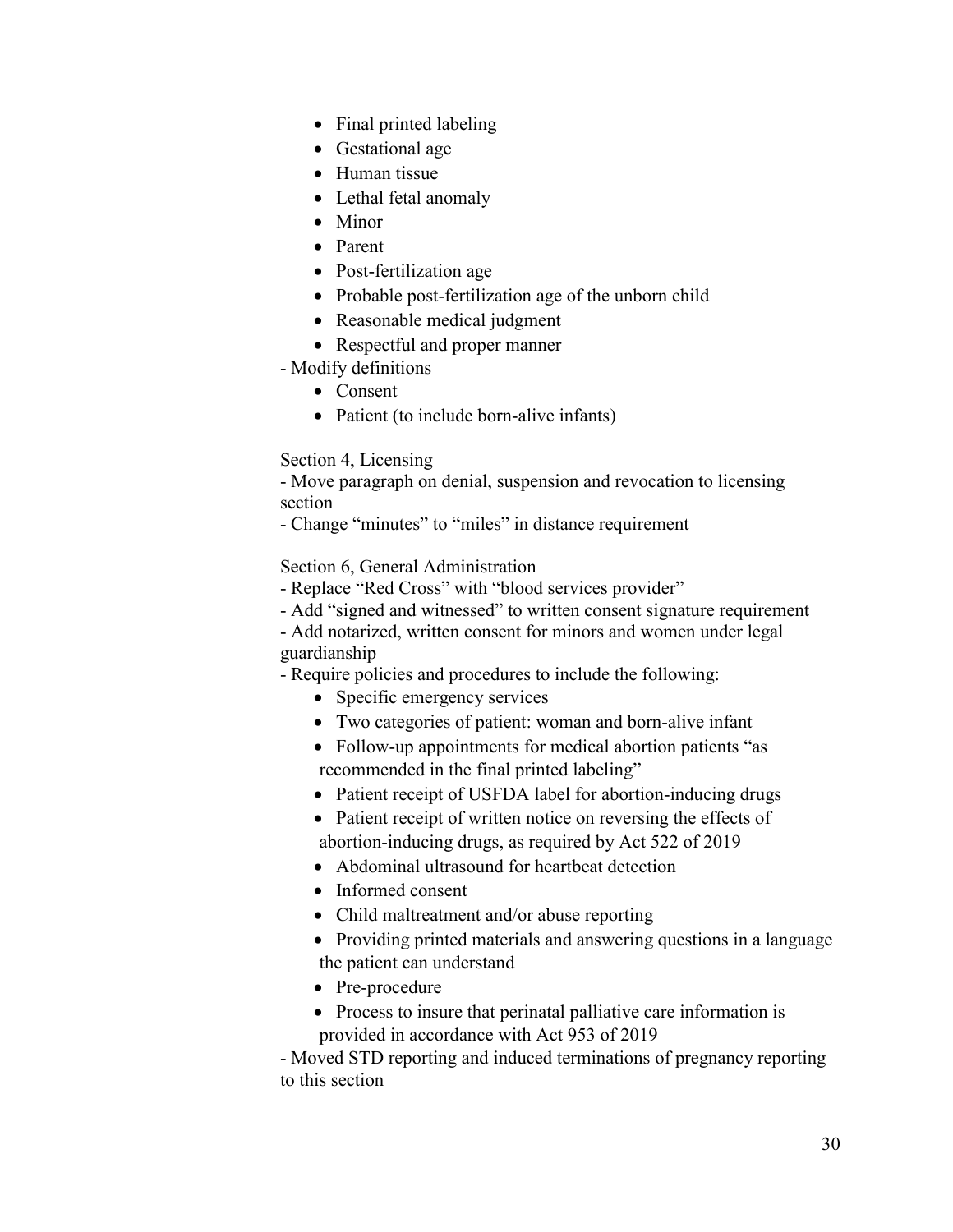- Final printed labeling
- Gestational age
- Human tissue
- Lethal fetal anomaly
- Minor
- Parent
- Post-fertilization age
- Probable post-fertilization age of the unborn child
- Reasonable medical judgment
- Respectful and proper manner

- Modify definitions
  - Consent
  - Patient (to include born-alive infants)

Section 4, Licensing

- Move paragraph on denial, suspension and revocation to licensing section
- Change "minutes" to "miles" in distance requirement

Section 6, General Administration

- Replace "Red Cross" with "blood services provider"
- Add "signed and witnessed" to written consent signature requirement
- Add notarized, written consent for minors and women under legal guardianship
- Require policies and procedures to include the following:
  - Specific emergency services
  - Two categories of patient: woman and born-alive infant
  - Follow-up appointments for medical abortion patients "as recommended in the final printed labeling"
  - Patient receipt of USFDA label for abortion-inducing drugs
  - Patient receipt of written notice on reversing the effects of abortion-inducing drugs, as required by Act 522 of 2019
  - Abdominal ultrasound for heartbeat detection
  - Informed consent
  - Child maltreatment and/or abuse reporting
  - Providing printed materials and answering questions in a language the patient can understand
  - Pre-procedure
  - Process to insure that perinatal palliative care information is provided in accordance with Act 953 of 2019
- Moved STD reporting and induced terminations of pregnancy reporting to this section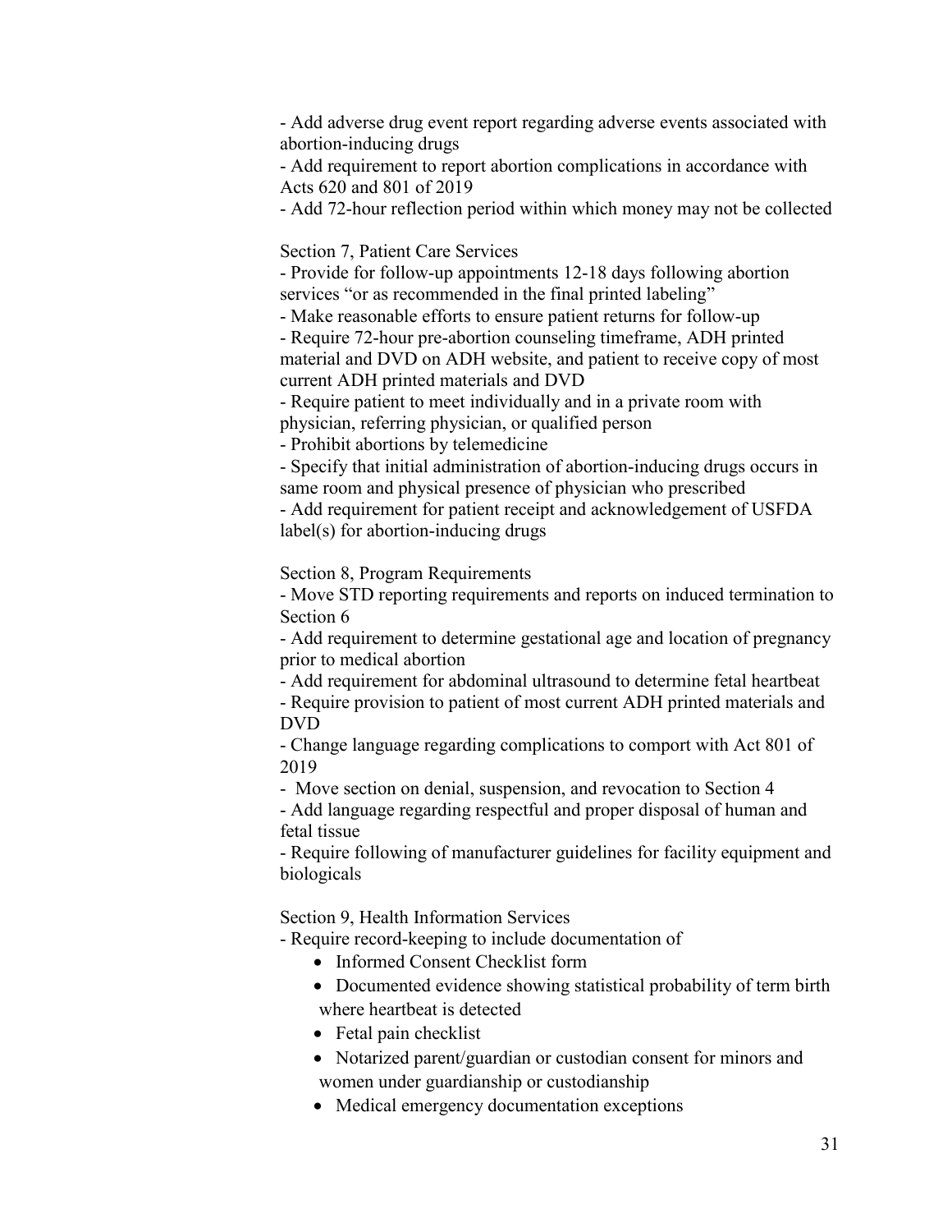- Add adverse drug event report regarding adverse events associated with abortion-inducing drugs
- Add requirement to report abortion complications in accordance with Acts 620 and 801 of 2019
- Add 72-hour reflection period within which money may not be collected

Section 7, Patient Care Services
- Provide for follow-up appointments 12-18 days following abortion services "or as recommended in the final printed labeling"
- Make reasonable efforts to ensure patient returns for follow-up
- Require 72-hour pre-abortion counseling timeframe, ADH printed material and DVD on ADH website, and patient to receive copy of most current ADH printed materials and DVD
- Require patient to meet individually and in a private room with physician, referring physician, or qualified person
- Prohibit abortions by telemedicine
- Specify that initial administration of abortion-inducing drugs occurs in same room and physical presence of physician who prescribed
- Add requirement for patient receipt and acknowledgement of USFDA label(s) for abortion-inducing drugs

Section 8, Program Requirements
- Move STD reporting requirements and reports on induced termination to Section 6
- Add requirement to determine gestational age and location of pregnancy prior to medical abortion
- Add requirement for abdominal ultrasound to determine fetal heartbeat
- Require provision to patient of most current ADH printed materials and DVD
- Change language regarding complications to comport with Act 801 of 2019
- Move section on denial, suspension, and revocation to Section 4
- Add language regarding respectful and proper disposal of human and fetal tissue
- Require following of manufacturer guidelines for facility equipment and biologicals

Section 9, Health Information Services
- Require record-keeping to include documentation of
  - Informed Consent Checklist form
  - Documented evidence showing statistical probability of term birth where heartbeat is detected
  - Fetal pain checklist
  - Notarized parent/guardian or custodian consent for minors and women under guardianship or custodianship
  - Medical emergency documentation exceptions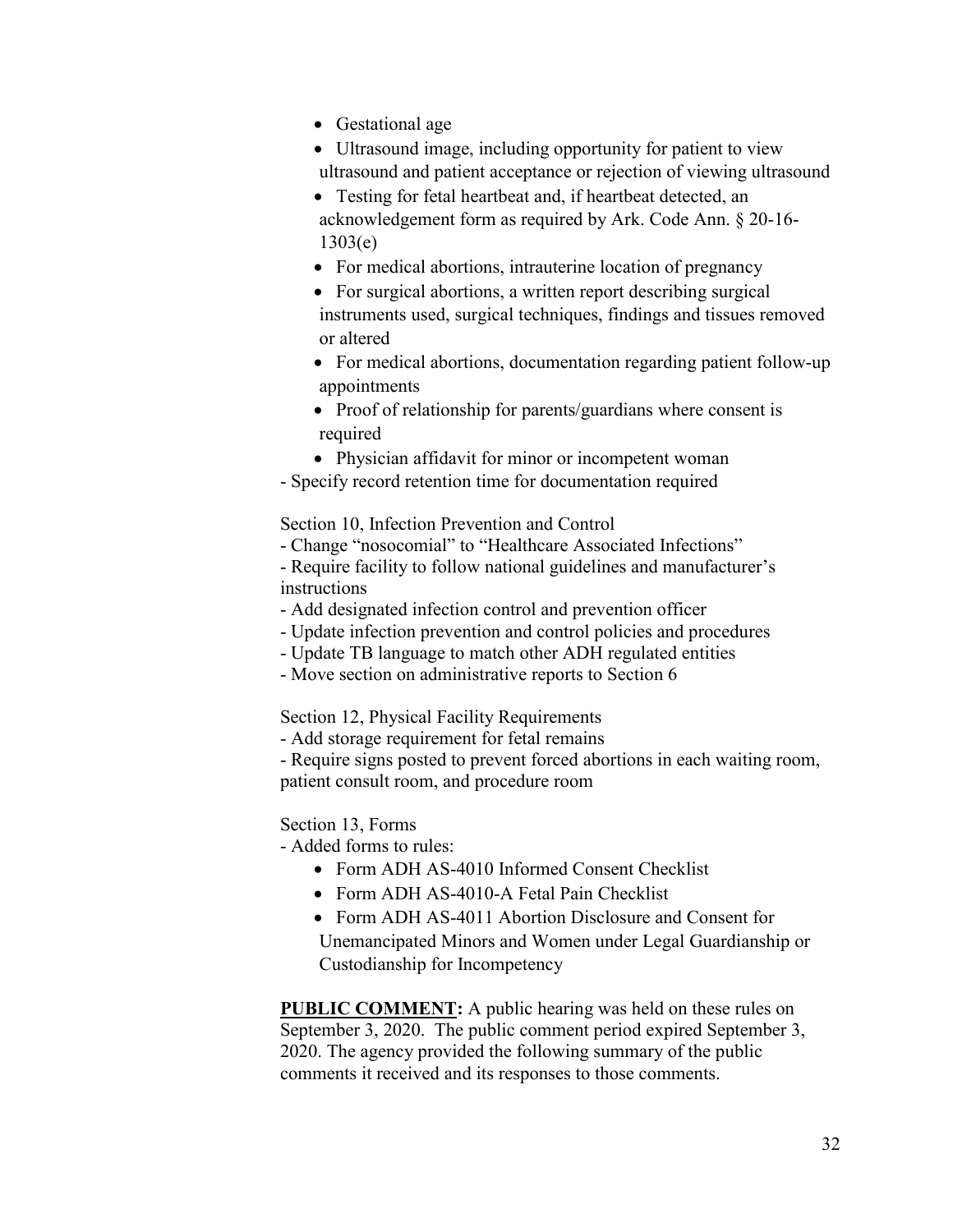- Gestational age
- Ultrasound image, including opportunity for patient to view ultrasound and patient acceptance or rejection of viewing ultrasound
- Testing for fetal heartbeat and, if heartbeat detected, an acknowledgement form as required by Ark. Code Ann. § 20-16-1303(e)
- For medical abortions, intrauterine location of pregnancy
- For surgical abortions, a written report describing surgical instruments used, surgical techniques, findings and tissues removed or altered
- For medical abortions, documentation regarding patient follow-up appointments
- Proof of relationship for parents/guardians where consent is required
- Physician affidavit for minor or incompetent woman

- Specify record retention time for documentation required

Section 10, Infection Prevention and Control

- Change "nosocomial" to "Healthcare Associated Infections"
- Require facility to follow national guidelines and manufacturer's instructions
- Add designated infection control and prevention officer
- Update infection prevention and control policies and procedures
- Update TB language to match other ADH regulated entities
- Move section on administrative reports to Section 6

Section 12, Physical Facility Requirements

- Add storage requirement for fetal remains
- Require signs posted to prevent forced abortions in each waiting room, patient consult room, and procedure room

Section 13, Forms

- Added forms to rules:
  - Form ADH AS-4010 Informed Consent Checklist
  - Form ADH AS-4010-A Fetal Pain Checklist
  - Form ADH AS-4011 Abortion Disclosure and Consent for Unemancipated Minors and Women under Legal Guardianship or Custodianship for Incompetency

**PUBLIC COMMENT:** A public hearing was held on these rules on September 3, 2020. The public comment period expired September 3, 2020. The agency provided the following summary of the public comments it received and its responses to those comments.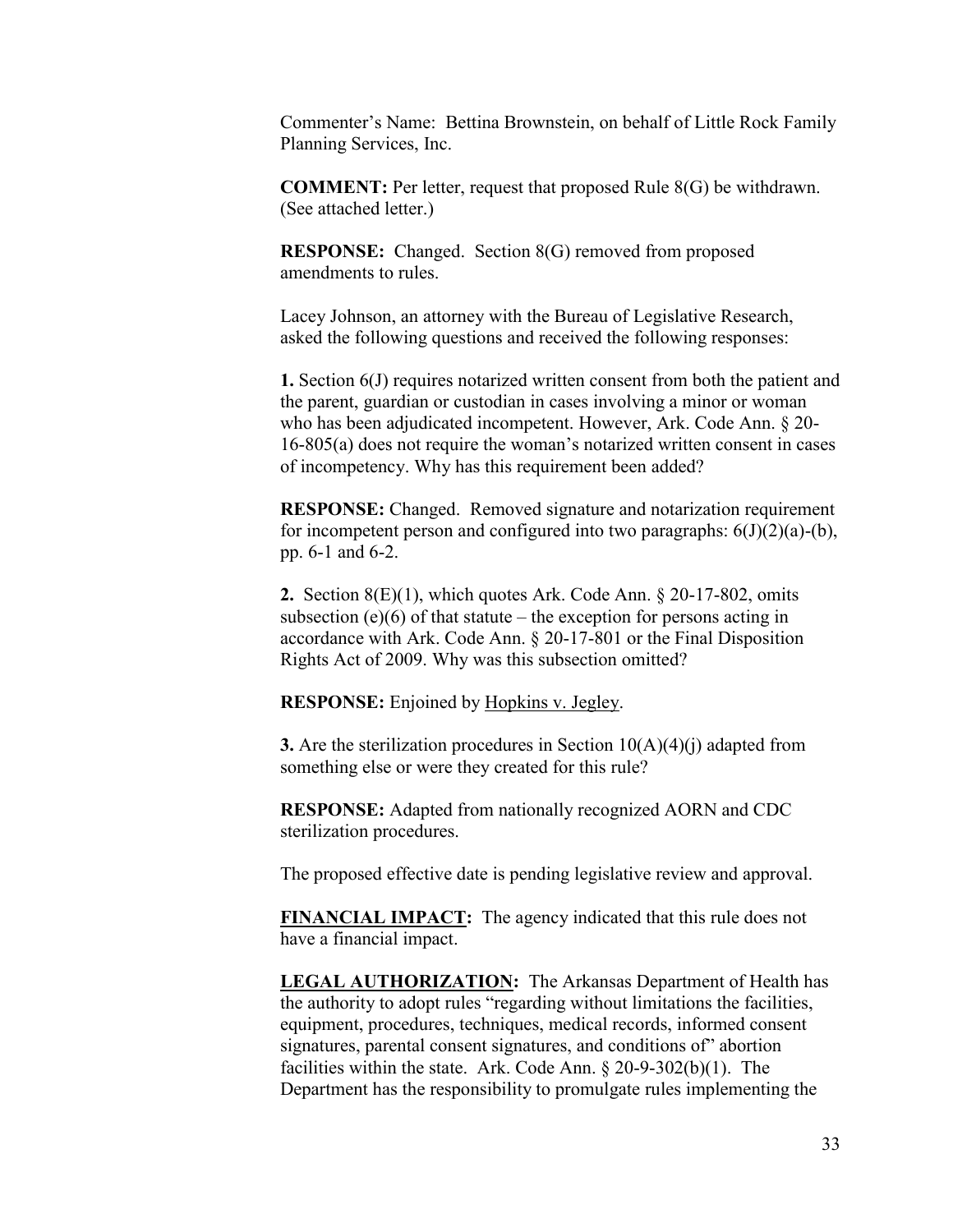Commenter's Name: Bettina Brownstein, on behalf of Little Rock Family Planning Services, Inc.

**COMMENT:** Per letter, request that proposed Rule 8(G) be withdrawn. (See attached letter.)

**RESPONSE:** Changed. Section 8(G) removed from proposed amendments to rules.

Lacey Johnson, an attorney with the Bureau of Legislative Research, asked the following questions and received the following responses:

**1.** Section 6(J) requires notarized written consent from both the patient and the parent, guardian or custodian in cases involving a minor or woman who has been adjudicated incompetent. However, Ark. Code Ann. § 20-16-805(a) does not require the woman's notarized written consent in cases of incompetency. Why has this requirement been added?

**RESPONSE:** Changed. Removed signature and notarization requirement for incompetent person and configured into two paragraphs: 6(J)(2)(a)-(b), pp. 6-1 and 6-2.

**2.** Section 8(E)(1), which quotes Ark. Code Ann. § 20-17-802, omits subsection (e)(6) of that statute – the exception for persons acting in accordance with Ark. Code Ann. § 20-17-801 or the Final Disposition Rights Act of 2009. Why was this subsection omitted?

**RESPONSE:** Enjoined by Hopkins v. Jegley.

**3.** Are the sterilization procedures in Section 10(A)(4)(j) adapted from something else or were they created for this rule?

**RESPONSE:** Adapted from nationally recognized AORN and CDC sterilization procedures.

The proposed effective date is pending legislative review and approval.

**FINANCIAL IMPACT:** The agency indicated that this rule does not have a financial impact.

**LEGAL AUTHORIZATION:** The Arkansas Department of Health has the authority to adopt rules "regarding without limitations the facilities, equipment, procedures, techniques, medical records, informed consent signatures, parental consent signatures, and conditions of" abortion facilities within the state. Ark. Code Ann. § 20-9-302(b)(1). The Department has the responsibility to promulgate rules implementing the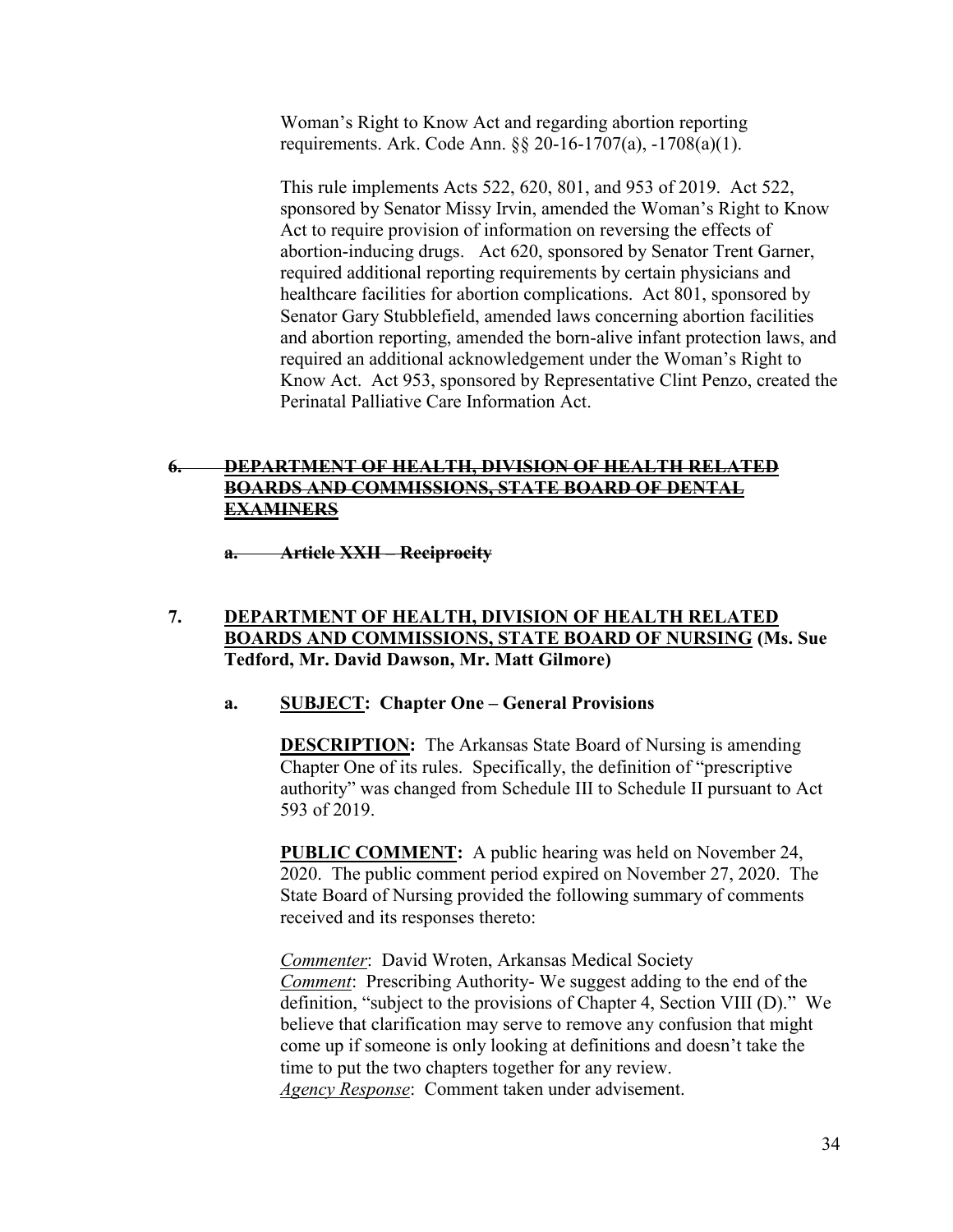Woman's Right to Know Act and regarding abortion reporting requirements. Ark. Code Ann. §§ 20-16-1707(a), -1708(a)(1).

This rule implements Acts 522, 620, 801, and 953 of 2019. Act 522, sponsored by Senator Missy Irvin, amended the Woman's Right to Know Act to require provision of information on reversing the effects of abortion-inducing drugs. Act 620, sponsored by Senator Trent Garner, required additional reporting requirements by certain physicians and healthcare facilities for abortion complications. Act 801, sponsored by Senator Gary Stubblefield, amended laws concerning abortion facilities and abortion reporting, amended the born-alive infant protection laws, and required an additional acknowledgement under the Woman's Right to Know Act. Act 953, sponsored by Representative Clint Penzo, created the Perinatal Palliative Care Information Act.

**~~6. DEPARTMENT OF HEALTH, DIVISION OF HEALTH RELATED BOARDS AND COMMISSIONS, STATE BOARD OF DENTAL EXAMINERS~~**

**~~a. Article XXII – Reciprocity~~**

**7. <u>DEPARTMENT OF HEALTH, DIVISION OF HEALTH RELATED BOARDS AND COMMISSIONS, STATE BOARD OF NURSING</u> (Ms. Sue Tedford, Mr. David Dawson, Mr. Matt Gilmore)**

**a. <u>SUBJECT</u>: Chapter One – General Provisions**

**<u>DESCRIPTION</u>:** The Arkansas State Board of Nursing is amending Chapter One of its rules. Specifically, the definition of "prescriptive authority" was changed from Schedule III to Schedule II pursuant to Act 593 of 2019.

**<u>PUBLIC COMMENT</u>:** A public hearing was held on November 24, 2020. The public comment period expired on November 27, 2020. The State Board of Nursing provided the following summary of comments received and its responses thereto:

*<u>Commenter</u>*: David Wroten, Arkansas Medical Society
*<u>Comment</u>*: Prescribing Authority- We suggest adding to the end of the definition, "subject to the provisions of Chapter 4, Section VIII (D)." We believe that clarification may serve to remove any confusion that might come up if someone is only looking at definitions and doesn't take the time to put the two chapters together for any review.
*<u>Agency Response</u>*: Comment taken under advisement.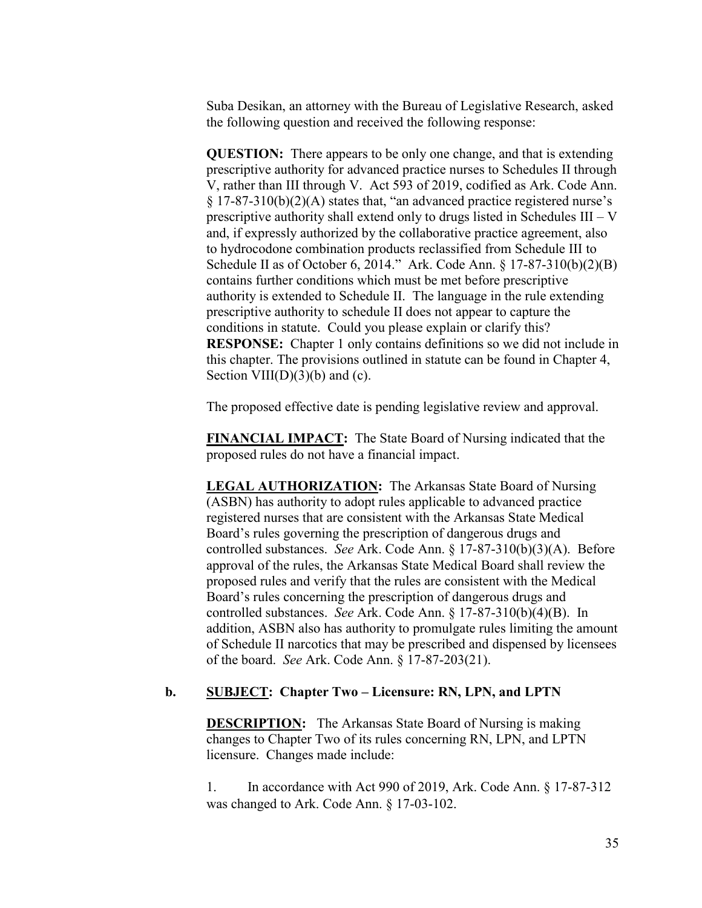Suba Desikan, an attorney with the Bureau of Legislative Research, asked the following question and received the following response:

**QUESTION:** There appears to be only one change, and that is extending prescriptive authority for advanced practice nurses to Schedules II through V, rather than III through V. Act 593 of 2019, codified as Ark. Code Ann. § 17-87-310(b)(2)(A) states that, "an advanced practice registered nurse's prescriptive authority shall extend only to drugs listed in Schedules III – V and, if expressly authorized by the collaborative practice agreement, also to hydrocodone combination products reclassified from Schedule III to Schedule II as of October 6, 2014." Ark. Code Ann. § 17-87-310(b)(2)(B) contains further conditions which must be met before prescriptive authority is extended to Schedule II. The language in the rule extending prescriptive authority to schedule II does not appear to capture the conditions in statute. Could you please explain or clarify this?
**RESPONSE:** Chapter 1 only contains definitions so we did not include in this chapter. The provisions outlined in statute can be found in Chapter 4, Section VIII(D)(3)(b) and (c).

The proposed effective date is pending legislative review and approval.

**FINANCIAL IMPACT:** The State Board of Nursing indicated that the proposed rules do not have a financial impact.

**LEGAL AUTHORIZATION:** The Arkansas State Board of Nursing (ASBN) has authority to adopt rules applicable to advanced practice registered nurses that are consistent with the Arkansas State Medical Board's rules governing the prescription of dangerous drugs and controlled substances. *See* Ark. Code Ann. § 17-87-310(b)(3)(A). Before approval of the rules, the Arkansas State Medical Board shall review the proposed rules and verify that the rules are consistent with the Medical Board's rules concerning the prescription of dangerous drugs and controlled substances. *See* Ark. Code Ann. § 17-87-310(b)(4)(B). In addition, ASBN also has authority to promulgate rules limiting the amount of Schedule II narcotics that may be prescribed and dispensed by licensees of the board. *See* Ark. Code Ann. § 17-87-203(21).

**b. SUBJECT: Chapter Two – Licensure: RN, LPN, and LPTN**

**DESCRIPTION:** The Arkansas State Board of Nursing is making changes to Chapter Two of its rules concerning RN, LPN, and LPTN licensure. Changes made include:

1. In accordance with Act 990 of 2019, Ark. Code Ann. § 17-87-312 was changed to Ark. Code Ann. § 17-03-102.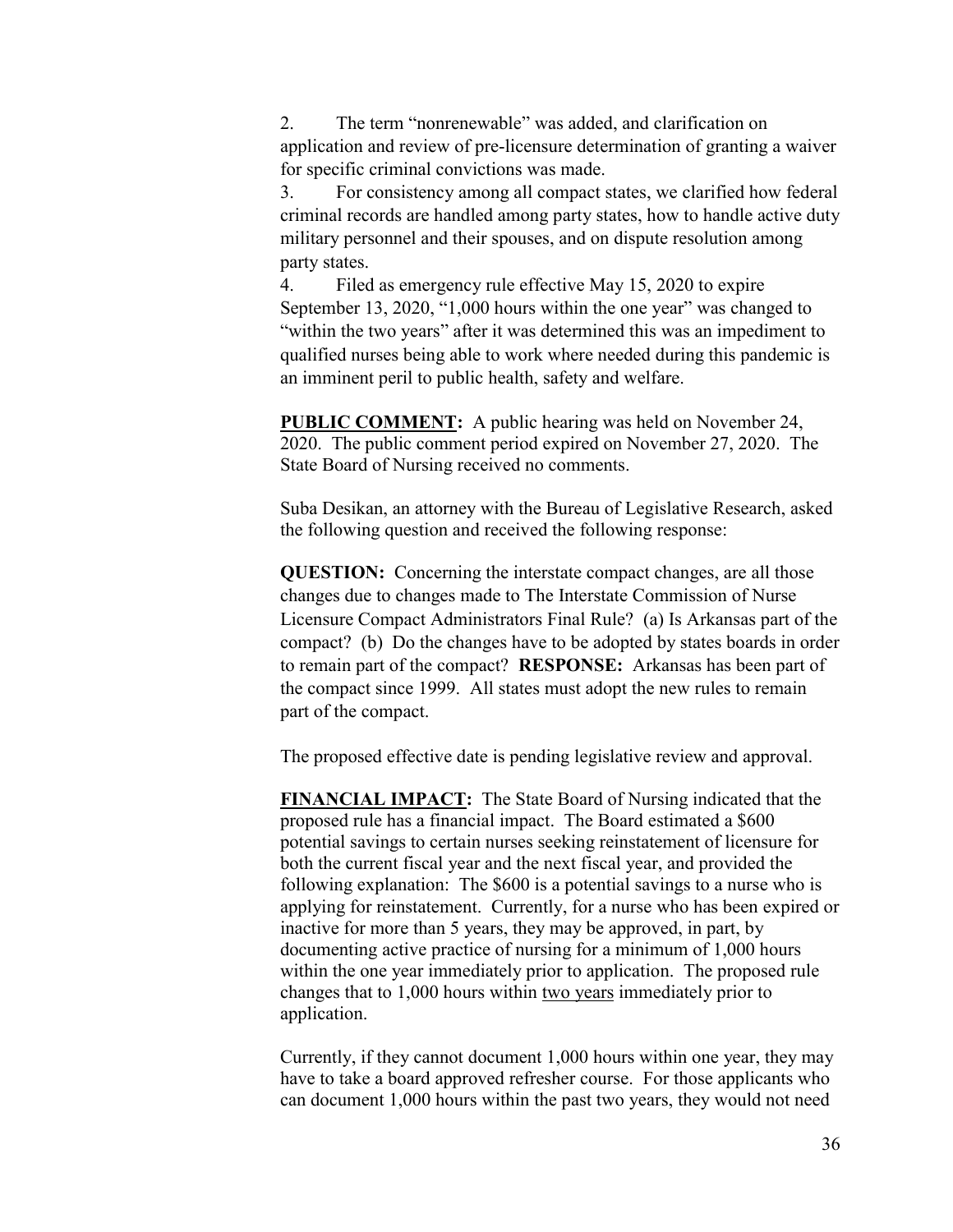2. The term "nonrenewable" was added, and clarification on application and review of pre-licensure determination of granting a waiver for specific criminal convictions was made.

3. For consistency among all compact states, we clarified how federal criminal records are handled among party states, how to handle active duty military personnel and their spouses, and on dispute resolution among party states.

4. Filed as emergency rule effective May 15, 2020 to expire September 13, 2020, "1,000 hours within the one year" was changed to "within the two years" after it was determined this was an impediment to qualified nurses being able to work where needed during this pandemic is an imminent peril to public health, safety and welfare.

**PUBLIC COMMENT:** A public hearing was held on November 24, 2020. The public comment period expired on November 27, 2020. The State Board of Nursing received no comments.

Suba Desikan, an attorney with the Bureau of Legislative Research, asked the following question and received the following response:

**QUESTION:** Concerning the interstate compact changes, are all those changes due to changes made to The Interstate Commission of Nurse Licensure Compact Administrators Final Rule? (a) Is Arkansas part of the compact? (b) Do the changes have to be adopted by states boards in order to remain part of the compact? **RESPONSE:** Arkansas has been part of the compact since 1999. All states must adopt the new rules to remain part of the compact.

The proposed effective date is pending legislative review and approval.

**FINANCIAL IMPACT:** The State Board of Nursing indicated that the proposed rule has a financial impact. The Board estimated a $600 potential savings to certain nurses seeking reinstatement of licensure for both the current fiscal year and the next fiscal year, and provided the following explanation: The $600 is a potential savings to a nurse who is applying for reinstatement. Currently, for a nurse who has been expired or inactive for more than 5 years, they may be approved, in part, by documenting active practice of nursing for a minimum of 1,000 hours within the one year immediately prior to application. The proposed rule changes that to 1,000 hours within <u>two years</u> immediately prior to application.

Currently, if they cannot document 1,000 hours within one year, they may have to take a board approved refresher course. For those applicants who can document 1,000 hours within the past two years, they would not need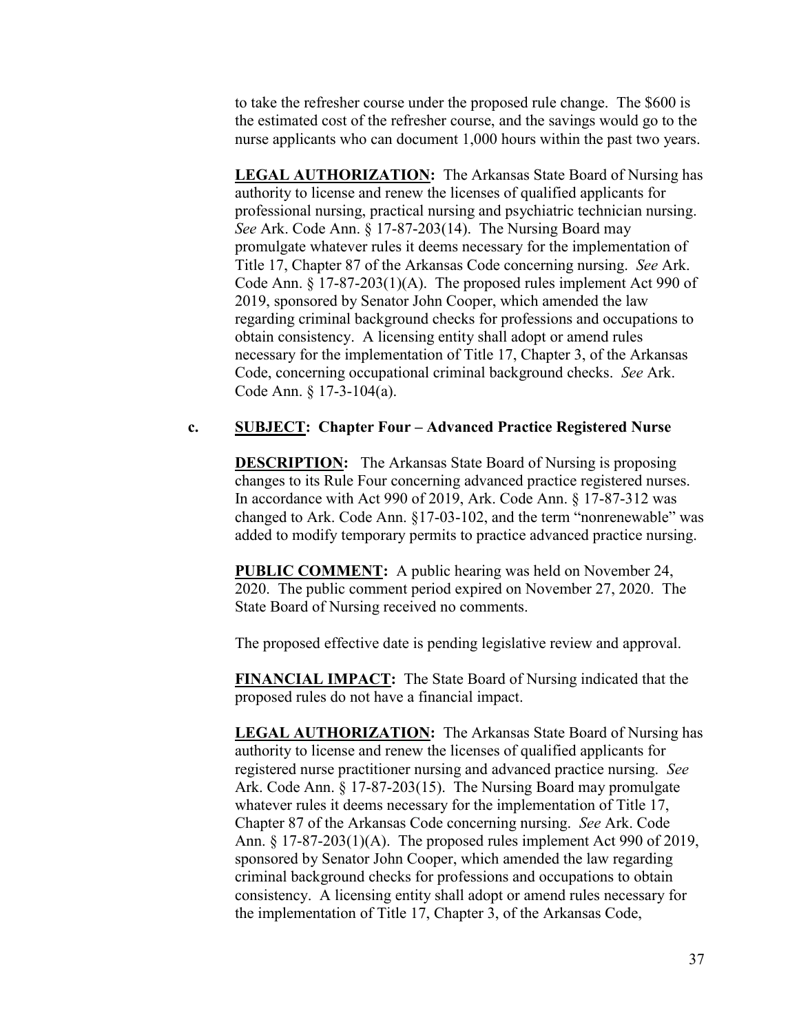to take the refresher course under the proposed rule change. The $600 is the estimated cost of the refresher course, and the savings would go to the nurse applicants who can document 1,000 hours within the past two years.

**LEGAL AUTHORIZATION:** The Arkansas State Board of Nursing has authority to license and renew the licenses of qualified applicants for professional nursing, practical nursing and psychiatric technician nursing. *See* Ark. Code Ann. § 17-87-203(14). The Nursing Board may promulgate whatever rules it deems necessary for the implementation of Title 17, Chapter 87 of the Arkansas Code concerning nursing. *See* Ark. Code Ann. § 17-87-203(1)(A). The proposed rules implement Act 990 of 2019, sponsored by Senator John Cooper, which amended the law regarding criminal background checks for professions and occupations to obtain consistency. A licensing entity shall adopt or amend rules necessary for the implementation of Title 17, Chapter 3, of the Arkansas Code, concerning occupational criminal background checks. *See* Ark. Code Ann. § 17-3-104(a).

**c. SUBJECT: Chapter Four – Advanced Practice Registered Nurse**

**DESCRIPTION:** The Arkansas State Board of Nursing is proposing changes to its Rule Four concerning advanced practice registered nurses. In accordance with Act 990 of 2019, Ark. Code Ann. § 17-87-312 was changed to Ark. Code Ann. §17-03-102, and the term "nonrenewable" was added to modify temporary permits to practice advanced practice nursing.

**PUBLIC COMMENT:** A public hearing was held on November 24, 2020. The public comment period expired on November 27, 2020. The State Board of Nursing received no comments.

The proposed effective date is pending legislative review and approval.

**FINANCIAL IMPACT:** The State Board of Nursing indicated that the proposed rules do not have a financial impact.

**LEGAL AUTHORIZATION:** The Arkansas State Board of Nursing has authority to license and renew the licenses of qualified applicants for registered nurse practitioner nursing and advanced practice nursing. *See* Ark. Code Ann. § 17-87-203(15). The Nursing Board may promulgate whatever rules it deems necessary for the implementation of Title 17, Chapter 87 of the Arkansas Code concerning nursing. *See* Ark. Code Ann. § 17-87-203(1)(A). The proposed rules implement Act 990 of 2019, sponsored by Senator John Cooper, which amended the law regarding criminal background checks for professions and occupations to obtain consistency. A licensing entity shall adopt or amend rules necessary for the implementation of Title 17, Chapter 3, of the Arkansas Code,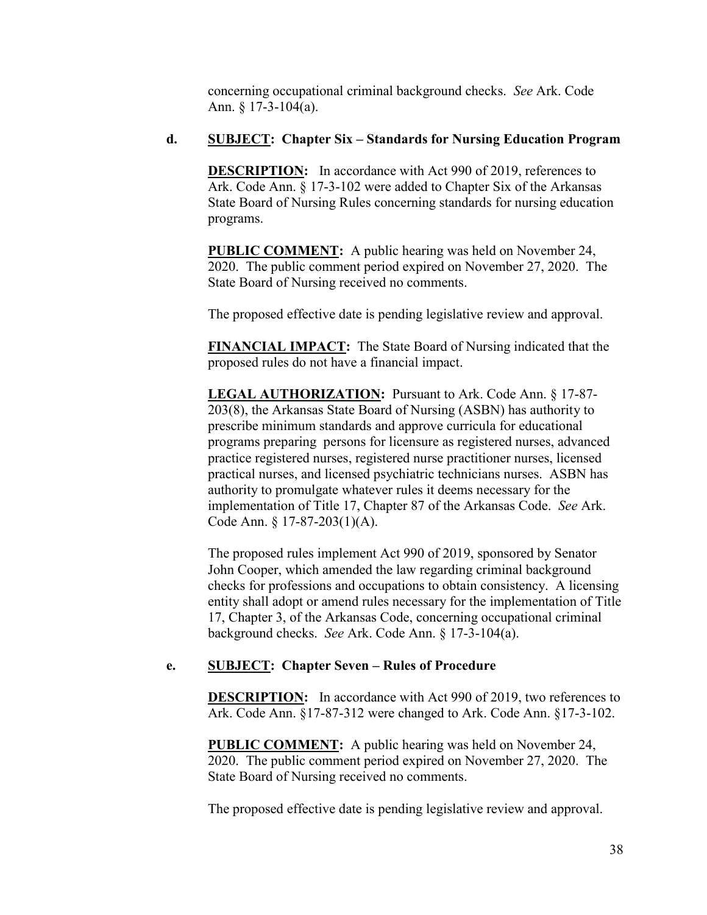concerning occupational criminal background checks. *See* Ark. Code Ann. § 17-3-104(a).

**d. SUBJECT: Chapter Six – Standards for Nursing Education Program**

**DESCRIPTION:** In accordance with Act 990 of 2019, references to Ark. Code Ann. § 17-3-102 were added to Chapter Six of the Arkansas State Board of Nursing Rules concerning standards for nursing education programs.

**PUBLIC COMMENT:** A public hearing was held on November 24, 2020. The public comment period expired on November 27, 2020. The State Board of Nursing received no comments.

The proposed effective date is pending legislative review and approval.

**FINANCIAL IMPACT:** The State Board of Nursing indicated that the proposed rules do not have a financial impact.

**LEGAL AUTHORIZATION:** Pursuant to Ark. Code Ann. § 17-87-203(8), the Arkansas State Board of Nursing (ASBN) has authority to prescribe minimum standards and approve curricula for educational programs preparing persons for licensure as registered nurses, advanced practice registered nurses, registered nurse practitioner nurses, licensed practical nurses, and licensed psychiatric technicians nurses. ASBN has authority to promulgate whatever rules it deems necessary for the implementation of Title 17, Chapter 87 of the Arkansas Code. *See* Ark. Code Ann. § 17-87-203(1)(A).

The proposed rules implement Act 990 of 2019, sponsored by Senator John Cooper, which amended the law regarding criminal background checks for professions and occupations to obtain consistency. A licensing entity shall adopt or amend rules necessary for the implementation of Title 17, Chapter 3, of the Arkansas Code, concerning occupational criminal background checks. *See* Ark. Code Ann. § 17-3-104(a).

**e. SUBJECT: Chapter Seven – Rules of Procedure**

**DESCRIPTION:** In accordance with Act 990 of 2019, two references to Ark. Code Ann. §17-87-312 were changed to Ark. Code Ann. §17-3-102.

**PUBLIC COMMENT:** A public hearing was held on November 24, 2020. The public comment period expired on November 27, 2020. The State Board of Nursing received no comments.

The proposed effective date is pending legislative review and approval.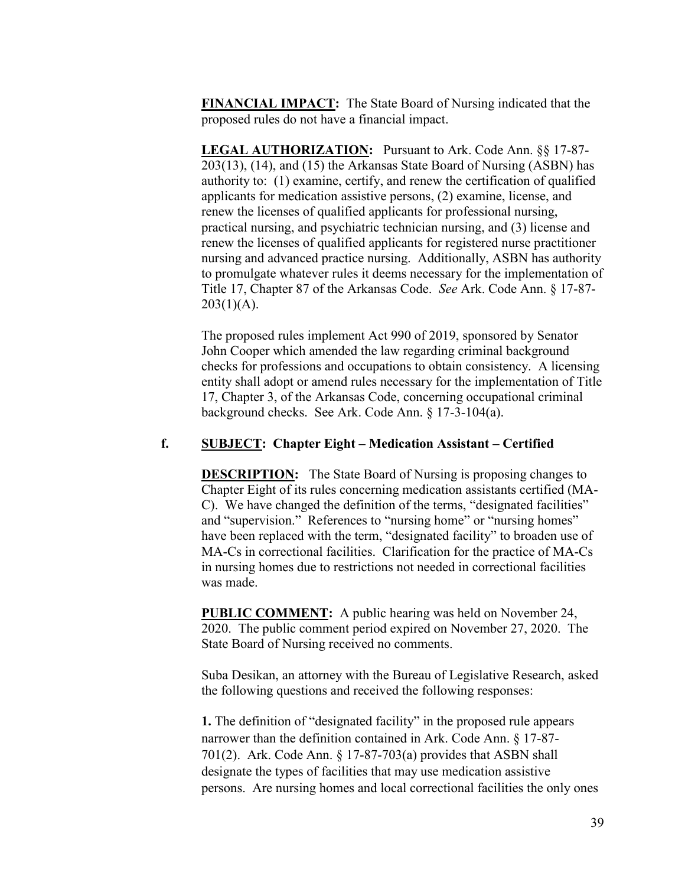**FINANCIAL IMPACT:** The State Board of Nursing indicated that the proposed rules do not have a financial impact.

**LEGAL AUTHORIZATION:** Pursuant to Ark. Code Ann. §§ 17-87-203(13), (14), and (15) the Arkansas State Board of Nursing (ASBN) has authority to: (1) examine, certify, and renew the certification of qualified applicants for medication assistive persons, (2) examine, license, and renew the licenses of qualified applicants for professional nursing, practical nursing, and psychiatric technician nursing, and (3) license and renew the licenses of qualified applicants for registered nurse practitioner nursing and advanced practice nursing. Additionally, ASBN has authority to promulgate whatever rules it deems necessary for the implementation of Title 17, Chapter 87 of the Arkansas Code. *See* Ark. Code Ann. § 17-87-203(1)(A).

The proposed rules implement Act 990 of 2019, sponsored by Senator John Cooper which amended the law regarding criminal background checks for professions and occupations to obtain consistency. A licensing entity shall adopt or amend rules necessary for the implementation of Title 17, Chapter 3, of the Arkansas Code, concerning occupational criminal background checks. See Ark. Code Ann. § 17-3-104(a).

**f. SUBJECT: Chapter Eight – Medication Assistant – Certified**

**DESCRIPTION:** The State Board of Nursing is proposing changes to Chapter Eight of its rules concerning medication assistants certified (MA-C). We have changed the definition of the terms, "designated facilities" and "supervision." References to "nursing home" or "nursing homes" have been replaced with the term, "designated facility" to broaden use of MA-Cs in correctional facilities. Clarification for the practice of MA-Cs in nursing homes due to restrictions not needed in correctional facilities was made.

**PUBLIC COMMENT:** A public hearing was held on November 24, 2020. The public comment period expired on November 27, 2020. The State Board of Nursing received no comments.

Suba Desikan, an attorney with the Bureau of Legislative Research, asked the following questions and received the following responses:

**1.** The definition of "designated facility" in the proposed rule appears narrower than the definition contained in Ark. Code Ann. § 17-87-701(2). Ark. Code Ann. § 17-87-703(a) provides that ASBN shall designate the types of facilities that may use medication assistive persons. Are nursing homes and local correctional facilities the only ones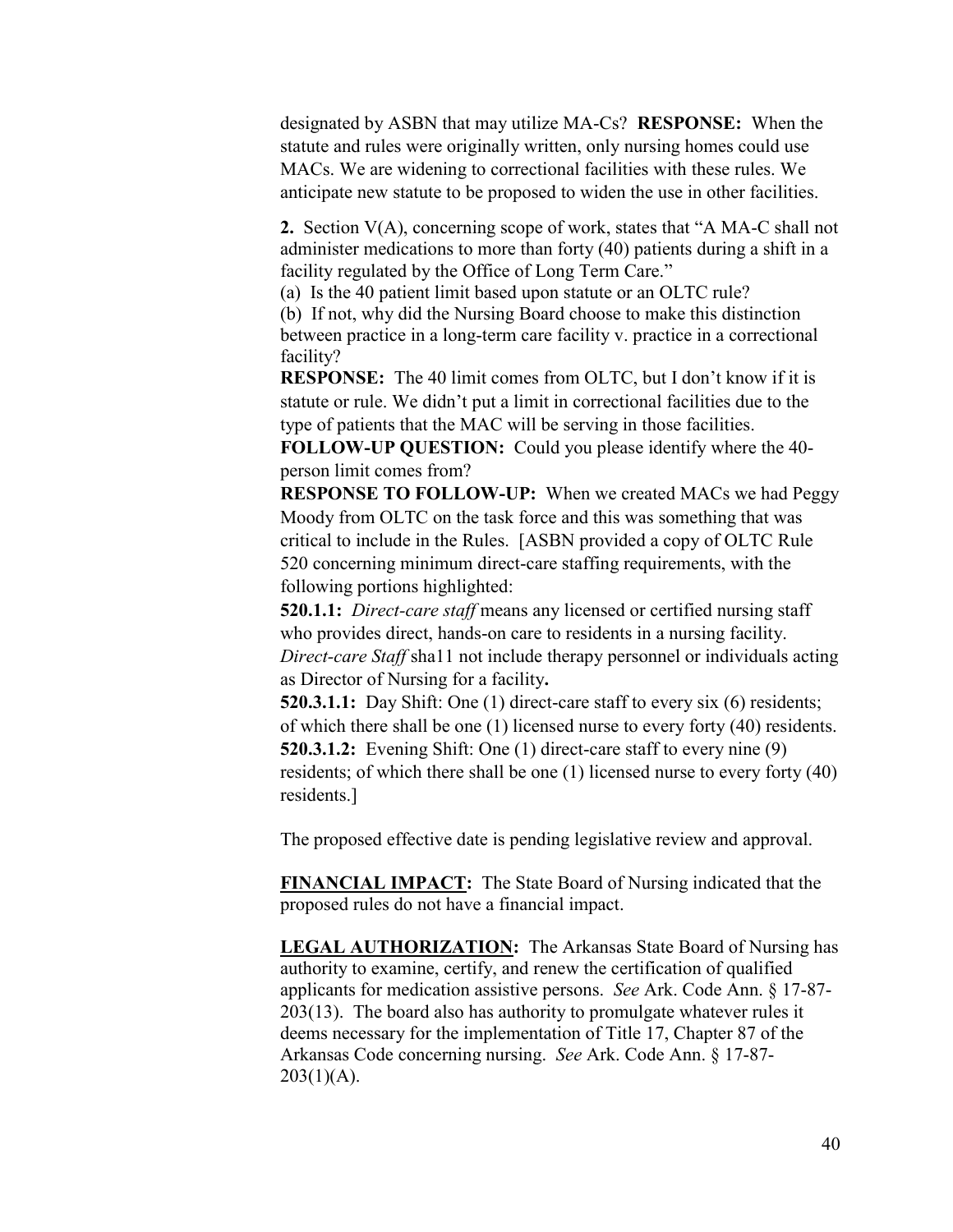designated by ASBN that may utilize MA-Cs? **RESPONSE:** When the statute and rules were originally written, only nursing homes could use MACs. We are widening to correctional facilities with these rules. We anticipate new statute to be proposed to widen the use in other facilities.

**2.** Section V(A), concerning scope of work, states that "A MA-C shall not administer medications to more than forty (40) patients during a shift in a facility regulated by the Office of Long Term Care."

(a) Is the 40 patient limit based upon statute or an OLTC rule?

(b) If not, why did the Nursing Board choose to make this distinction between practice in a long-term care facility v. practice in a correctional facility?

**RESPONSE:** The 40 limit comes from OLTC, but I don't know if it is statute or rule. We didn't put a limit in correctional facilities due to the type of patients that the MAC will be serving in those facilities.

**FOLLOW-UP QUESTION:** Could you please identify where the 40-person limit comes from?

**RESPONSE TO FOLLOW-UP:** When we created MACs we had Peggy Moody from OLTC on the task force and this was something that was critical to include in the Rules. [ASBN provided a copy of OLTC Rule 520 concerning minimum direct-care staffing requirements, with the following portions highlighted:

**520.1.1:** *Direct-care staff* means any licensed or certified nursing staff who provides direct, hands-on care to residents in a nursing facility. *Direct-care Staff* sha11 not include therapy personnel or individuals acting as Director of Nursing for a facility**.**

**520.3.1.1:** Day Shift: One (1) direct-care staff to every six (6) residents; of which there shall be one (1) licensed nurse to every forty (40) residents.

**520.3.1.2:** Evening Shift: One (1) direct-care staff to every nine (9) residents; of which there shall be one (1) licensed nurse to every forty (40) residents.]

The proposed effective date is pending legislative review and approval.

**FINANCIAL IMPACT:** The State Board of Nursing indicated that the proposed rules do not have a financial impact.

**LEGAL AUTHORIZATION:** The Arkansas State Board of Nursing has authority to examine, certify, and renew the certification of qualified applicants for medication assistive persons. *See* Ark. Code Ann. § 17-87-203(13). The board also has authority to promulgate whatever rules it deems necessary for the implementation of Title 17, Chapter 87 of the Arkansas Code concerning nursing. *See* Ark. Code Ann. § 17-87-203(1)(A).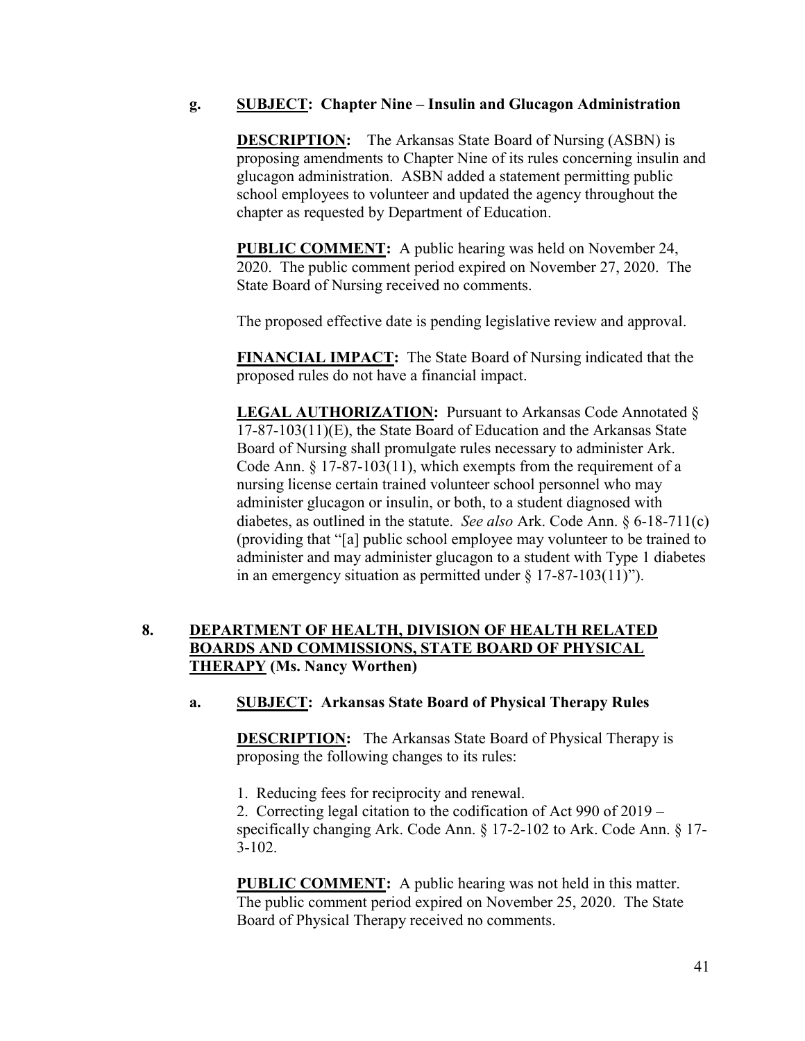**g. SUBJECT: Chapter Nine – Insulin and Glucagon Administration**

**DESCRIPTION:** The Arkansas State Board of Nursing (ASBN) is proposing amendments to Chapter Nine of its rules concerning insulin and glucagon administration. ASBN added a statement permitting public school employees to volunteer and updated the agency throughout the chapter as requested by Department of Education.

**PUBLIC COMMENT:** A public hearing was held on November 24, 2020. The public comment period expired on November 27, 2020. The State Board of Nursing received no comments.

The proposed effective date is pending legislative review and approval.

**FINANCIAL IMPACT:** The State Board of Nursing indicated that the proposed rules do not have a financial impact.

**LEGAL AUTHORIZATION:** Pursuant to Arkansas Code Annotated § 17-87-103(11)(E), the State Board of Education and the Arkansas State Board of Nursing shall promulgate rules necessary to administer Ark. Code Ann. § 17-87-103(11), which exempts from the requirement of a nursing license certain trained volunteer school personnel who may administer glucagon or insulin, or both, to a student diagnosed with diabetes, as outlined in the statute. *See also* Ark. Code Ann. § 6-18-711(c) (providing that "[a] public school employee may volunteer to be trained to administer and may administer glucagon to a student with Type 1 diabetes in an emergency situation as permitted under § 17-87-103(11)").

## 8. DEPARTMENT OF HEALTH, DIVISION OF HEALTH RELATED BOARDS AND COMMISSIONS, STATE BOARD OF PHYSICAL THERAPY (Ms. Nancy Worthen)

**a. SUBJECT: Arkansas State Board of Physical Therapy Rules**

**DESCRIPTION:** The Arkansas State Board of Physical Therapy is proposing the following changes to its rules:

1. Reducing fees for reciprocity and renewal.
2. Correcting legal citation to the codification of Act 990 of 2019 – specifically changing Ark. Code Ann. § 17-2-102 to Ark. Code Ann. § 17-3-102.

**PUBLIC COMMENT:** A public hearing was not held in this matter. The public comment period expired on November 25, 2020. The State Board of Physical Therapy received no comments.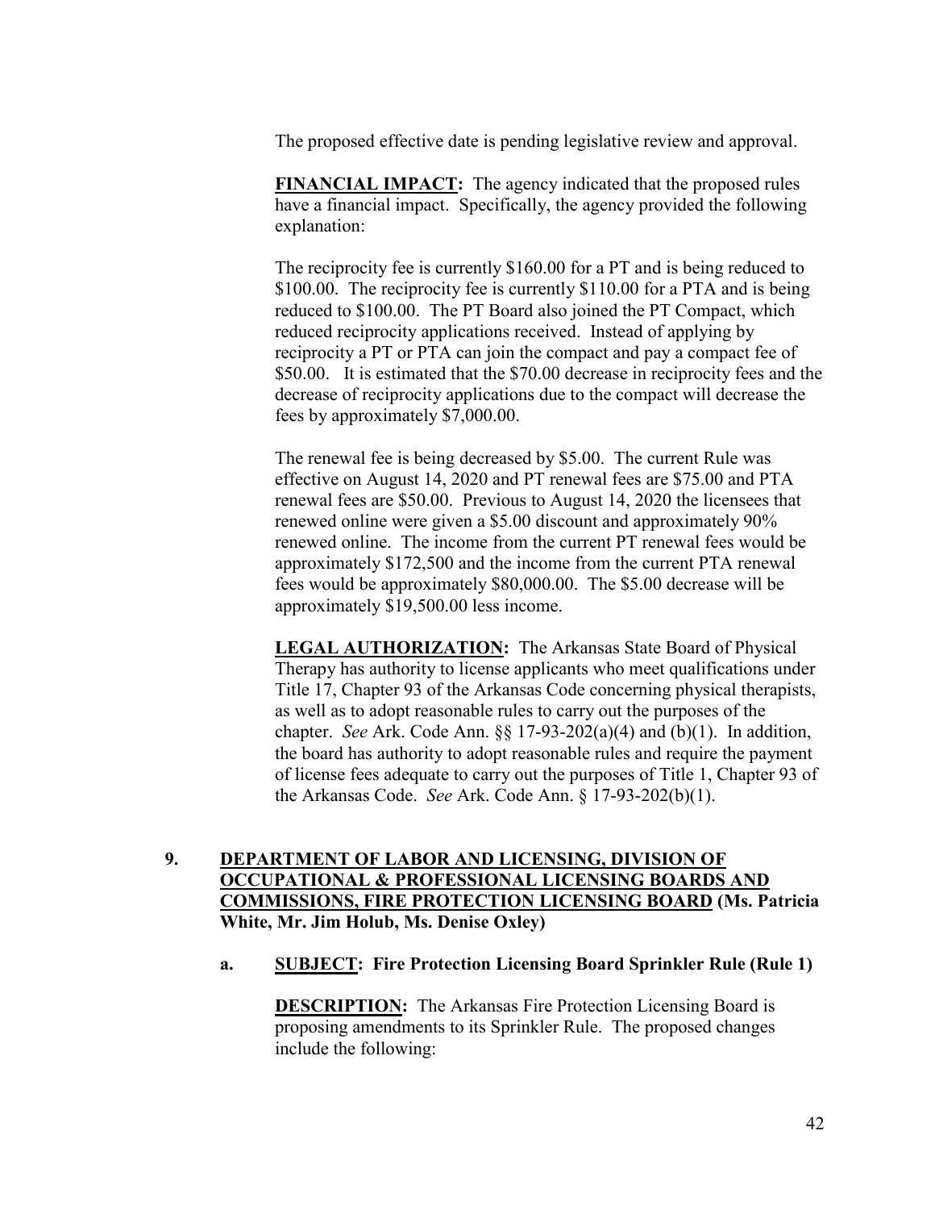The proposed effective date is pending legislative review and approval.

**FINANCIAL IMPACT:** The agency indicated that the proposed rules have a financial impact. Specifically, the agency provided the following explanation:

The reciprocity fee is currently $160.00 for a PT and is being reduced to $100.00. The reciprocity fee is currently $110.00 for a PTA and is being reduced to $100.00. The PT Board also joined the PT Compact, which reduced reciprocity applications received. Instead of applying by reciprocity a PT or PTA can join the compact and pay a compact fee of $50.00. It is estimated that the $70.00 decrease in reciprocity fees and the decrease of reciprocity applications due to the compact will decrease the fees by approximately $7,000.00.

The renewal fee is being decreased by $5.00. The current Rule was effective on August 14, 2020 and PT renewal fees are $75.00 and PTA renewal fees are $50.00. Previous to August 14, 2020 the licensees that renewed online were given a $5.00 discount and approximately 90% renewed online. The income from the current PT renewal fees would be approximately $172,500 and the income from the current PTA renewal fees would be approximately $80,000.00. The $5.00 decrease will be approximately $19,500.00 less income.

**LEGAL AUTHORIZATION:** The Arkansas State Board of Physical Therapy has authority to license applicants who meet qualifications under Title 17, Chapter 93 of the Arkansas Code concerning physical therapists, as well as to adopt reasonable rules to carry out the purposes of the chapter. *See* Ark. Code Ann. §§ 17-93-202(a)(4) and (b)(1). In addition, the board has authority to adopt reasonable rules and require the payment of license fees adequate to carry out the purposes of Title 1, Chapter 93 of the Arkansas Code. *See* Ark. Code Ann. § 17-93-202(b)(1).

**9. DEPARTMENT OF LABOR AND LICENSING, DIVISION OF OCCUPATIONAL & PROFESSIONAL LICENSING BOARDS AND COMMISSIONS, FIRE PROTECTION LICENSING BOARD (Ms. Patricia White, Mr. Jim Holub, Ms. Denise Oxley)**

**a. SUBJECT: Fire Protection Licensing Board Sprinkler Rule (Rule 1)**

**DESCRIPTION:** The Arkansas Fire Protection Licensing Board is proposing amendments to its Sprinkler Rule. The proposed changes include the following: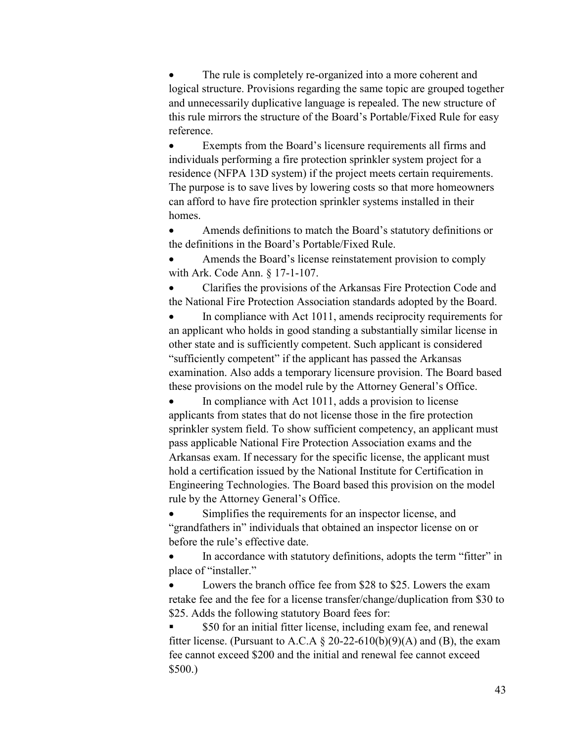- The rule is completely re-organized into a more coherent and logical structure. Provisions regarding the same topic are grouped together and unnecessarily duplicative language is repealed. The new structure of this rule mirrors the structure of the Board's Portable/Fixed Rule for easy reference.
- Exempts from the Board's licensure requirements all firms and individuals performing a fire protection sprinkler system project for a residence (NFPA 13D system) if the project meets certain requirements. The purpose is to save lives by lowering costs so that more homeowners can afford to have fire protection sprinkler systems installed in their homes.
- Amends definitions to match the Board's statutory definitions or the definitions in the Board's Portable/Fixed Rule.
- Amends the Board's license reinstatement provision to comply with Ark. Code Ann. § 17-1-107.
- Clarifies the provisions of the Arkansas Fire Protection Code and the National Fire Protection Association standards adopted by the Board.
- In compliance with Act 1011, amends reciprocity requirements for an applicant who holds in good standing a substantially similar license in other state and is sufficiently competent. Such applicant is considered "sufficiently competent" if the applicant has passed the Arkansas examination. Also adds a temporary licensure provision. The Board based these provisions on the model rule by the Attorney General's Office.
- In compliance with Act 1011, adds a provision to license applicants from states that do not license those in the fire protection sprinkler system field. To show sufficient competency, an applicant must pass applicable National Fire Protection Association exams and the Arkansas exam. If necessary for the specific license, the applicant must hold a certification issued by the National Institute for Certification in Engineering Technologies. The Board based this provision on the model rule by the Attorney General's Office.
- Simplifies the requirements for an inspector license, and "grandfathers in" individuals that obtained an inspector license on or before the rule's effective date.
- In accordance with statutory definitions, adopts the term "fitter" in place of "installer."
- Lowers the branch office fee from $28 to $25. Lowers the exam retake fee and the fee for a license transfer/change/duplication from $30 to $25. Adds the following statutory Board fees for:
  - $50 for an initial fitter license, including exam fee, and renewal fitter license. (Pursuant to A.C.A § 20-22-610(b)(9)(A) and (B), the exam fee cannot exceed $200 and the initial and renewal fee cannot exceed $500.)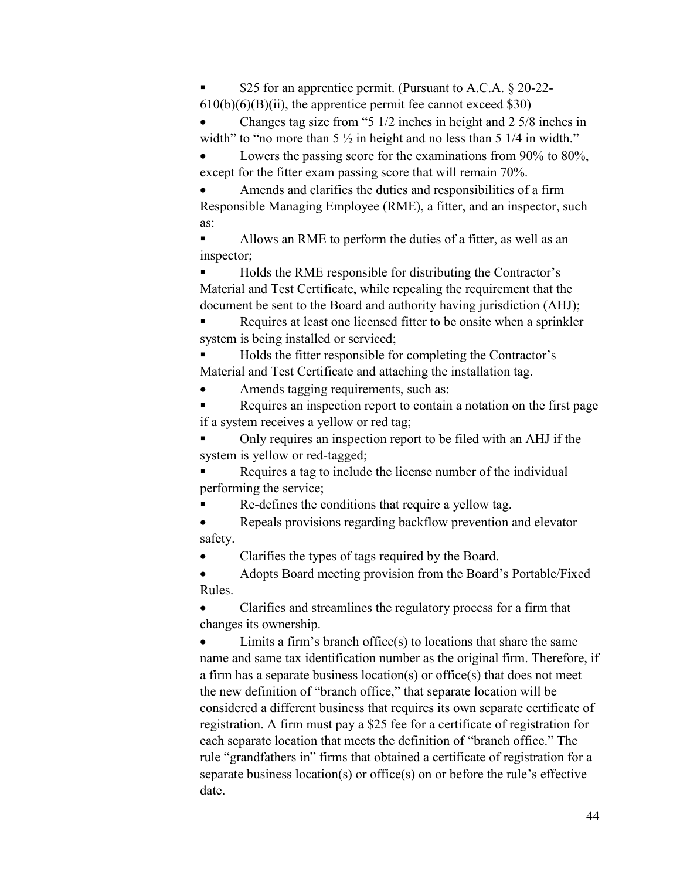- $25 for an apprentice permit. (Pursuant to A.C.A. § 20-22-610(b)(6)(B)(ii), the apprentice permit fee cannot exceed $30)

- Changes tag size from "5 1/2 inches in height and 2 5/8 inches in width" to "no more than 5 ½ in height and no less than 5 1/4 in width."
- Lowers the passing score for the examinations from 90% to 80%, except for the fitter exam passing score that will remain 70%.
- Amends and clarifies the duties and responsibilities of a firm Responsible Managing Employee (RME), a fitter, and an inspector, such as:
  - Allows an RME to perform the duties of a fitter, as well as an inspector;
  - Holds the RME responsible for distributing the Contractor's Material and Test Certificate, while repealing the requirement that the document be sent to the Board and authority having jurisdiction (AHJ);
  - Requires at least one licensed fitter to be onsite when a sprinkler system is being installed or serviced;
  - Holds the fitter responsible for completing the Contractor's Material and Test Certificate and attaching the installation tag.
- Amends tagging requirements, such as:
  - Requires an inspection report to contain a notation on the first page if a system receives a yellow or red tag;
  - Only requires an inspection report to be filed with an AHJ if the system is yellow or red-tagged;
  - Requires a tag to include the license number of the individual performing the service;
  - Re-defines the conditions that require a yellow tag.
- Repeals provisions regarding backflow prevention and elevator safety.
- Clarifies the types of tags required by the Board.
- Adopts Board meeting provision from the Board's Portable/Fixed Rules.
- Clarifies and streamlines the regulatory process for a firm that changes its ownership.
- Limits a firm's branch office(s) to locations that share the same name and same tax identification number as the original firm. Therefore, if a firm has a separate business location(s) or office(s) that does not meet the new definition of "branch office," that separate location will be considered a different business that requires its own separate certificate of registration. A firm must pay a $25 fee for a certificate of registration for each separate location that meets the definition of "branch office." The rule "grandfathers in" firms that obtained a certificate of registration for a separate business location(s) or office(s) on or before the rule's effective date.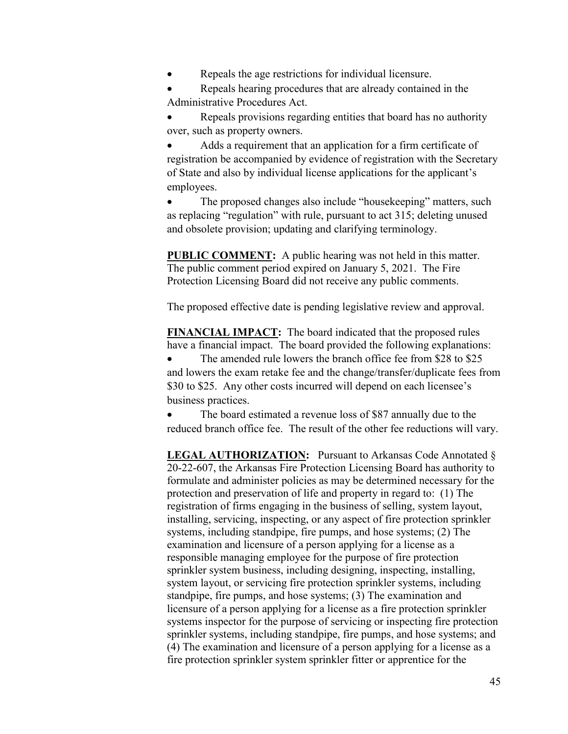- Repeals the age restrictions for individual licensure.
- Repeals hearing procedures that are already contained in the Administrative Procedures Act.
- Repeals provisions regarding entities that board has no authority over, such as property owners.
- Adds a requirement that an application for a firm certificate of registration be accompanied by evidence of registration with the Secretary of State and also by individual license applications for the applicant's employees.
- The proposed changes also include "housekeeping" matters, such as replacing "regulation" with rule, pursuant to act 315; deleting unused and obsolete provision; updating and clarifying terminology.

**PUBLIC COMMENT:** A public hearing was not held in this matter. The public comment period expired on January 5, 2021. The Fire Protection Licensing Board did not receive any public comments.

The proposed effective date is pending legislative review and approval.

**FINANCIAL IMPACT:** The board indicated that the proposed rules have a financial impact. The board provided the following explanations:

- The amended rule lowers the branch office fee from $28 to $25 and lowers the exam retake fee and the change/transfer/duplicate fees from $30 to $25. Any other costs incurred will depend on each licensee's business practices.
- The board estimated a revenue loss of $87 annually due to the reduced branch office fee. The result of the other fee reductions will vary.

**LEGAL AUTHORIZATION:** Pursuant to Arkansas Code Annotated § 20-22-607, the Arkansas Fire Protection Licensing Board has authority to formulate and administer policies as may be determined necessary for the protection and preservation of life and property in regard to: (1) The registration of firms engaging in the business of selling, system layout, installing, servicing, inspecting, or any aspect of fire protection sprinkler systems, including standpipe, fire pumps, and hose systems; (2) The examination and licensure of a person applying for a license as a responsible managing employee for the purpose of fire protection sprinkler system business, including designing, inspecting, installing, system layout, or servicing fire protection sprinkler systems, including standpipe, fire pumps, and hose systems; (3) The examination and licensure of a person applying for a license as a fire protection sprinkler systems inspector for the purpose of servicing or inspecting fire protection sprinkler systems, including standpipe, fire pumps, and hose systems; and (4) The examination and licensure of a person applying for a license as a fire protection sprinkler system sprinkler fitter or apprentice for the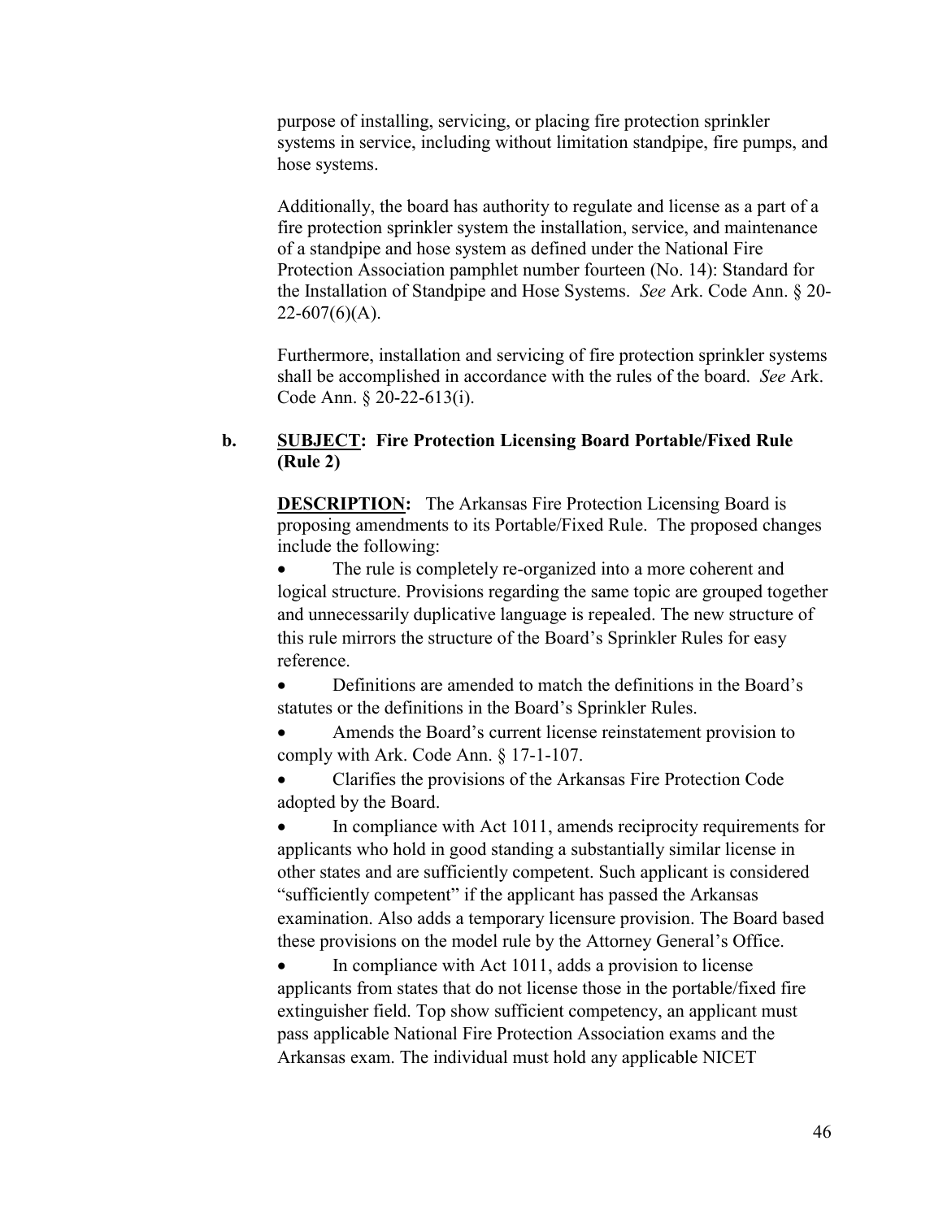purpose of installing, servicing, or placing fire protection sprinkler systems in service, including without limitation standpipe, fire pumps, and hose systems.

Additionally, the board has authority to regulate and license as a part of a fire protection sprinkler system the installation, service, and maintenance of a standpipe and hose system as defined under the National Fire Protection Association pamphlet number fourteen (No. 14): Standard for the Installation of Standpipe and Hose Systems. *See* Ark. Code Ann. § 20-22-607(6)(A).

Furthermore, installation and servicing of fire protection sprinkler systems shall be accomplished in accordance with the rules of the board. *See* Ark. Code Ann. § 20-22-613(i).

**b. <u>SUBJECT</u>: Fire Protection Licensing Board Portable/Fixed Rule (Rule 2)**

**<u>DESCRIPTION</u>:** The Arkansas Fire Protection Licensing Board is proposing amendments to its Portable/Fixed Rule. The proposed changes include the following:

- The rule is completely re-organized into a more coherent and logical structure. Provisions regarding the same topic are grouped together and unnecessarily duplicative language is repealed. The new structure of this rule mirrors the structure of the Board's Sprinkler Rules for easy reference.
- Definitions are amended to match the definitions in the Board's statutes or the definitions in the Board's Sprinkler Rules.
- Amends the Board's current license reinstatement provision to comply with Ark. Code Ann. § 17-1-107.
- Clarifies the provisions of the Arkansas Fire Protection Code adopted by the Board.
- In compliance with Act 1011, amends reciprocity requirements for applicants who hold in good standing a substantially similar license in other states and are sufficiently competent. Such applicant is considered "sufficiently competent" if the applicant has passed the Arkansas examination. Also adds a temporary licensure provision. The Board based these provisions on the model rule by the Attorney General's Office.
- In compliance with Act 1011, adds a provision to license applicants from states that do not license those in the portable/fixed fire extinguisher field. Top show sufficient competency, an applicant must pass applicable National Fire Protection Association exams and the Arkansas exam. The individual must hold any applicable NICET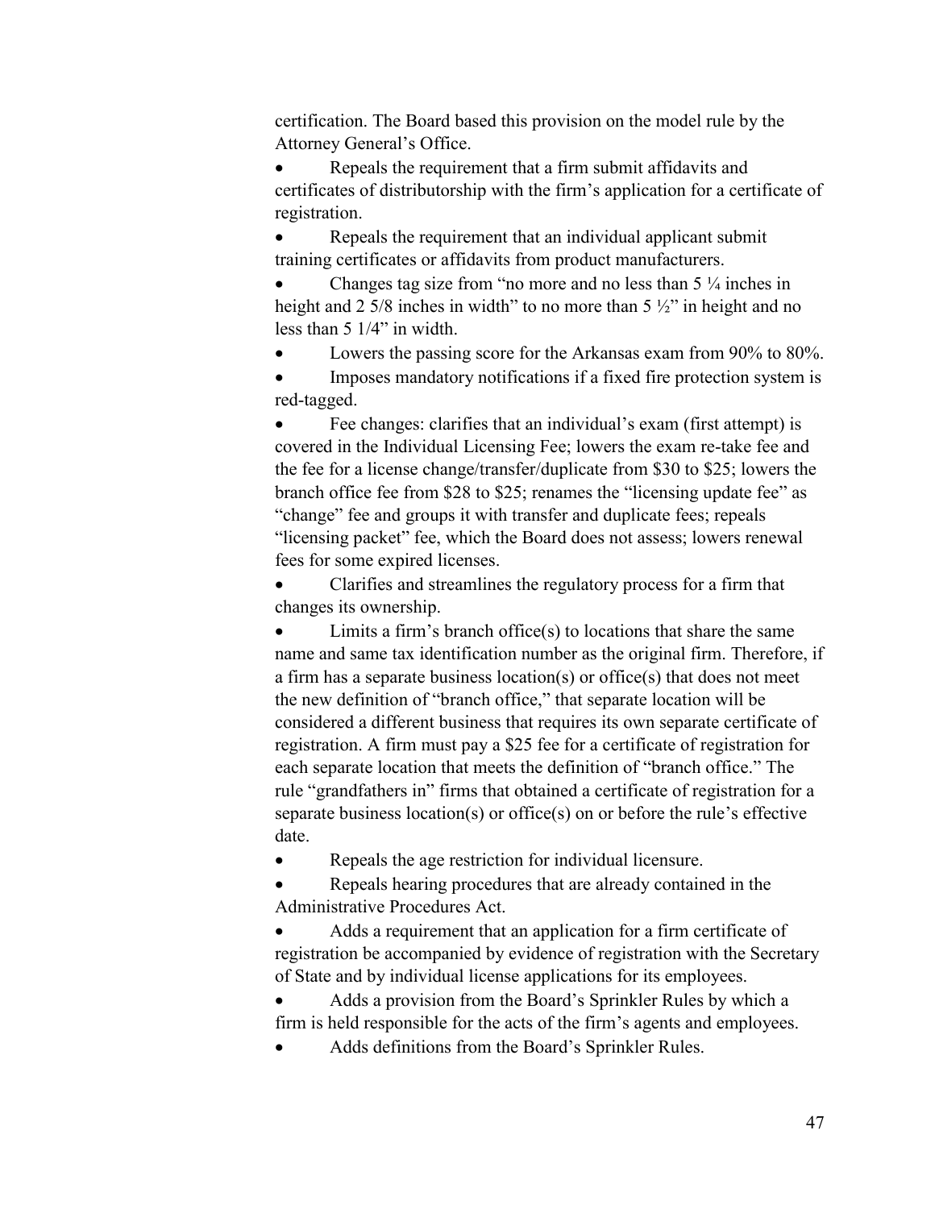certification. The Board based this provision on the model rule by the Attorney General's Office.

- Repeals the requirement that a firm submit affidavits and certificates of distributorship with the firm's application for a certificate of registration.
- Repeals the requirement that an individual applicant submit training certificates or affidavits from product manufacturers.
- Changes tag size from "no more and no less than 5 ¼ inches in height and 2 5/8 inches in width" to no more than 5 ½" in height and no less than 5 1/4" in width.
- Lowers the passing score for the Arkansas exam from 90% to 80%.
- Imposes mandatory notifications if a fixed fire protection system is red-tagged.
- Fee changes: clarifies that an individual's exam (first attempt) is covered in the Individual Licensing Fee; lowers the exam re-take fee and the fee for a license change/transfer/duplicate from $30 to $25; lowers the branch office fee from $28 to $25; renames the "licensing update fee" as "change" fee and groups it with transfer and duplicate fees; repeals "licensing packet" fee, which the Board does not assess; lowers renewal fees for some expired licenses.
- Clarifies and streamlines the regulatory process for a firm that changes its ownership.
- Limits a firm's branch office(s) to locations that share the same name and same tax identification number as the original firm. Therefore, if a firm has a separate business location(s) or office(s) that does not meet the new definition of "branch office," that separate location will be considered a different business that requires its own separate certificate of registration. A firm must pay a $25 fee for a certificate of registration for each separate location that meets the definition of "branch office." The rule "grandfathers in" firms that obtained a certificate of registration for a separate business location(s) or office(s) on or before the rule's effective date.
- Repeals the age restriction for individual licensure.
- Repeals hearing procedures that are already contained in the Administrative Procedures Act.
- Adds a requirement that an application for a firm certificate of registration be accompanied by evidence of registration with the Secretary of State and by individual license applications for its employees.
- Adds a provision from the Board's Sprinkler Rules by which a firm is held responsible for the acts of the firm's agents and employees.
- Adds definitions from the Board's Sprinkler Rules.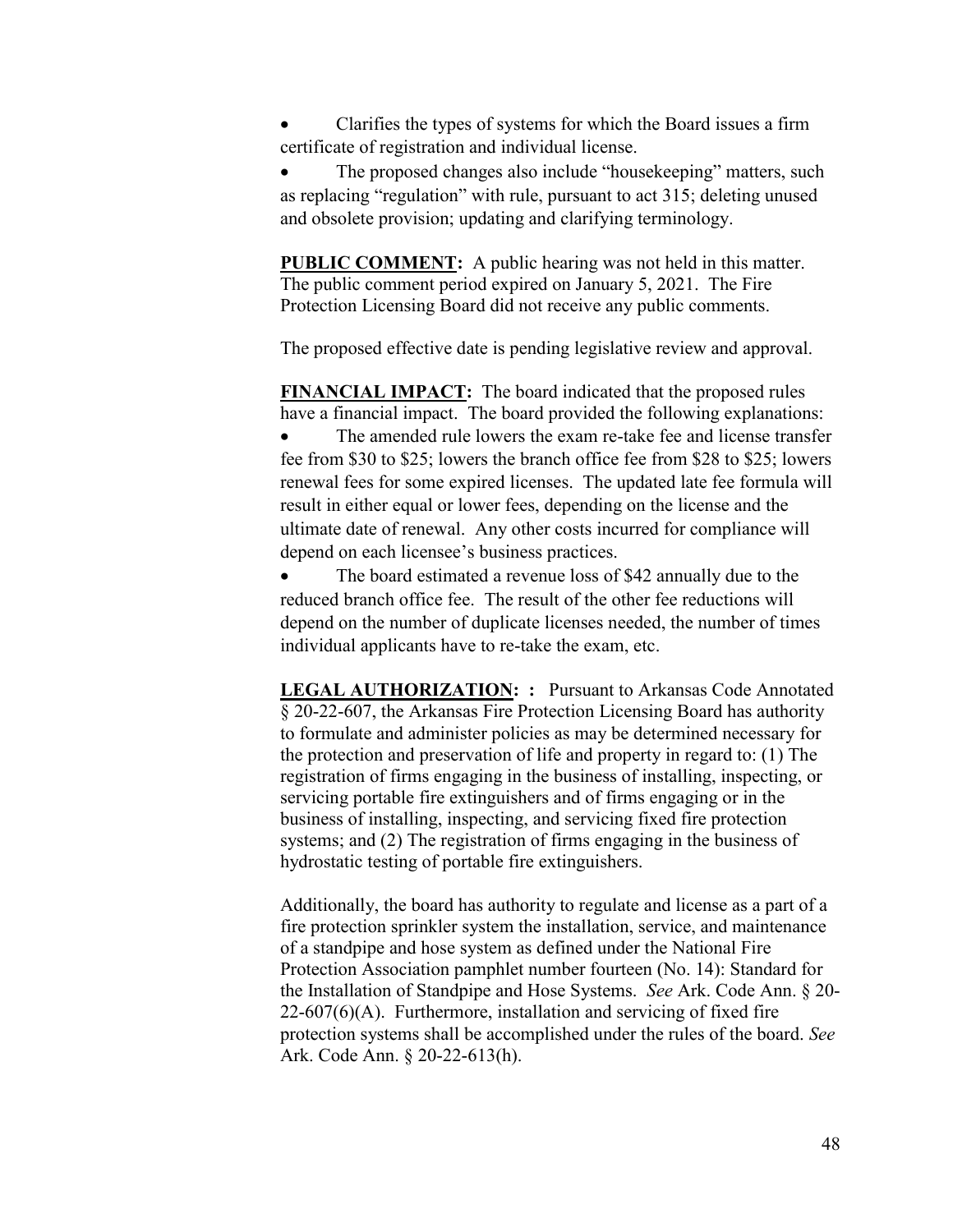- Clarifies the types of systems for which the Board issues a firm certificate of registration and individual license.
- The proposed changes also include "housekeeping" matters, such as replacing "regulation" with rule, pursuant to act 315; deleting unused and obsolete provision; updating and clarifying terminology.

**PUBLIC COMMENT:** A public hearing was not held in this matter. The public comment period expired on January 5, 2021. The Fire Protection Licensing Board did not receive any public comments.

The proposed effective date is pending legislative review and approval.

**FINANCIAL IMPACT:** The board indicated that the proposed rules have a financial impact. The board provided the following explanations:

- The amended rule lowers the exam re-take fee and license transfer fee from $30 to $25; lowers the branch office fee from $28 to $25; lowers renewal fees for some expired licenses. The updated late fee formula will result in either equal or lower fees, depending on the license and the ultimate date of renewal. Any other costs incurred for compliance will depend on each licensee's business practices.
- The board estimated a revenue loss of $42 annually due to the reduced branch office fee. The result of the other fee reductions will depend on the number of duplicate licenses needed, the number of times individual applicants have to re-take the exam, etc.

**LEGAL AUTHORIZATION: :** Pursuant to Arkansas Code Annotated § 20-22-607, the Arkansas Fire Protection Licensing Board has authority to formulate and administer policies as may be determined necessary for the protection and preservation of life and property in regard to: (1) The registration of firms engaging in the business of installing, inspecting, or servicing portable fire extinguishers and of firms engaging or in the business of installing, inspecting, and servicing fixed fire protection systems; and (2) The registration of firms engaging in the business of hydrostatic testing of portable fire extinguishers.

Additionally, the board has authority to regulate and license as a part of a fire protection sprinkler system the installation, service, and maintenance of a standpipe and hose system as defined under the National Fire Protection Association pamphlet number fourteen (No. 14): Standard for the Installation of Standpipe and Hose Systems. *See* Ark. Code Ann. § 20-22-607(6)(A). Furthermore, installation and servicing of fixed fire protection systems shall be accomplished under the rules of the board. *See* Ark. Code Ann. § 20-22-613(h).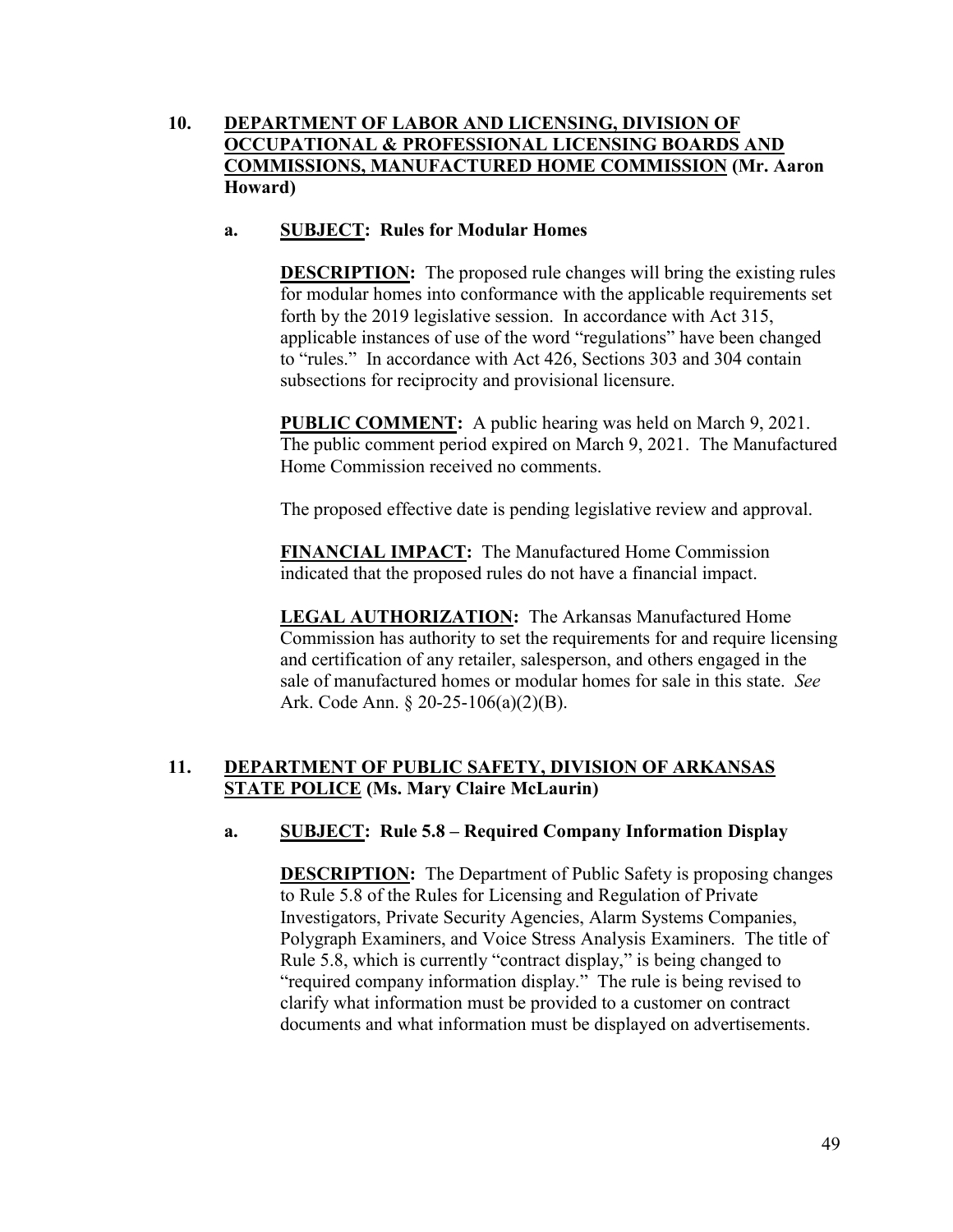**10. DEPARTMENT OF LABOR AND LICENSING, DIVISION OF OCCUPATIONAL & PROFESSIONAL LICENSING BOARDS AND COMMISSIONS, MANUFACTURED HOME COMMISSION (Mr. Aaron Howard)**

**a. SUBJECT: Rules for Modular Homes**

**DESCRIPTION:** The proposed rule changes will bring the existing rules for modular homes into conformance with the applicable requirements set forth by the 2019 legislative session. In accordance with Act 315, applicable instances of use of the word "regulations" have been changed to "rules." In accordance with Act 426, Sections 303 and 304 contain subsections for reciprocity and provisional licensure.

**PUBLIC COMMENT:** A public hearing was held on March 9, 2021. The public comment period expired on March 9, 2021. The Manufactured Home Commission received no comments.

The proposed effective date is pending legislative review and approval.

**FINANCIAL IMPACT:** The Manufactured Home Commission indicated that the proposed rules do not have a financial impact.

**LEGAL AUTHORIZATION:** The Arkansas Manufactured Home Commission has authority to set the requirements for and require licensing and certification of any retailer, salesperson, and others engaged in the sale of manufactured homes or modular homes for sale in this state. *See* Ark. Code Ann. § 20-25-106(a)(2)(B).

**11. DEPARTMENT OF PUBLIC SAFETY, DIVISION OF ARKANSAS STATE POLICE (Ms. Mary Claire McLaurin)**

**a. SUBJECT: Rule 5.8 – Required Company Information Display**

**DESCRIPTION:** The Department of Public Safety is proposing changes to Rule 5.8 of the Rules for Licensing and Regulation of Private Investigators, Private Security Agencies, Alarm Systems Companies, Polygraph Examiners, and Voice Stress Analysis Examiners. The title of Rule 5.8, which is currently "contract display," is being changed to "required company information display." The rule is being revised to clarify what information must be provided to a customer on contract documents and what information must be displayed on advertisements.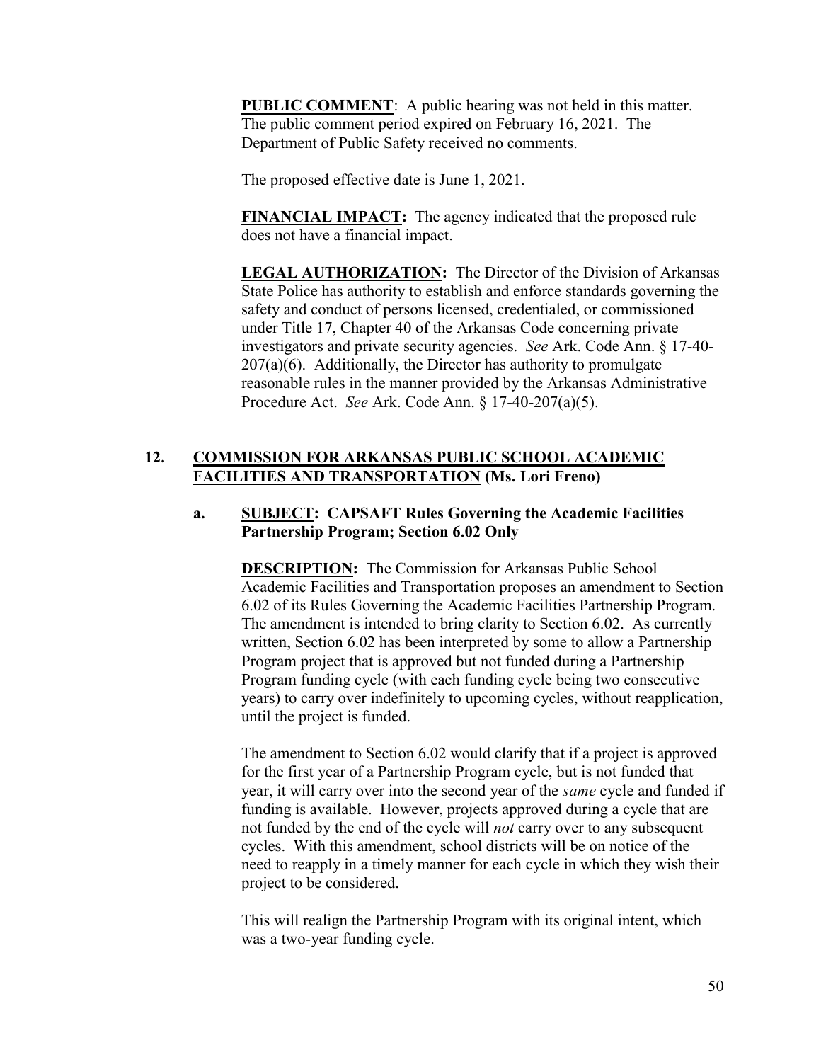**PUBLIC COMMENT**: A public hearing was not held in this matter. The public comment period expired on February 16, 2021. The Department of Public Safety received no comments.

The proposed effective date is June 1, 2021.

**FINANCIAL IMPACT:** The agency indicated that the proposed rule does not have a financial impact.

**LEGAL AUTHORIZATION:** The Director of the Division of Arkansas State Police has authority to establish and enforce standards governing the safety and conduct of persons licensed, credentialed, or commissioned under Title 17, Chapter 40 of the Arkansas Code concerning private investigators and private security agencies. *See* Ark. Code Ann. § 17-40-207(a)(6). Additionally, the Director has authority to promulgate reasonable rules in the manner provided by the Arkansas Administrative Procedure Act. *See* Ark. Code Ann. § 17-40-207(a)(5).

## 12. COMMISSION FOR ARKANSAS PUBLIC SCHOOL ACADEMIC FACILITIES AND TRANSPORTATION (Ms. Lori Freno)

### a. SUBJECT: CAPSAFT Rules Governing the Academic Facilities Partnership Program; Section 6.02 Only

**DESCRIPTION:** The Commission for Arkansas Public School Academic Facilities and Transportation proposes an amendment to Section 6.02 of its Rules Governing the Academic Facilities Partnership Program. The amendment is intended to bring clarity to Section 6.02. As currently written, Section 6.02 has been interpreted by some to allow a Partnership Program project that is approved but not funded during a Partnership Program funding cycle (with each funding cycle being two consecutive years) to carry over indefinitely to upcoming cycles, without reapplication, until the project is funded.

The amendment to Section 6.02 would clarify that if a project is approved for the first year of a Partnership Program cycle, but is not funded that year, it will carry over into the second year of the *same* cycle and funded if funding is available. However, projects approved during a cycle that are not funded by the end of the cycle will *not* carry over to any subsequent cycles. With this amendment, school districts will be on notice of the need to reapply in a timely manner for each cycle in which they wish their project to be considered.

This will realign the Partnership Program with its original intent, which was a two-year funding cycle.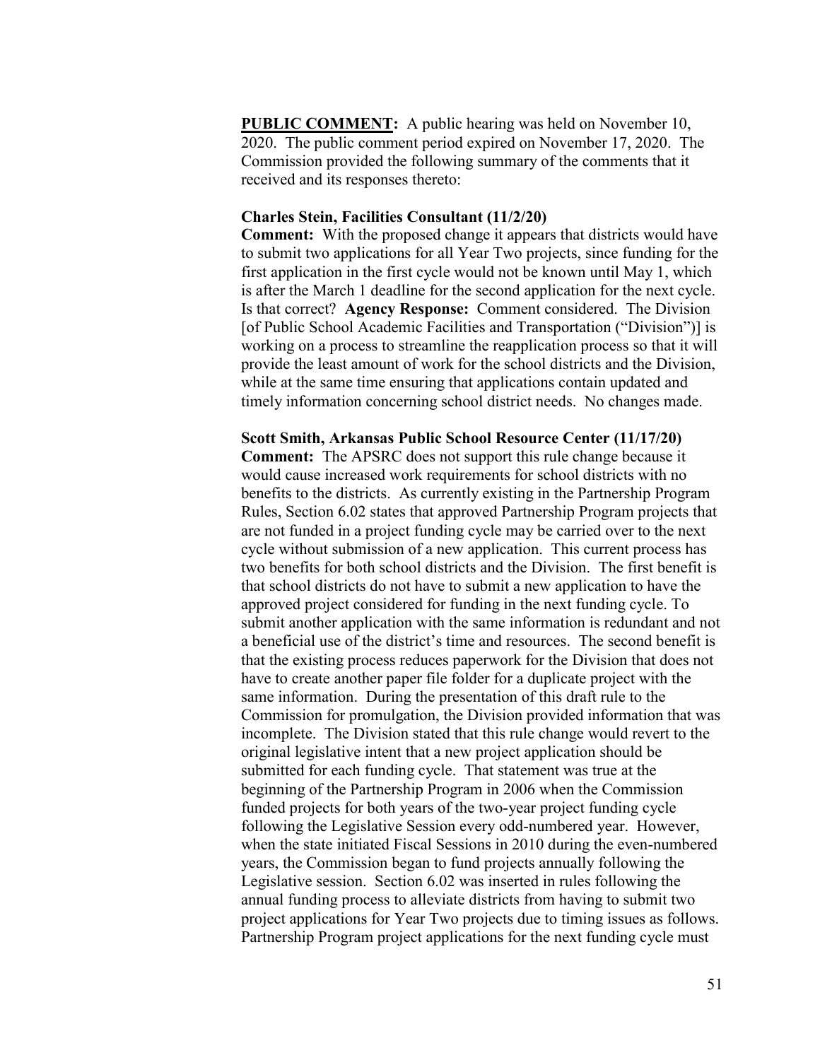**PUBLIC COMMENT:** A public hearing was held on November 10, 2020. The public comment period expired on November 17, 2020. The Commission provided the following summary of the comments that it received and its responses thereto:

**Charles Stein, Facilities Consultant (11/2/20)**
**Comment:** With the proposed change it appears that districts would have to submit two applications for all Year Two projects, since funding for the first application in the first cycle would not be known until May 1, which is after the March 1 deadline for the second application for the next cycle. Is that correct? **Agency Response:** Comment considered. The Division [of Public School Academic Facilities and Transportation ("Division")] is working on a process to streamline the reapplication process so that it will provide the least amount of work for the school districts and the Division, while at the same time ensuring that applications contain updated and timely information concerning school district needs. No changes made.

**Scott Smith, Arkansas Public School Resource Center (11/17/20)**
**Comment:** The APSRC does not support this rule change because it would cause increased work requirements for school districts with no benefits to the districts. As currently existing in the Partnership Program Rules, Section 6.02 states that approved Partnership Program projects that are not funded in a project funding cycle may be carried over to the next cycle without submission of a new application. This current process has two benefits for both school districts and the Division. The first benefit is that school districts do not have to submit a new application to have the approved project considered for funding in the next funding cycle. To submit another application with the same information is redundant and not a beneficial use of the district's time and resources. The second benefit is that the existing process reduces paperwork for the Division that does not have to create another paper file folder for a duplicate project with the same information. During the presentation of this draft rule to the Commission for promulgation, the Division provided information that was incomplete. The Division stated that this rule change would revert to the original legislative intent that a new project application should be submitted for each funding cycle. That statement was true at the beginning of the Partnership Program in 2006 when the Commission funded projects for both years of the two-year project funding cycle following the Legislative Session every odd-numbered year. However, when the state initiated Fiscal Sessions in 2010 during the even-numbered years, the Commission began to fund projects annually following the Legislative session. Section 6.02 was inserted in rules following the annual funding process to alleviate districts from having to submit two project applications for Year Two projects due to timing issues as follows. Partnership Program project applications for the next funding cycle must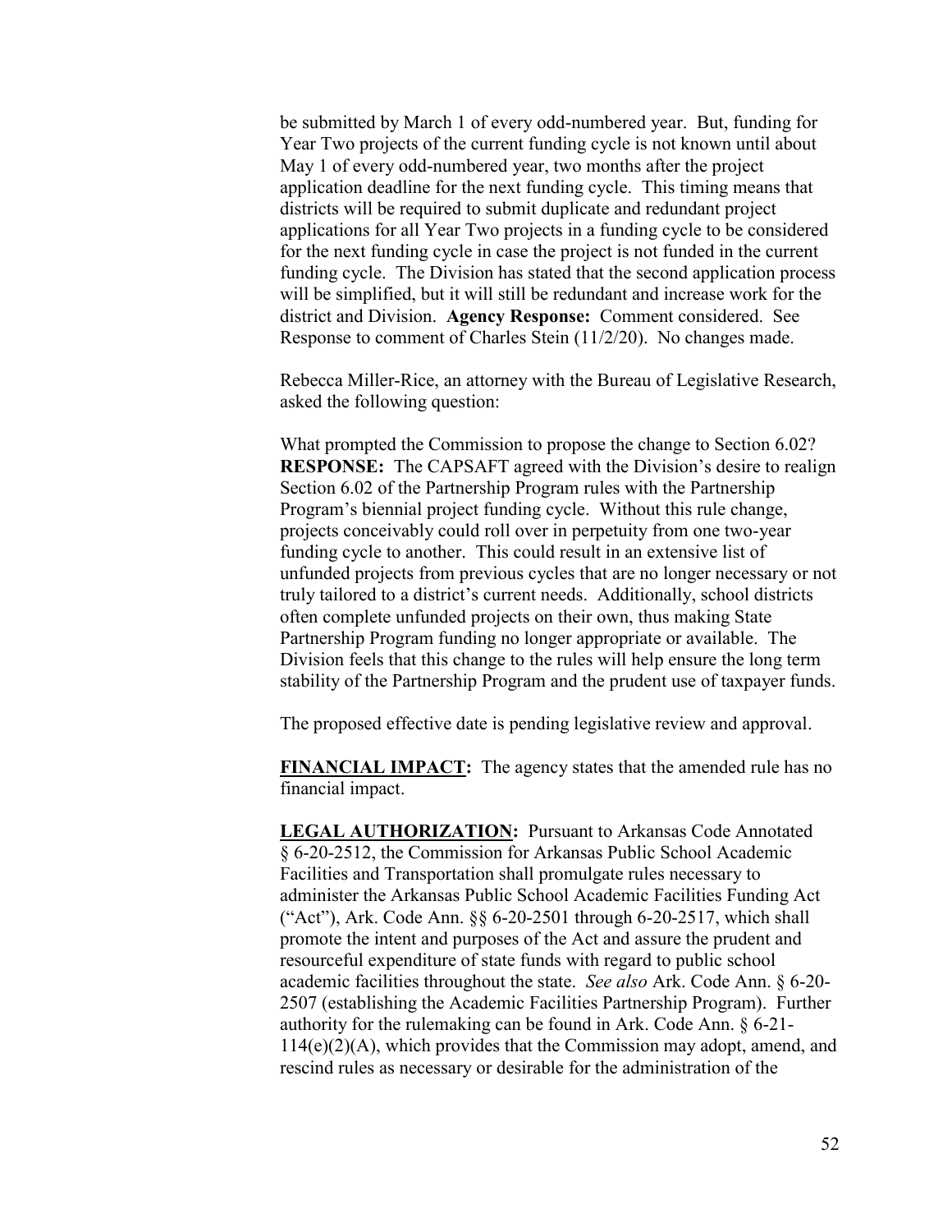be submitted by March 1 of every odd-numbered year. But, funding for Year Two projects of the current funding cycle is not known until about May 1 of every odd-numbered year, two months after the project application deadline for the next funding cycle. This timing means that districts will be required to submit duplicate and redundant project applications for all Year Two projects in a funding cycle to be considered for the next funding cycle in case the project is not funded in the current funding cycle. The Division has stated that the second application process will be simplified, but it will still be redundant and increase work for the district and Division. **Agency Response:** Comment considered. See Response to comment of Charles Stein (11/2/20). No changes made.

Rebecca Miller-Rice, an attorney with the Bureau of Legislative Research, asked the following question:

What prompted the Commission to propose the change to Section 6.02? **RESPONSE:** The CAPSAFT agreed with the Division's desire to realign Section 6.02 of the Partnership Program rules with the Partnership Program's biennial project funding cycle. Without this rule change, projects conceivably could roll over in perpetuity from one two-year funding cycle to another. This could result in an extensive list of unfunded projects from previous cycles that are no longer necessary or not truly tailored to a district's current needs. Additionally, school districts often complete unfunded projects on their own, thus making State Partnership Program funding no longer appropriate or available. The Division feels that this change to the rules will help ensure the long term stability of the Partnership Program and the prudent use of taxpayer funds.

The proposed effective date is pending legislative review and approval.

**FINANCIAL IMPACT:** The agency states that the amended rule has no financial impact.

**LEGAL AUTHORIZATION:** Pursuant to Arkansas Code Annotated § 6-20-2512, the Commission for Arkansas Public School Academic Facilities and Transportation shall promulgate rules necessary to administer the Arkansas Public School Academic Facilities Funding Act ("Act"), Ark. Code Ann. §§ 6-20-2501 through 6-20-2517, which shall promote the intent and purposes of the Act and assure the prudent and resourceful expenditure of state funds with regard to public school academic facilities throughout the state. *See also* Ark. Code Ann. § 6-20-2507 (establishing the Academic Facilities Partnership Program). Further authority for the rulemaking can be found in Ark. Code Ann. § 6-21-114(e)(2)(A), which provides that the Commission may adopt, amend, and rescind rules as necessary or desirable for the administration of the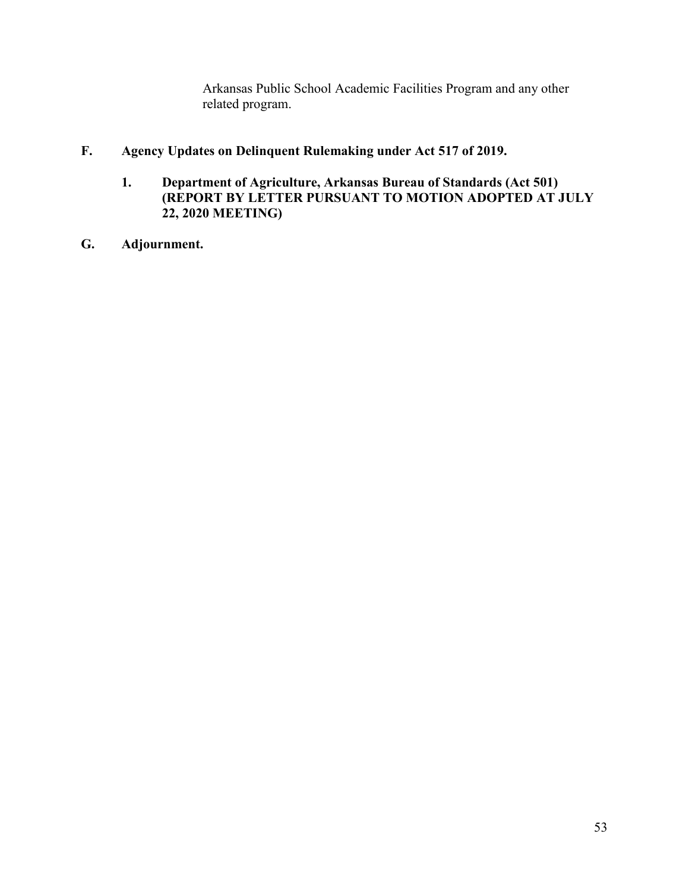Arkansas Public School Academic Facilities Program and any other related program.

**F. Agency Updates on Delinquent Rulemaking under Act 517 of 2019.**

**1. Department of Agriculture, Arkansas Bureau of Standards (Act 501) (REPORT BY LETTER PURSUANT TO MOTION ADOPTED AT JULY 22, 2020 MEETING)**

**G. Adjournment.**